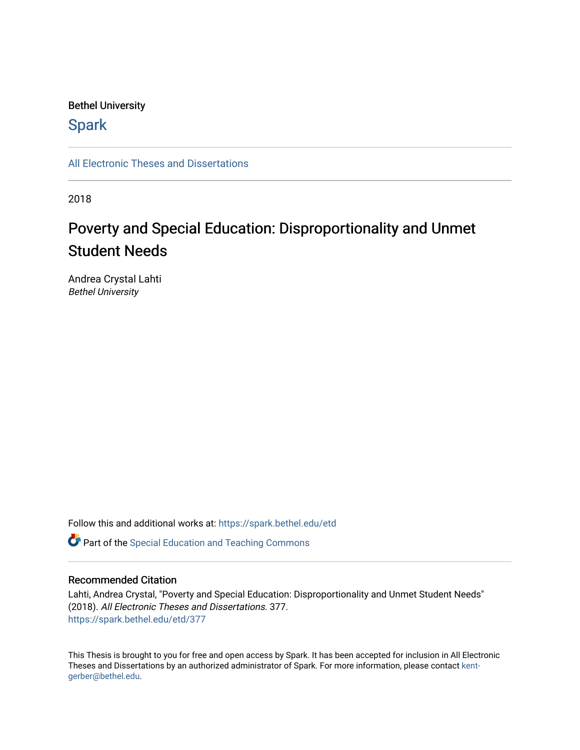Bethel University

**Spark**

---

All Electronic Theses and Dissertations

---

2018

# Poverty and Special Education: Disproportionality and Unmet Student Needs

Andrea Crystal Lahti
*Bethel University*

Follow this and additional works at: https://spark.bethel.edu/etd

Part of the Special Education and Teaching Commons

---

### Recommended Citation

Lahti, Andrea Crystal, "Poverty and Special Education: Disproportionality and Unmet Student Needs" (2018). *All Electronic Theses and Dissertations*. 377.
https://spark.bethel.edu/etd/377

This Thesis is brought to you for free and open access by Spark. It has been accepted for inclusion in All Electronic Theses and Dissertations by an authorized administrator of Spark. For more information, please contact kent-gerber@bethel.edu.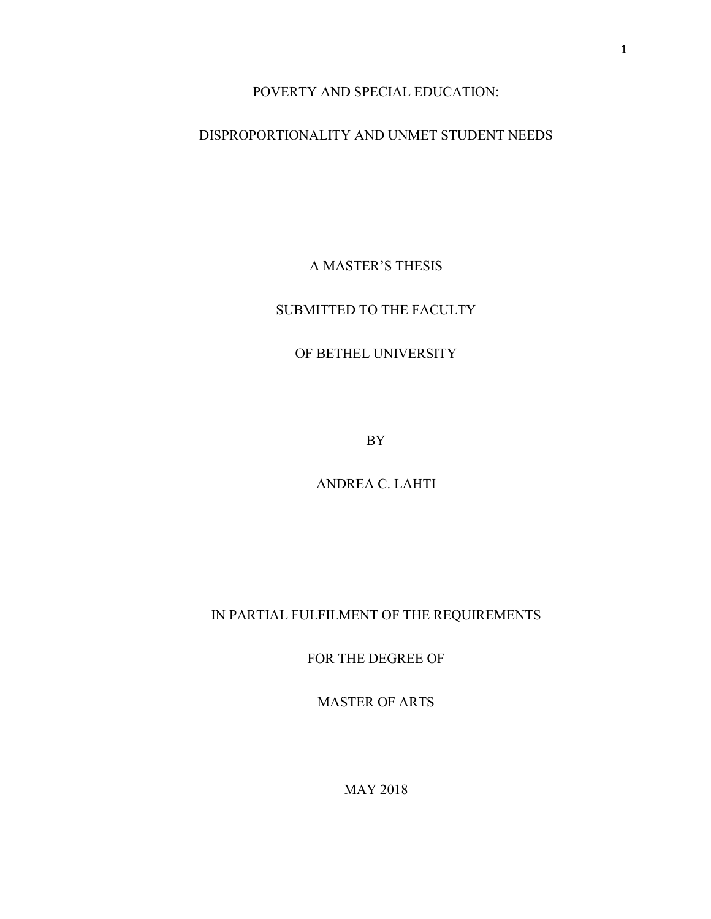# POVERTY AND SPECIAL EDUCATION:

# DISPROPORTIONALITY AND UNMET STUDENT NEEDS

A MASTER'S THESIS

SUBMITTED TO THE FACULTY

OF BETHEL UNIVERSITY

BY

ANDREA C. LAHTI

IN PARTIAL FULFILMENT OF THE REQUIREMENTS

FOR THE DEGREE OF

MASTER OF ARTS

MAY 2018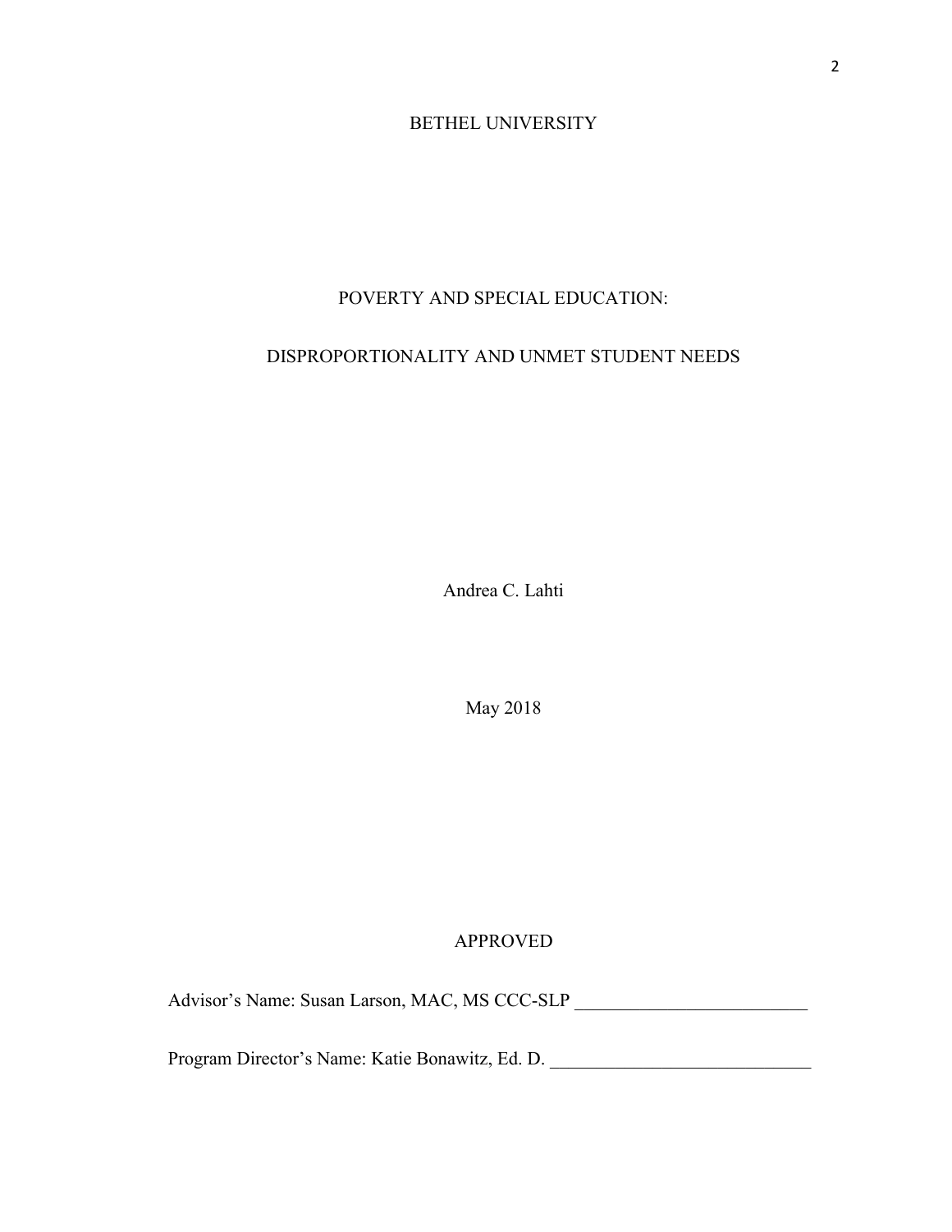BETHEL UNIVERSITY

POVERTY AND SPECIAL EDUCATION:

DISPROPORTIONALITY AND UNMET STUDENT NEEDS

Andrea C. Lahti

May 2018

APPROVED

Advisor's Name: Susan Larson, MAC, MS CCC-SLP _________________________

Program Director's Name: Katie Bonawitz, Ed. D. ___________________________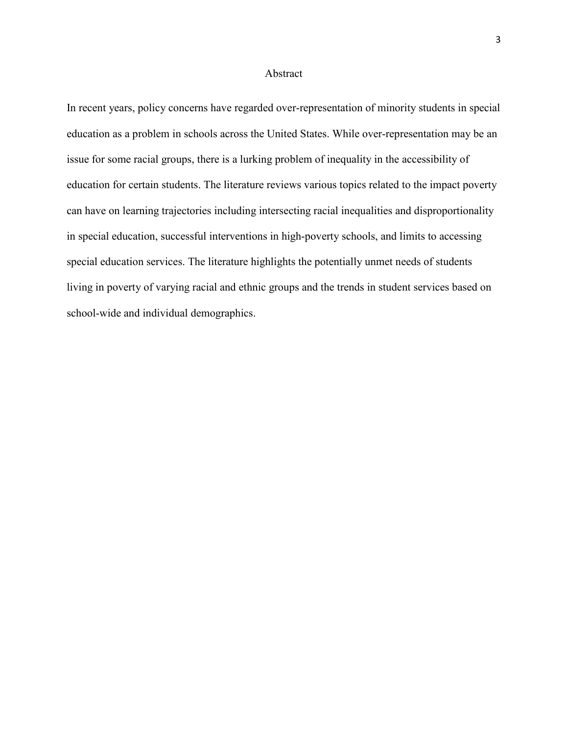# Abstract

In recent years, policy concerns have regarded over-representation of minority students in special education as a problem in schools across the United States. While over-representation may be an issue for some racial groups, there is a lurking problem of inequality in the accessibility of education for certain students. The literature reviews various topics related to the impact poverty can have on learning trajectories including intersecting racial inequalities and disproportionality in special education, successful interventions in high-poverty schools, and limits to accessing special education services. The literature highlights the potentially unmet needs of students living in poverty of varying racial and ethnic groups and the trends in student services based on school-wide and individual demographics.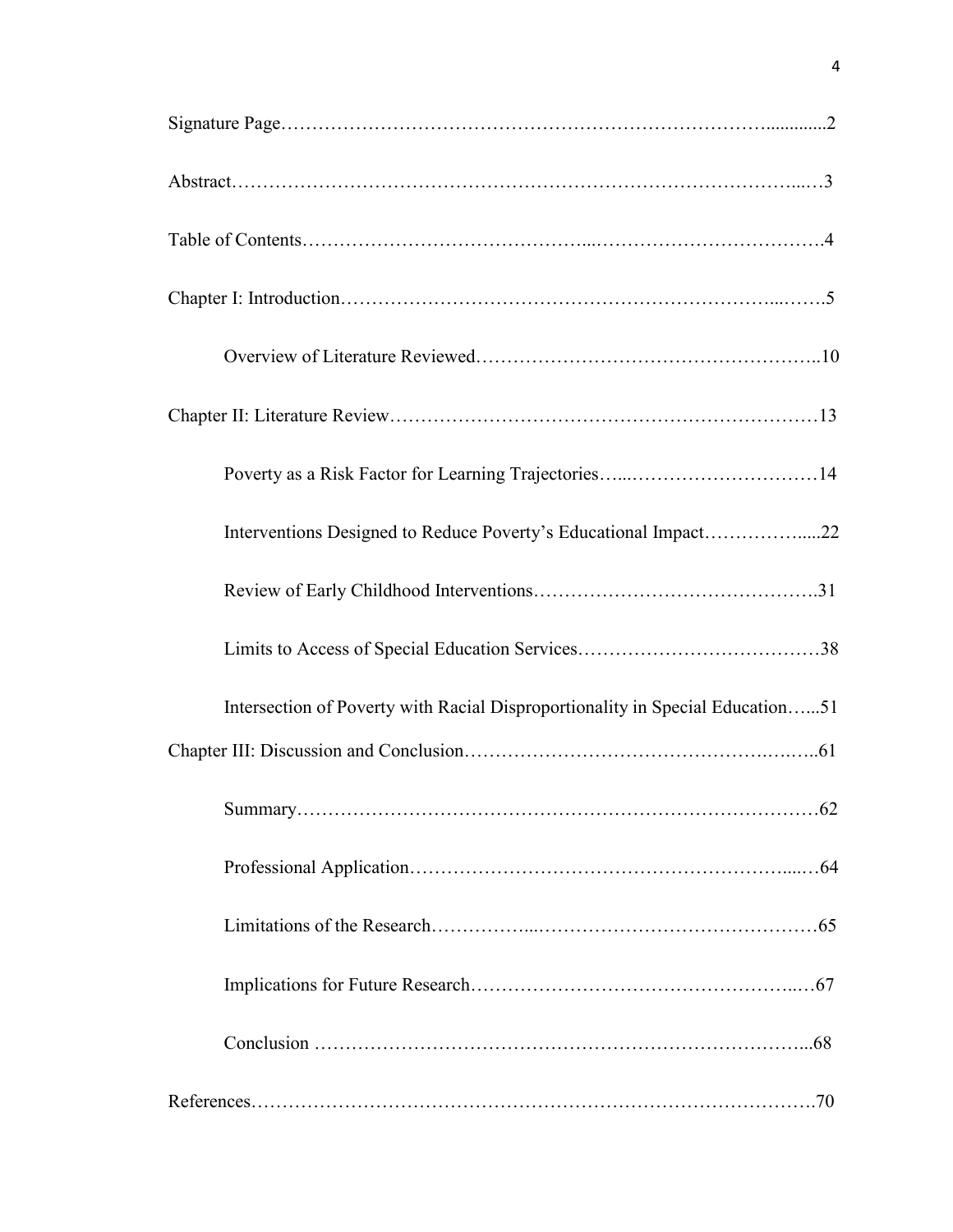Signature Page……………………………………………………………………...........2

Abstract………………………………………………………………………………...…3

Table of Contents……………………………………...………………………………….4

Chapter I: Introduction…………………………………………………………...……..5

Overview of Literature Reviewed……………………………………………..10

Chapter II: Literature Review…………………………………………………………13

Poverty as a Risk Factor for Learning Trajectories…...…………………………14

Interventions Designed to Reduce Poverty's Educational Impact……………......22

Review of Early Childhood Interventions……………………………………….31

Limits to Access of Special Education Services…………………………………38

Intersection of Poverty with Racial Disproportionality in Special Education…...51

Chapter III: Discussion and Conclusion…………………………………….…….…..61

Summary…………………………………………………………………………62

Professional Application……………………………………………………....…64

Limitations of the Research……………...………………………………………65

Implications for Future Research…………………….……………………...…67

Conclusion ……………………………………………………………………...68

References……………………………………………………………………………….70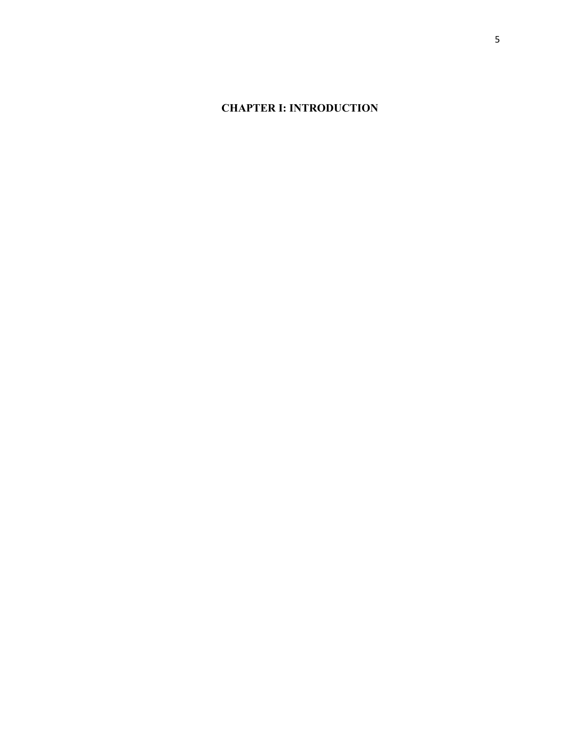# CHAPTER I: INTRODUCTION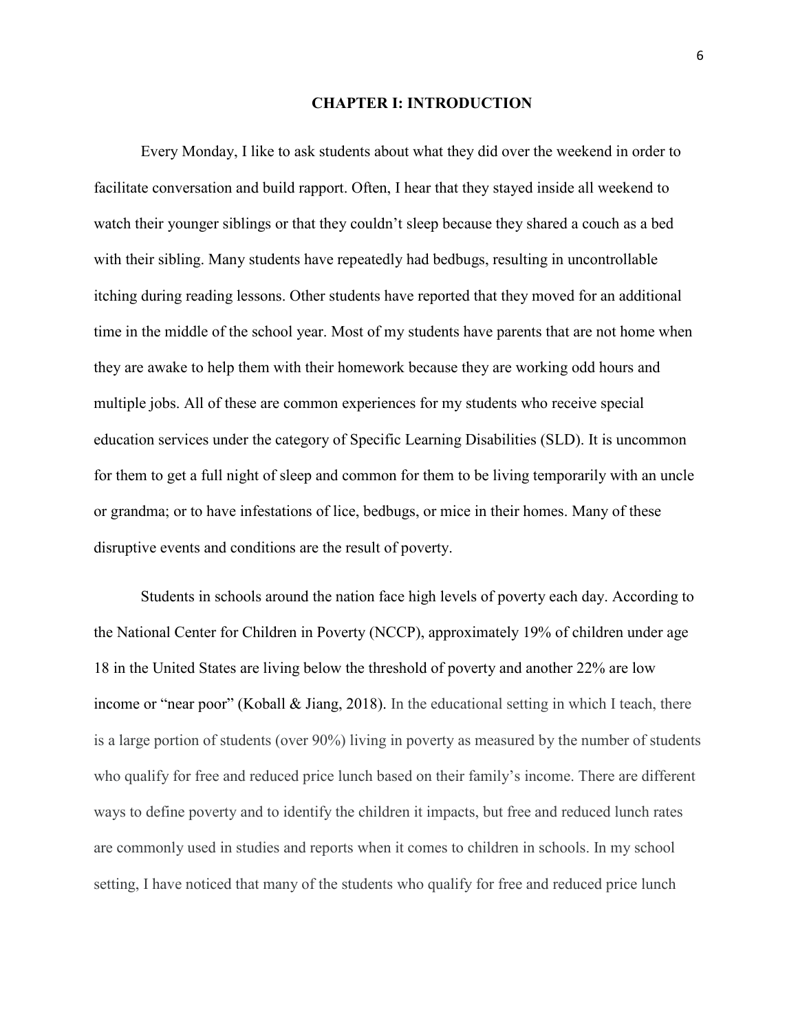# CHAPTER I: INTRODUCTION

Every Monday, I like to ask students about what they did over the weekend in order to facilitate conversation and build rapport. Often, I hear that they stayed inside all weekend to watch their younger siblings or that they couldn't sleep because they shared a couch as a bed with their sibling. Many students have repeatedly had bedbugs, resulting in uncontrollable itching during reading lessons. Other students have reported that they moved for an additional time in the middle of the school year. Most of my students have parents that are not home when they are awake to help them with their homework because they are working odd hours and multiple jobs. All of these are common experiences for my students who receive special education services under the category of Specific Learning Disabilities (SLD). It is uncommon for them to get a full night of sleep and common for them to be living temporarily with an uncle or grandma; or to have infestations of lice, bedbugs, or mice in their homes. Many of these disruptive events and conditions are the result of poverty.

Students in schools around the nation face high levels of poverty each day. According to the National Center for Children in Poverty (NCCP), approximately 19% of children under age 18 in the United States are living below the threshold of poverty and another 22% are low income or "near poor" (Koball & Jiang, 2018). In the educational setting in which I teach, there is a large portion of students (over 90%) living in poverty as measured by the number of students who qualify for free and reduced price lunch based on their family's income. There are different ways to define poverty and to identify the children it impacts, but free and reduced lunch rates are commonly used in studies and reports when it comes to children in schools. In my school setting, I have noticed that many of the students who qualify for free and reduced price lunch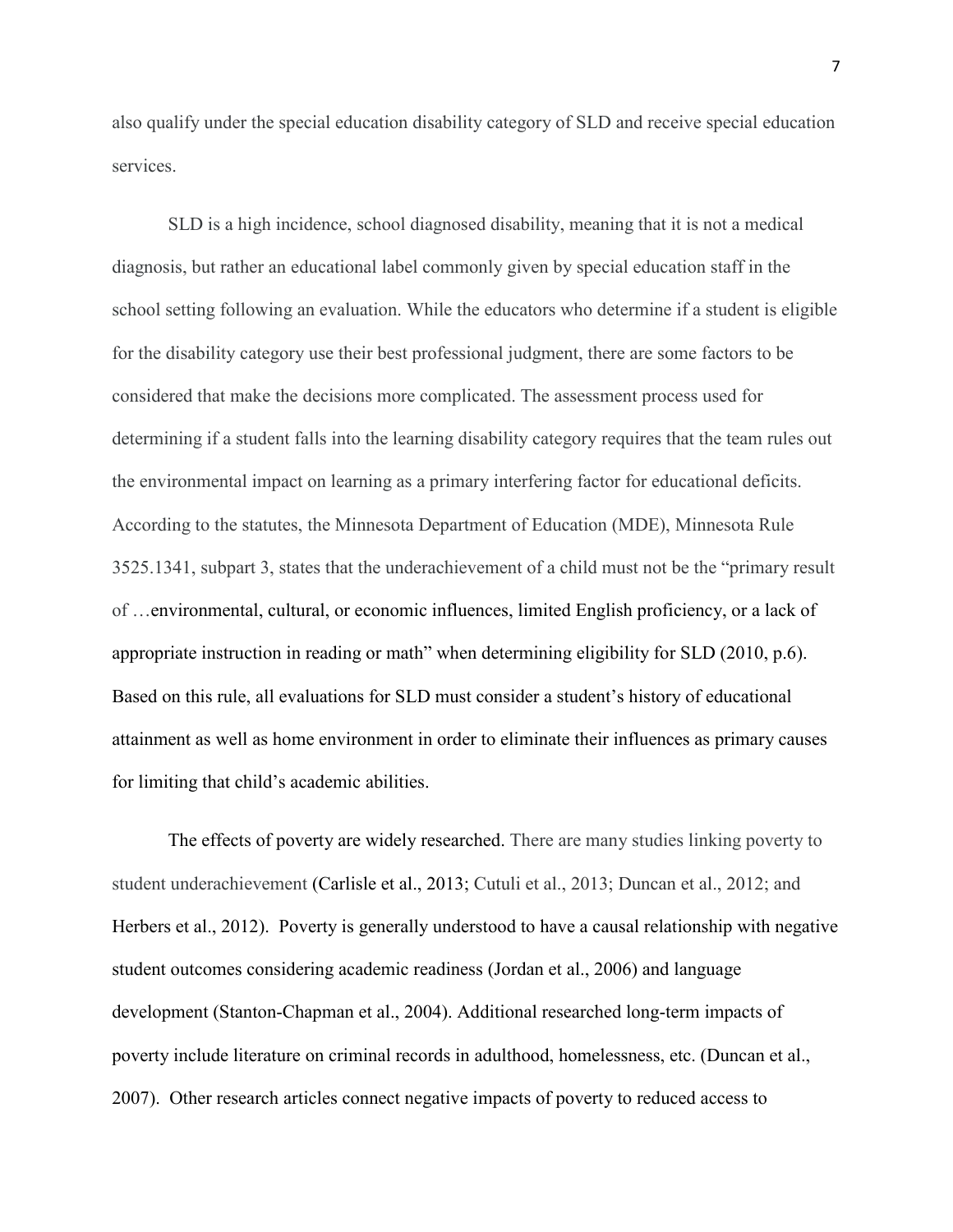also qualify under the special education disability category of SLD and receive special education services.

SLD is a high incidence, school diagnosed disability, meaning that it is not a medical diagnosis, but rather an educational label commonly given by special education staff in the school setting following an evaluation. While the educators who determine if a student is eligible for the disability category use their best professional judgment, there are some factors to be considered that make the decisions more complicated. The assessment process used for determining if a student falls into the learning disability category requires that the team rules out the environmental impact on learning as a primary interfering factor for educational deficits. According to the statutes, the Minnesota Department of Education (MDE), Minnesota Rule 3525.1341, subpart 3, states that the underachievement of a child must not be the "primary result of …environmental, cultural, or economic influences, limited English proficiency, or a lack of appropriate instruction in reading or math" when determining eligibility for SLD (2010, p.6). Based on this rule, all evaluations for SLD must consider a student's history of educational attainment as well as home environment in order to eliminate their influences as primary causes for limiting that child's academic abilities.

The effects of poverty are widely researched. There are many studies linking poverty to student underachievement (Carlisle et al., 2013; Cutuli et al., 2013; Duncan et al., 2012; and Herbers et al., 2012). Poverty is generally understood to have a causal relationship with negative student outcomes considering academic readiness (Jordan et al., 2006) and language development (Stanton-Chapman et al., 2004). Additional researched long-term impacts of poverty include literature on criminal records in adulthood, homelessness, etc. (Duncan et al., 2007). Other research articles connect negative impacts of poverty to reduced access to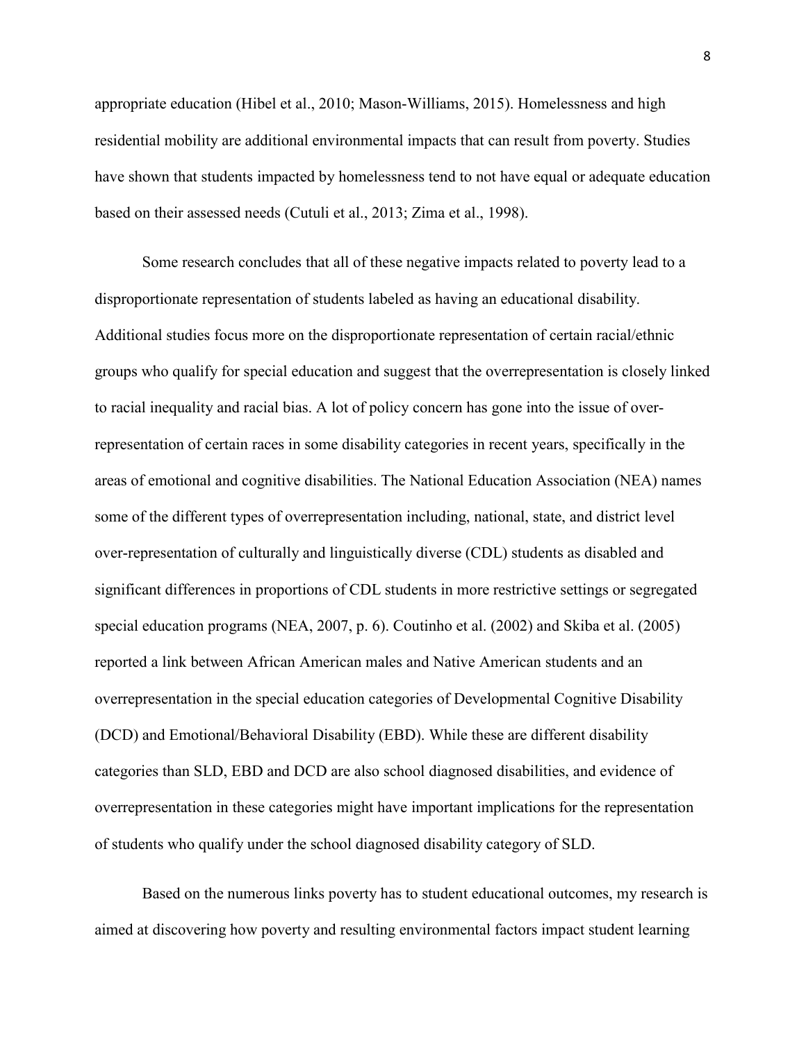appropriate education (Hibel et al., 2010; Mason-Williams, 2015). Homelessness and high residential mobility are additional environmental impacts that can result from poverty. Studies have shown that students impacted by homelessness tend to not have equal or adequate education based on their assessed needs (Cutuli et al., 2013; Zima et al., 1998).

Some research concludes that all of these negative impacts related to poverty lead to a disproportionate representation of students labeled as having an educational disability. Additional studies focus more on the disproportionate representation of certain racial/ethnic groups who qualify for special education and suggest that the overrepresentation is closely linked to racial inequality and racial bias. A lot of policy concern has gone into the issue of over-representation of certain races in some disability categories in recent years, specifically in the areas of emotional and cognitive disabilities. The National Education Association (NEA) names some of the different types of overrepresentation including, national, state, and district level over-representation of culturally and linguistically diverse (CDL) students as disabled and significant differences in proportions of CDL students in more restrictive settings or segregated special education programs (NEA, 2007, p. 6). Coutinho et al. (2002) and Skiba et al. (2005) reported a link between African American males and Native American students and an overrepresentation in the special education categories of Developmental Cognitive Disability (DCD) and Emotional/Behavioral Disability (EBD). While these are different disability categories than SLD, EBD and DCD are also school diagnosed disabilities, and evidence of overrepresentation in these categories might have important implications for the representation of students who qualify under the school diagnosed disability category of SLD.

Based on the numerous links poverty has to student educational outcomes, my research is aimed at discovering how poverty and resulting environmental factors impact student learning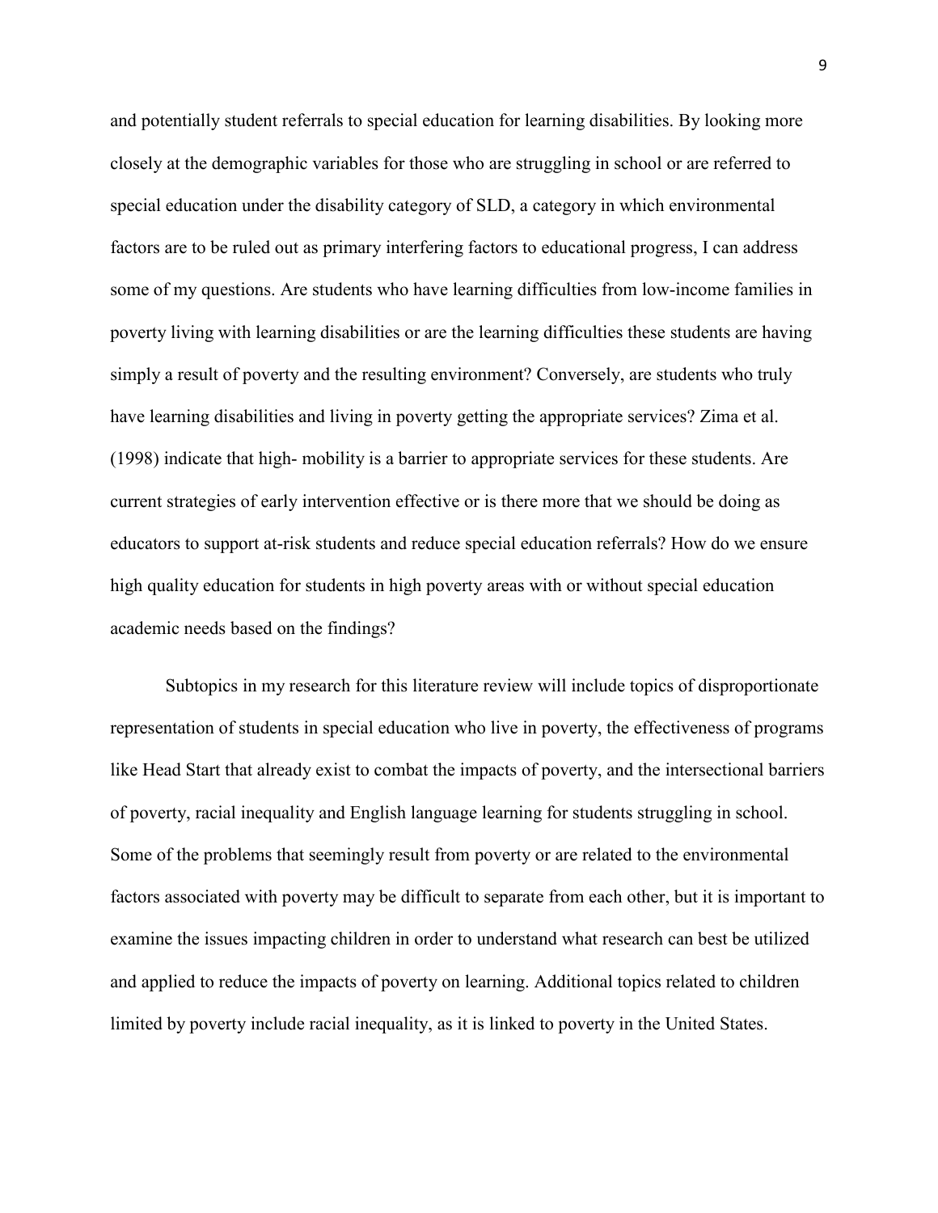and potentially student referrals to special education for learning disabilities. By looking more closely at the demographic variables for those who are struggling in school or are referred to special education under the disability category of SLD, a category in which environmental factors are to be ruled out as primary interfering factors to educational progress, I can address some of my questions. Are students who have learning difficulties from low-income families in poverty living with learning disabilities or are the learning difficulties these students are having simply a result of poverty and the resulting environment? Conversely, are students who truly have learning disabilities and living in poverty getting the appropriate services? Zima et al. (1998) indicate that high- mobility is a barrier to appropriate services for these students. Are current strategies of early intervention effective or is there more that we should be doing as educators to support at-risk students and reduce special education referrals? How do we ensure high quality education for students in high poverty areas with or without special education academic needs based on the findings?

Subtopics in my research for this literature review will include topics of disproportionate representation of students in special education who live in poverty, the effectiveness of programs like Head Start that already exist to combat the impacts of poverty, and the intersectional barriers of poverty, racial inequality and English language learning for students struggling in school. Some of the problems that seemingly result from poverty or are related to the environmental factors associated with poverty may be difficult to separate from each other, but it is important to examine the issues impacting children in order to understand what research can best be utilized and applied to reduce the impacts of poverty on learning. Additional topics related to children limited by poverty include racial inequality, as it is linked to poverty in the United States.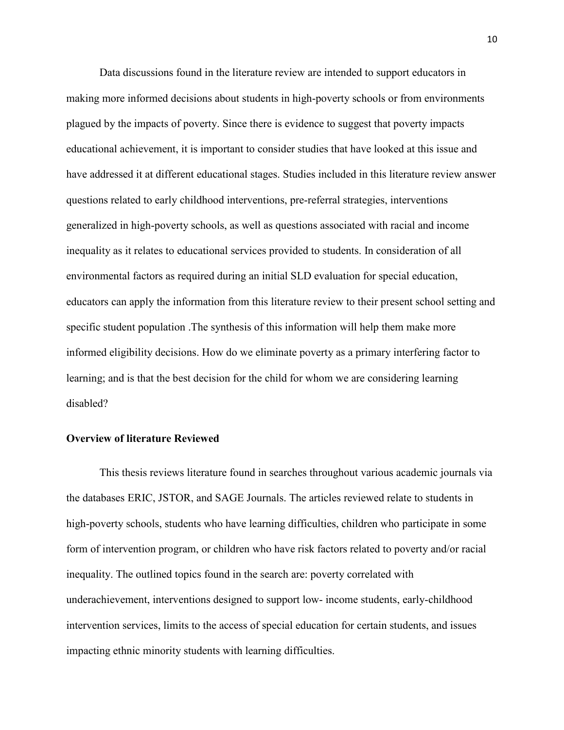Data discussions found in the literature review are intended to support educators in making more informed decisions about students in high-poverty schools or from environments plagued by the impacts of poverty. Since there is evidence to suggest that poverty impacts educational achievement, it is important to consider studies that have looked at this issue and have addressed it at different educational stages. Studies included in this literature review answer questions related to early childhood interventions, pre-referral strategies, interventions generalized in high-poverty schools, as well as questions associated with racial and income inequality as it relates to educational services provided to students. In consideration of all environmental factors as required during an initial SLD evaluation for special education, educators can apply the information from this literature review to their present school setting and specific student population .The synthesis of this information will help them make more informed eligibility decisions. How do we eliminate poverty as a primary interfering factor to learning; and is that the best decision for the child for whom we are considering learning disabled?

**Overview of literature Reviewed**

This thesis reviews literature found in searches throughout various academic journals via the databases ERIC, JSTOR, and SAGE Journals. The articles reviewed relate to students in high-poverty schools, students who have learning difficulties, children who participate in some form of intervention program, or children who have risk factors related to poverty and/or racial inequality. The outlined topics found in the search are: poverty correlated with underachievement, interventions designed to support low- income students, early-childhood intervention services, limits to the access of special education for certain students, and issues impacting ethnic minority students with learning difficulties.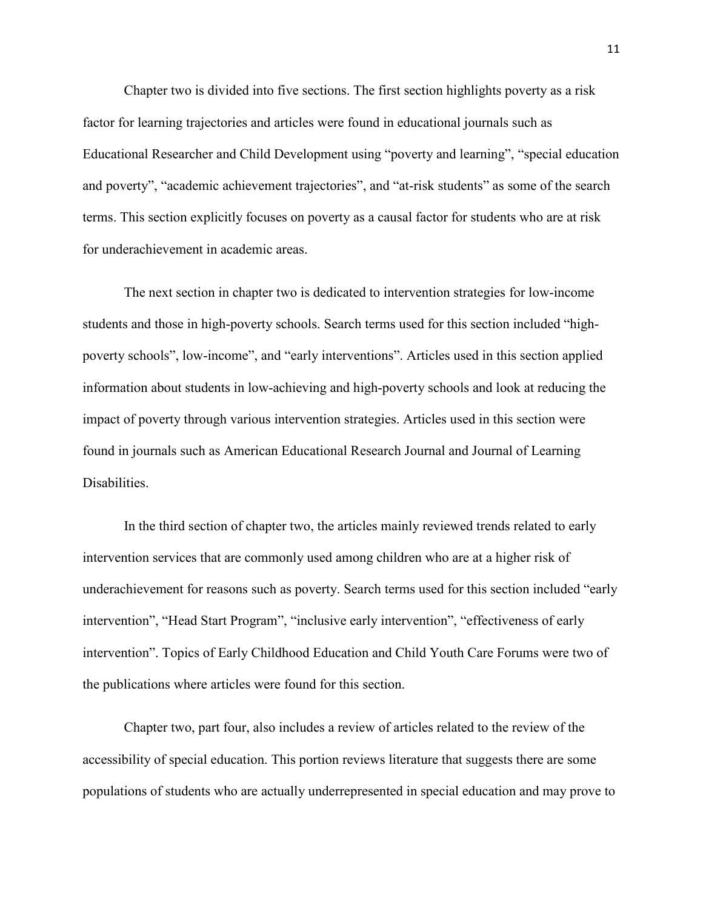Chapter two is divided into five sections. The first section highlights poverty as a risk factor for learning trajectories and articles were found in educational journals such as Educational Researcher and Child Development using "poverty and learning", "special education and poverty", "academic achievement trajectories", and "at-risk students" as some of the search terms. This section explicitly focuses on poverty as a causal factor for students who are at risk for underachievement in academic areas.

The next section in chapter two is dedicated to intervention strategies for low-income students and those in high-poverty schools. Search terms used for this section included "high-poverty schools", low-income", and "early interventions". Articles used in this section applied information about students in low-achieving and high-poverty schools and look at reducing the impact of poverty through various intervention strategies. Articles used in this section were found in journals such as American Educational Research Journal and Journal of Learning Disabilities.

In the third section of chapter two, the articles mainly reviewed trends related to early intervention services that are commonly used among children who are at a higher risk of underachievement for reasons such as poverty. Search terms used for this section included "early intervention", "Head Start Program", "inclusive early intervention", "effectiveness of early intervention". Topics of Early Childhood Education and Child Youth Care Forums were two of the publications where articles were found for this section.

Chapter two, part four, also includes a review of articles related to the review of the accessibility of special education. This portion reviews literature that suggests there are some populations of students who are actually underrepresented in special education and may prove to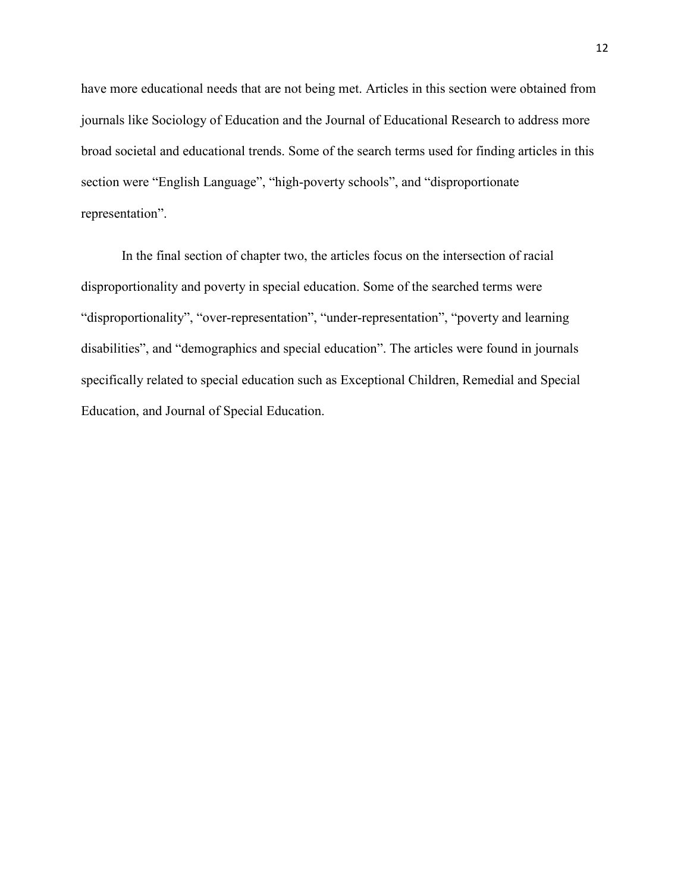have more educational needs that are not being met. Articles in this section were obtained from journals like Sociology of Education and the Journal of Educational Research to address more broad societal and educational trends. Some of the search terms used for finding articles in this section were “English Language”, “high-poverty schools”, and “disproportionate representation”.

In the final section of chapter two, the articles focus on the intersection of racial disproportionality and poverty in special education. Some of the searched terms were “disproportionality”, “over-representation”, “under-representation”, “poverty and learning disabilities”, and “demographics and special education”. The articles were found in journals specifically related to special education such as Exceptional Children, Remedial and Special Education, and Journal of Special Education.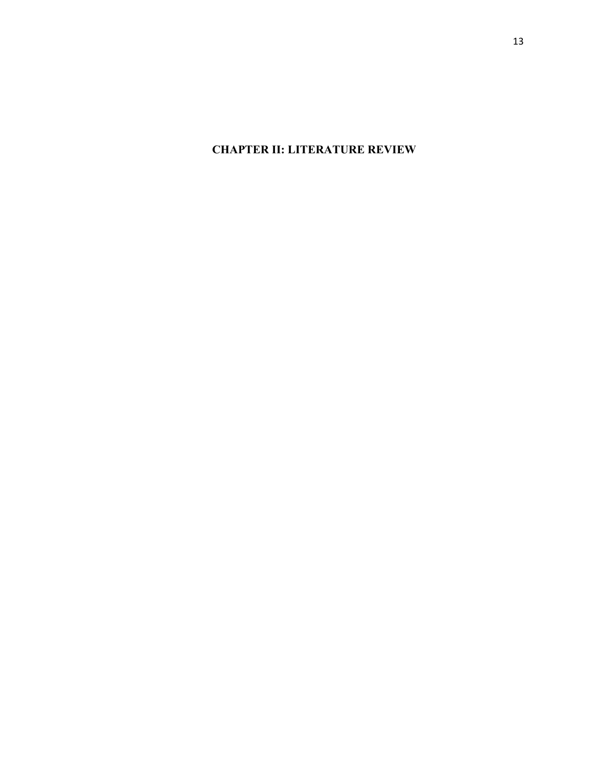# CHAPTER II: LITERATURE REVIEW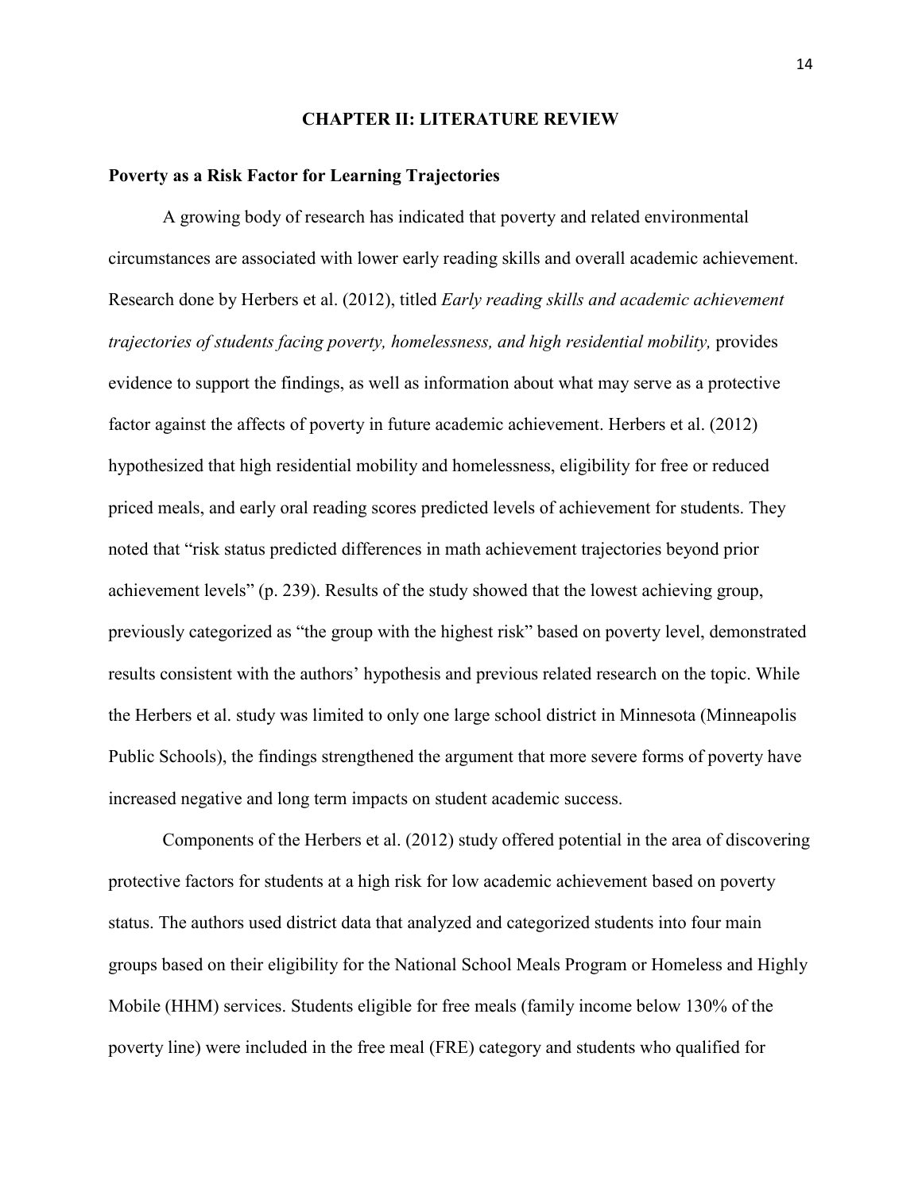# CHAPTER II: LITERATURE REVIEW

## Poverty as a Risk Factor for Learning Trajectories

A growing body of research has indicated that poverty and related environmental circumstances are associated with lower early reading skills and overall academic achievement. Research done by Herbers et al. (2012), titled *Early reading skills and academic achievement trajectories of students facing poverty, homelessness, and high residential mobility,* provides evidence to support the findings, as well as information about what may serve as a protective factor against the affects of poverty in future academic achievement. Herbers et al. (2012) hypothesized that high residential mobility and homelessness, eligibility for free or reduced priced meals, and early oral reading scores predicted levels of achievement for students. They noted that "risk status predicted differences in math achievement trajectories beyond prior achievement levels" (p. 239). Results of the study showed that the lowest achieving group, previously categorized as "the group with the highest risk" based on poverty level, demonstrated results consistent with the authors' hypothesis and previous related research on the topic. While the Herbers et al. study was limited to only one large school district in Minnesota (Minneapolis Public Schools), the findings strengthened the argument that more severe forms of poverty have increased negative and long term impacts on student academic success.

Components of the Herbers et al. (2012) study offered potential in the area of discovering protective factors for students at a high risk for low academic achievement based on poverty status. The authors used district data that analyzed and categorized students into four main groups based on their eligibility for the National School Meals Program or Homeless and Highly Mobile (HHM) services. Students eligible for free meals (family income below 130% of the poverty line) were included in the free meal (FRE) category and students who qualified for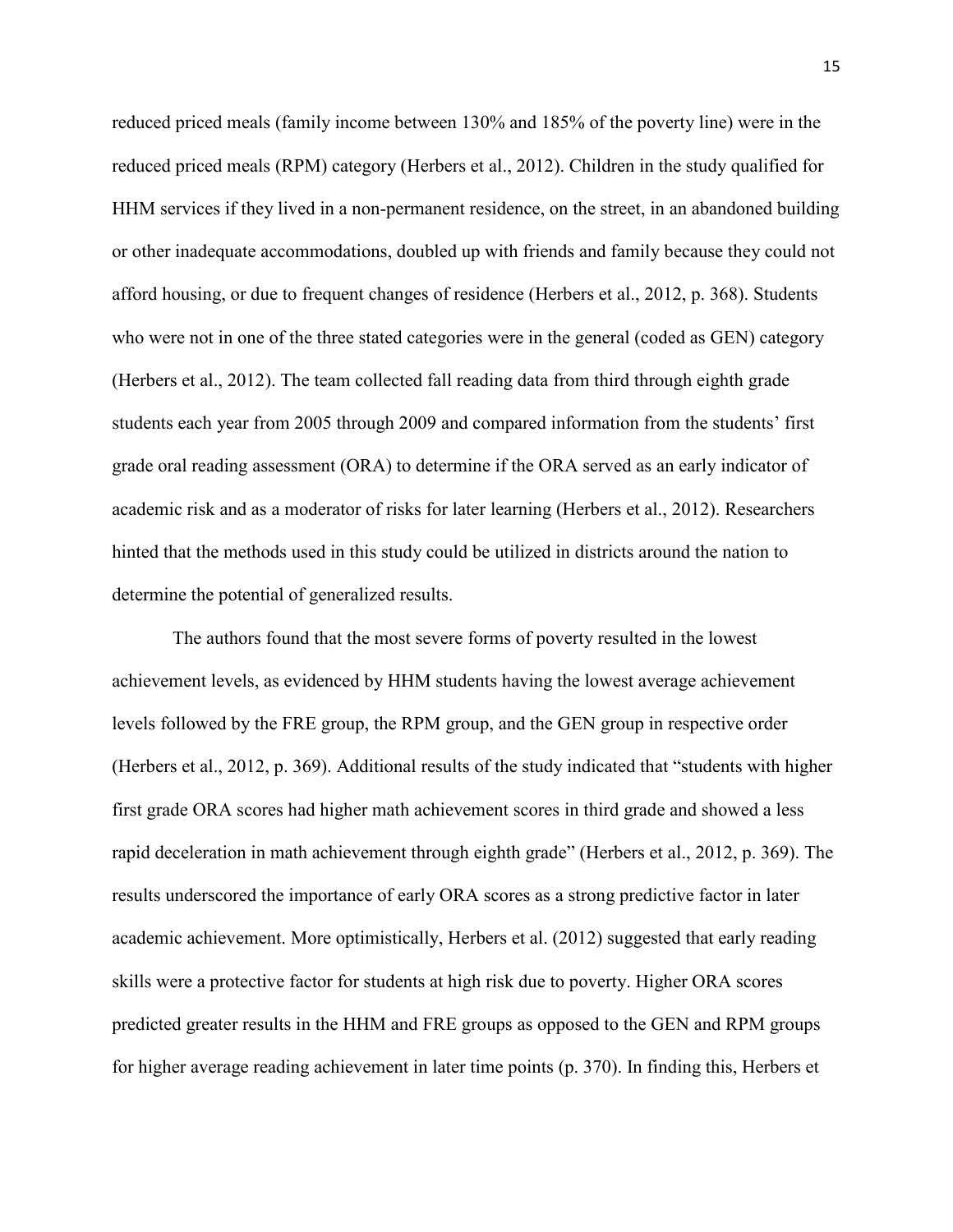reduced priced meals (family income between 130% and 185% of the poverty line) were in the reduced priced meals (RPM) category (Herbers et al., 2012). Children in the study qualified for HHM services if they lived in a non-permanent residence, on the street, in an abandoned building or other inadequate accommodations, doubled up with friends and family because they could not afford housing, or due to frequent changes of residence (Herbers et al., 2012, p. 368). Students who were not in one of the three stated categories were in the general (coded as GEN) category (Herbers et al., 2012). The team collected fall reading data from third through eighth grade students each year from 2005 through 2009 and compared information from the students' first grade oral reading assessment (ORA) to determine if the ORA served as an early indicator of academic risk and as a moderator of risks for later learning (Herbers et al., 2012). Researchers hinted that the methods used in this study could be utilized in districts around the nation to determine the potential of generalized results.

The authors found that the most severe forms of poverty resulted in the lowest achievement levels, as evidenced by HHM students having the lowest average achievement levels followed by the FRE group, the RPM group, and the GEN group in respective order (Herbers et al., 2012, p. 369). Additional results of the study indicated that "students with higher first grade ORA scores had higher math achievement scores in third grade and showed a less rapid deceleration in math achievement through eighth grade" (Herbers et al., 2012, p. 369). The results underscored the importance of early ORA scores as a strong predictive factor in later academic achievement. More optimistically, Herbers et al. (2012) suggested that early reading skills were a protective factor for students at high risk due to poverty. Higher ORA scores predicted greater results in the HHM and FRE groups as opposed to the GEN and RPM groups for higher average reading achievement in later time points (p. 370). In finding this, Herbers et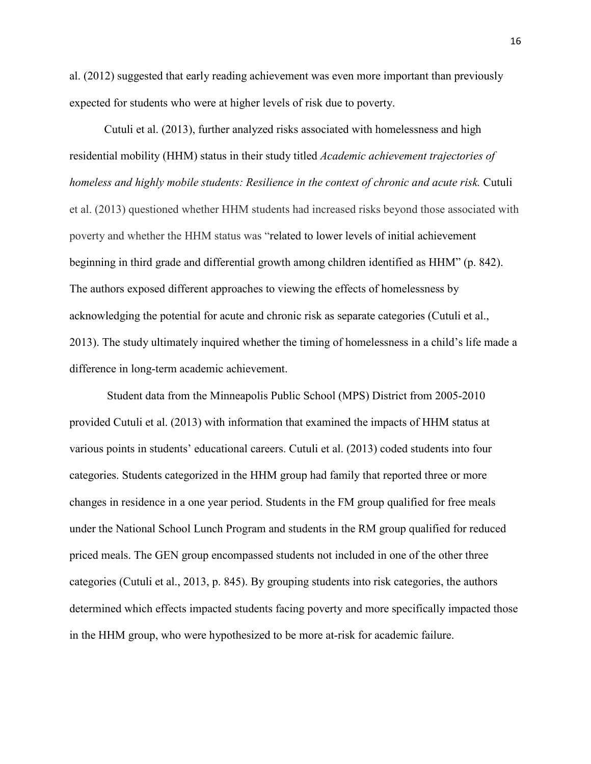al. (2012) suggested that early reading achievement was even more important than previously expected for students who were at higher levels of risk due to poverty.

Cutuli et al. (2013), further analyzed risks associated with homelessness and high residential mobility (HHM) status in their study titled *Academic achievement trajectories of homeless and highly mobile students: Resilience in the context of chronic and acute risk.* Cutuli et al. (2013) questioned whether HHM students had increased risks beyond those associated with poverty and whether the HHM status was "related to lower levels of initial achievement beginning in third grade and differential growth among children identified as HHM" (p. 842). The authors exposed different approaches to viewing the effects of homelessness by acknowledging the potential for acute and chronic risk as separate categories (Cutuli et al., 2013). The study ultimately inquired whether the timing of homelessness in a child's life made a difference in long-term academic achievement.

Student data from the Minneapolis Public School (MPS) District from 2005-2010 provided Cutuli et al. (2013) with information that examined the impacts of HHM status at various points in students' educational careers. Cutuli et al. (2013) coded students into four categories. Students categorized in the HHM group had family that reported three or more changes in residence in a one year period. Students in the FM group qualified for free meals under the National School Lunch Program and students in the RM group qualified for reduced priced meals. The GEN group encompassed students not included in one of the other three categories (Cutuli et al., 2013, p. 845). By grouping students into risk categories, the authors determined which effects impacted students facing poverty and more specifically impacted those in the HHM group, who were hypothesized to be more at-risk for academic failure.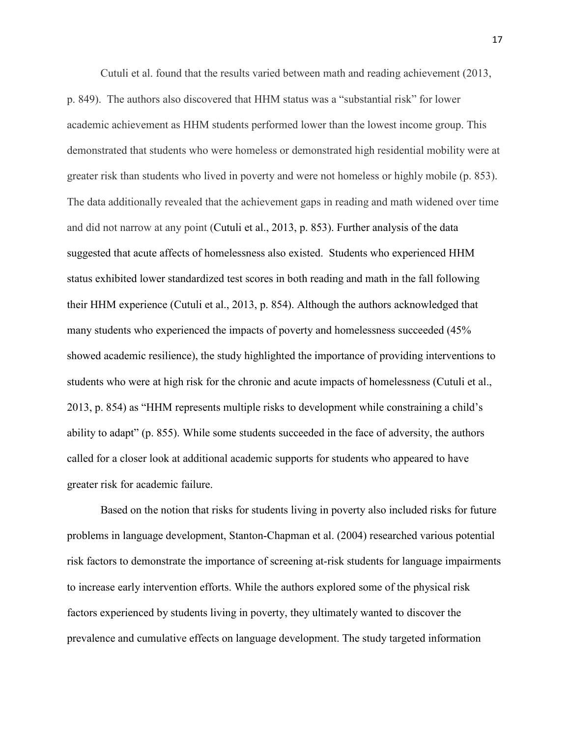Cutuli et al. found that the results varied between math and reading achievement (2013, p. 849). The authors also discovered that HHM status was a "substantial risk" for lower academic achievement as HHM students performed lower than the lowest income group. This demonstrated that students who were homeless or demonstrated high residential mobility were at greater risk than students who lived in poverty and were not homeless or highly mobile (p. 853). The data additionally revealed that the achievement gaps in reading and math widened over time and did not narrow at any point (Cutuli et al., 2013, p. 853). Further analysis of the data suggested that acute affects of homelessness also existed. Students who experienced HHM status exhibited lower standardized test scores in both reading and math in the fall following their HHM experience (Cutuli et al., 2013, p. 854). Although the authors acknowledged that many students who experienced the impacts of poverty and homelessness succeeded (45% showed academic resilience), the study highlighted the importance of providing interventions to students who were at high risk for the chronic and acute impacts of homelessness (Cutuli et al., 2013, p. 854) as "HHM represents multiple risks to development while constraining a child's ability to adapt" (p. 855). While some students succeeded in the face of adversity, the authors called for a closer look at additional academic supports for students who appeared to have greater risk for academic failure.

Based on the notion that risks for students living in poverty also included risks for future problems in language development, Stanton-Chapman et al. (2004) researched various potential risk factors to demonstrate the importance of screening at-risk students for language impairments to increase early intervention efforts. While the authors explored some of the physical risk factors experienced by students living in poverty, they ultimately wanted to discover the prevalence and cumulative effects on language development. The study targeted information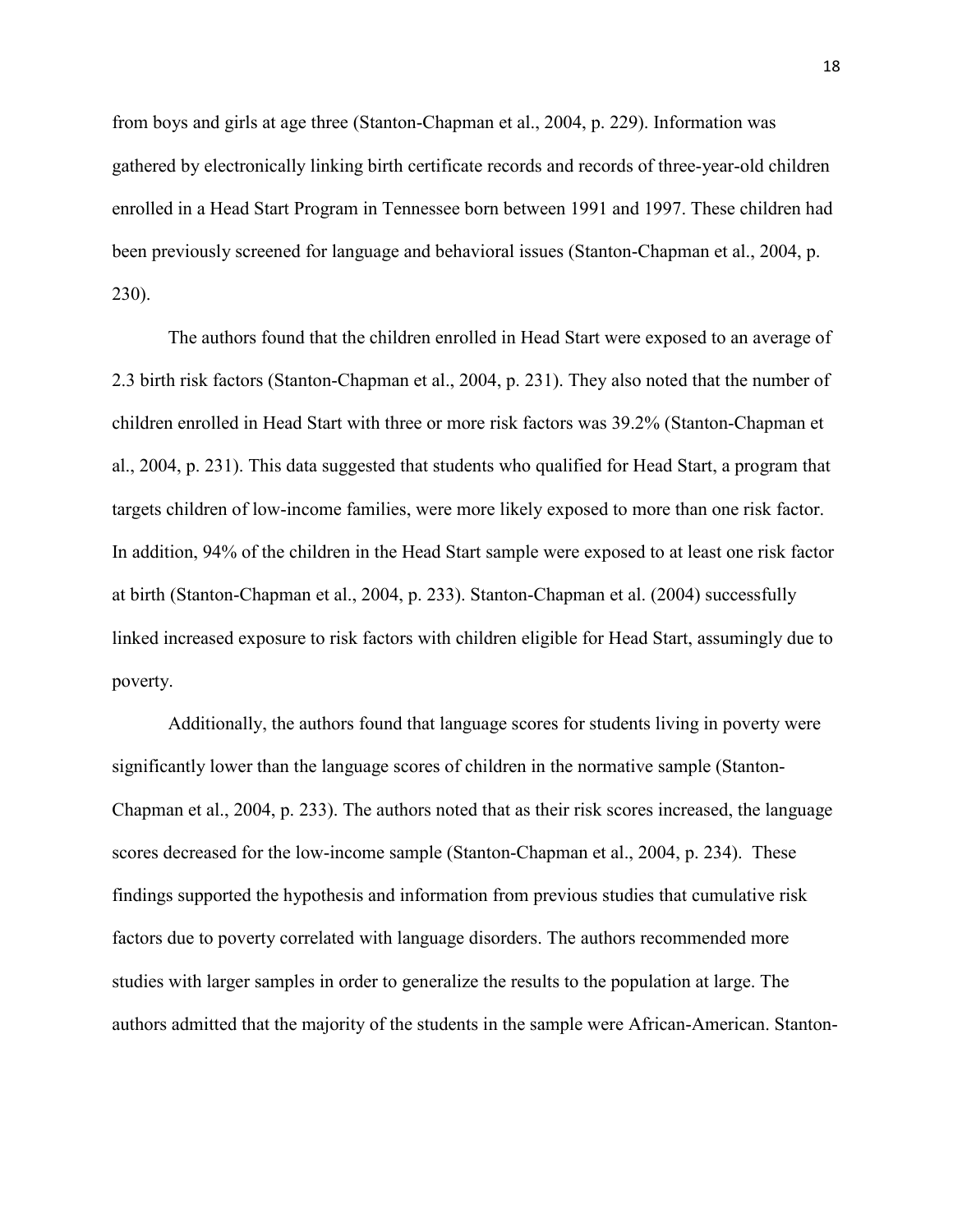from boys and girls at age three (Stanton-Chapman et al., 2004, p. 229). Information was gathered by electronically linking birth certificate records and records of three-year-old children enrolled in a Head Start Program in Tennessee born between 1991 and 1997. These children had been previously screened for language and behavioral issues (Stanton-Chapman et al., 2004, p. 230).

The authors found that the children enrolled in Head Start were exposed to an average of 2.3 birth risk factors (Stanton-Chapman et al., 2004, p. 231). They also noted that the number of children enrolled in Head Start with three or more risk factors was 39.2% (Stanton-Chapman et al., 2004, p. 231). This data suggested that students who qualified for Head Start, a program that targets children of low-income families, were more likely exposed to more than one risk factor. In addition, 94% of the children in the Head Start sample were exposed to at least one risk factor at birth (Stanton-Chapman et al., 2004, p. 233). Stanton-Chapman et al. (2004) successfully linked increased exposure to risk factors with children eligible for Head Start, assumingly due to poverty.

Additionally, the authors found that language scores for students living in poverty were significantly lower than the language scores of children in the normative sample (Stanton-Chapman et al., 2004, p. 233). The authors noted that as their risk scores increased, the language scores decreased for the low-income sample (Stanton-Chapman et al., 2004, p. 234). These findings supported the hypothesis and information from previous studies that cumulative risk factors due to poverty correlated with language disorders. The authors recommended more studies with larger samples in order to generalize the results to the population at large. The authors admitted that the majority of the students in the sample were African-American. Stanton-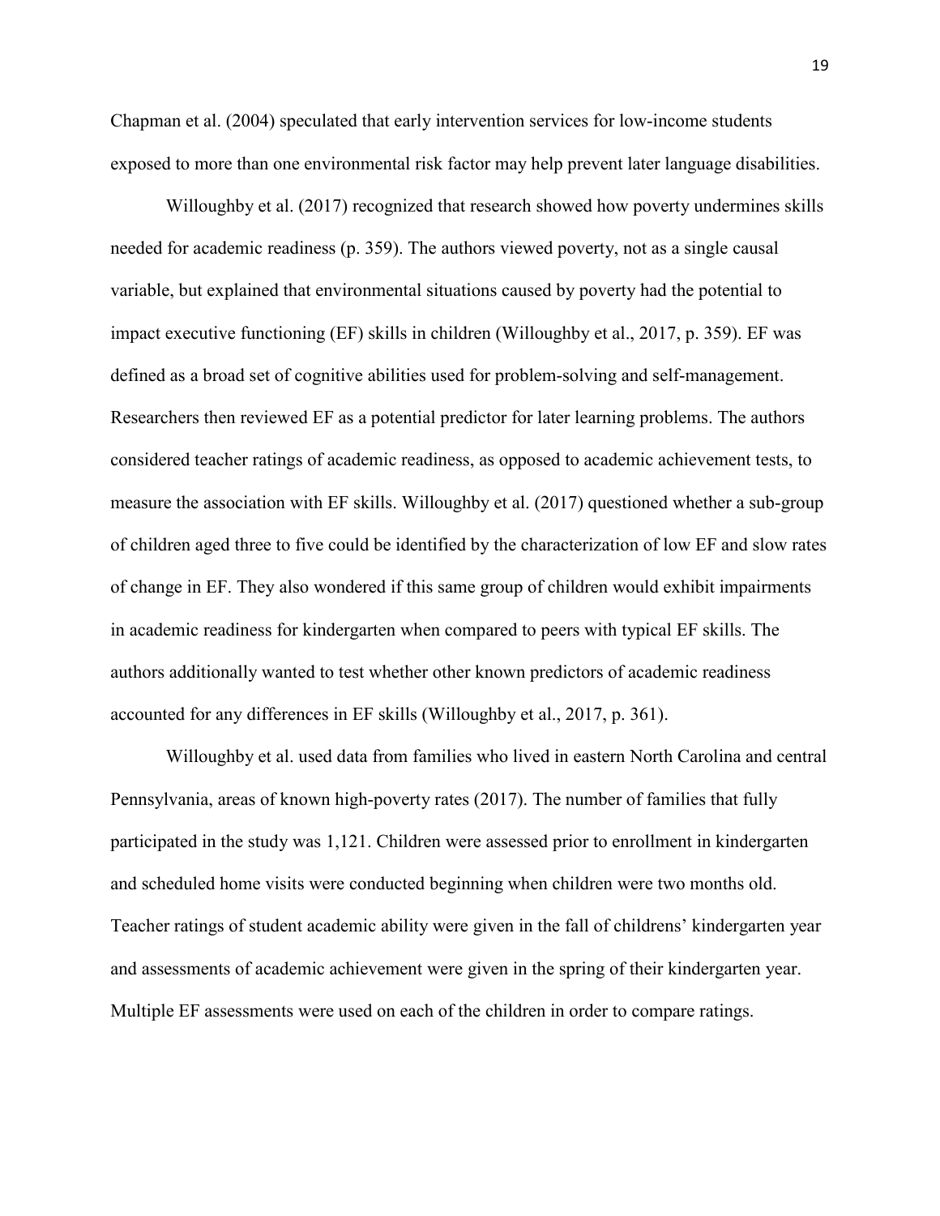Chapman et al. (2004) speculated that early intervention services for low-income students exposed to more than one environmental risk factor may help prevent later language disabilities.

Willoughby et al. (2017) recognized that research showed how poverty undermines skills needed for academic readiness (p. 359). The authors viewed poverty, not as a single causal variable, but explained that environmental situations caused by poverty had the potential to impact executive functioning (EF) skills in children (Willoughby et al., 2017, p. 359). EF was defined as a broad set of cognitive abilities used for problem-solving and self-management. Researchers then reviewed EF as a potential predictor for later learning problems. The authors considered teacher ratings of academic readiness, as opposed to academic achievement tests, to measure the association with EF skills. Willoughby et al. (2017) questioned whether a sub-group of children aged three to five could be identified by the characterization of low EF and slow rates of change in EF. They also wondered if this same group of children would exhibit impairments in academic readiness for kindergarten when compared to peers with typical EF skills. The authors additionally wanted to test whether other known predictors of academic readiness accounted for any differences in EF skills (Willoughby et al., 2017, p. 361).

Willoughby et al. used data from families who lived in eastern North Carolina and central Pennsylvania, areas of known high-poverty rates (2017). The number of families that fully participated in the study was 1,121. Children were assessed prior to enrollment in kindergarten and scheduled home visits were conducted beginning when children were two months old. Teacher ratings of student academic ability were given in the fall of childrens' kindergarten year and assessments of academic achievement were given in the spring of their kindergarten year. Multiple EF assessments were used on each of the children in order to compare ratings.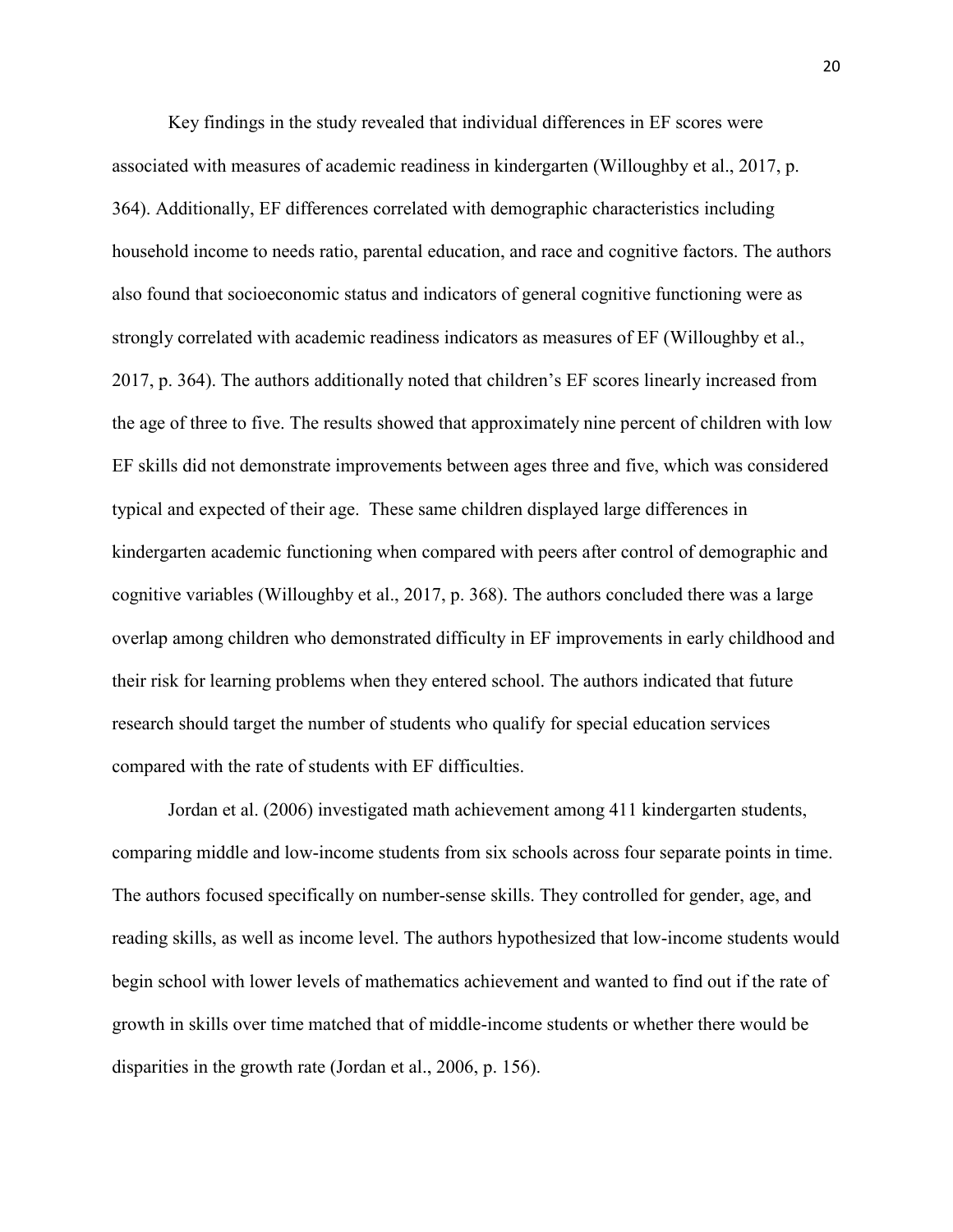Key findings in the study revealed that individual differences in EF scores were associated with measures of academic readiness in kindergarten (Willoughby et al., 2017, p. 364). Additionally, EF differences correlated with demographic characteristics including household income to needs ratio, parental education, and race and cognitive factors. The authors also found that socioeconomic status and indicators of general cognitive functioning were as strongly correlated with academic readiness indicators as measures of EF (Willoughby et al., 2017, p. 364). The authors additionally noted that children's EF scores linearly increased from the age of three to five. The results showed that approximately nine percent of children with low EF skills did not demonstrate improvements between ages three and five, which was considered typical and expected of their age. These same children displayed large differences in kindergarten academic functioning when compared with peers after control of demographic and cognitive variables (Willoughby et al., 2017, p. 368). The authors concluded there was a large overlap among children who demonstrated difficulty in EF improvements in early childhood and their risk for learning problems when they entered school. The authors indicated that future research should target the number of students who qualify for special education services compared with the rate of students with EF difficulties.

Jordan et al. (2006) investigated math achievement among 411 kindergarten students, comparing middle and low-income students from six schools across four separate points in time. The authors focused specifically on number-sense skills. They controlled for gender, age, and reading skills, as well as income level. The authors hypothesized that low-income students would begin school with lower levels of mathematics achievement and wanted to find out if the rate of growth in skills over time matched that of middle-income students or whether there would be disparities in the growth rate (Jordan et al., 2006, p. 156).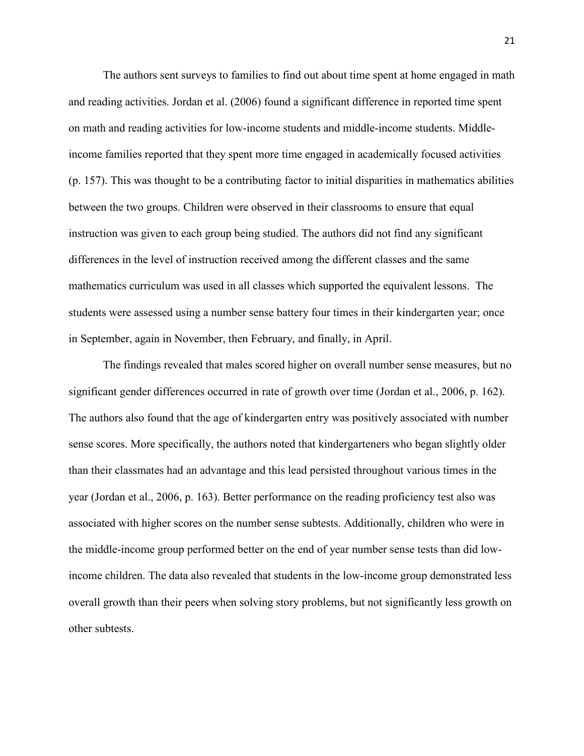The authors sent surveys to families to find out about time spent at home engaged in math and reading activities. Jordan et al. (2006) found a significant difference in reported time spent on math and reading activities for low-income students and middle-income students. Middle-income families reported that they spent more time engaged in academically focused activities (p. 157). This was thought to be a contributing factor to initial disparities in mathematics abilities between the two groups. Children were observed in their classrooms to ensure that equal instruction was given to each group being studied. The authors did not find any significant differences in the level of instruction received among the different classes and the same mathematics curriculum was used in all classes which supported the equivalent lessons. The students were assessed using a number sense battery four times in their kindergarten year; once in September, again in November, then February, and finally, in April.

The findings revealed that males scored higher on overall number sense measures, but no significant gender differences occurred in rate of growth over time (Jordan et al., 2006, p. 162). The authors also found that the age of kindergarten entry was positively associated with number sense scores. More specifically, the authors noted that kindergarteners who began slightly older than their classmates had an advantage and this lead persisted throughout various times in the year (Jordan et al., 2006, p. 163). Better performance on the reading proficiency test also was associated with higher scores on the number sense subtests. Additionally, children who were in the middle-income group performed better on the end of year number sense tests than did low-income children. The data also revealed that students in the low-income group demonstrated less overall growth than their peers when solving story problems, but not significantly less growth on other subtests.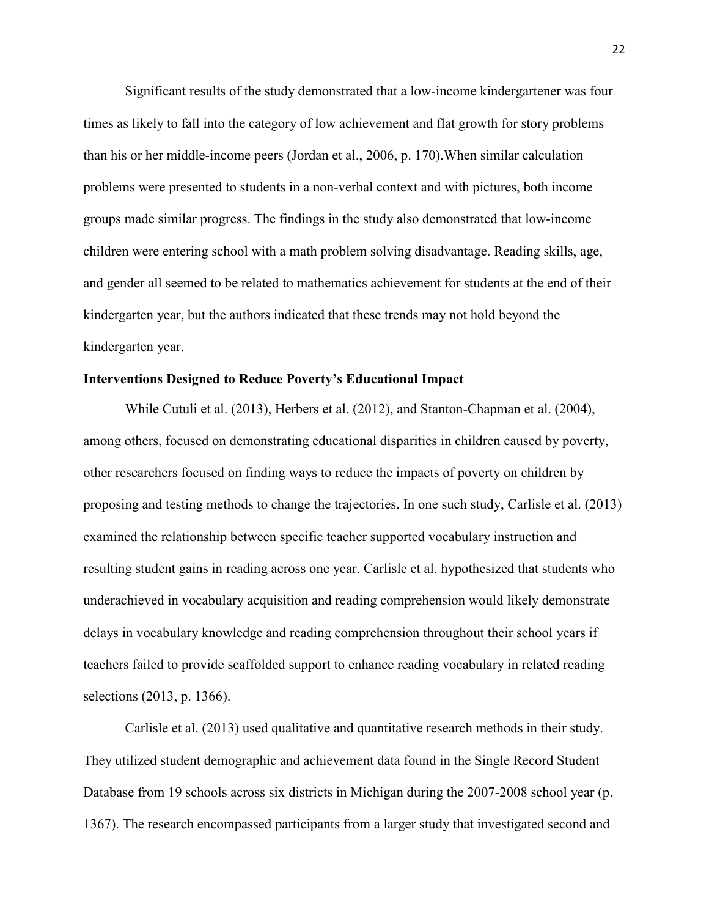Significant results of the study demonstrated that a low-income kindergartener was four times as likely to fall into the category of low achievement and flat growth for story problems than his or her middle-income peers (Jordan et al., 2006, p. 170).When similar calculation problems were presented to students in a non-verbal context and with pictures, both income groups made similar progress. The findings in the study also demonstrated that low-income children were entering school with a math problem solving disadvantage. Reading skills, age, and gender all seemed to be related to mathematics achievement for students at the end of their kindergarten year, but the authors indicated that these trends may not hold beyond the kindergarten year.

**Interventions Designed to Reduce Poverty's Educational Impact**

While Cutuli et al. (2013), Herbers et al. (2012), and Stanton-Chapman et al. (2004), among others, focused on demonstrating educational disparities in children caused by poverty, other researchers focused on finding ways to reduce the impacts of poverty on children by proposing and testing methods to change the trajectories. In one such study, Carlisle et al. (2013) examined the relationship between specific teacher supported vocabulary instruction and resulting student gains in reading across one year. Carlisle et al. hypothesized that students who underachieved in vocabulary acquisition and reading comprehension would likely demonstrate delays in vocabulary knowledge and reading comprehension throughout their school years if teachers failed to provide scaffolded support to enhance reading vocabulary in related reading selections (2013, p. 1366).

Carlisle et al. (2013) used qualitative and quantitative research methods in their study. They utilized student demographic and achievement data found in the Single Record Student Database from 19 schools across six districts in Michigan during the 2007-2008 school year (p. 1367). The research encompassed participants from a larger study that investigated second and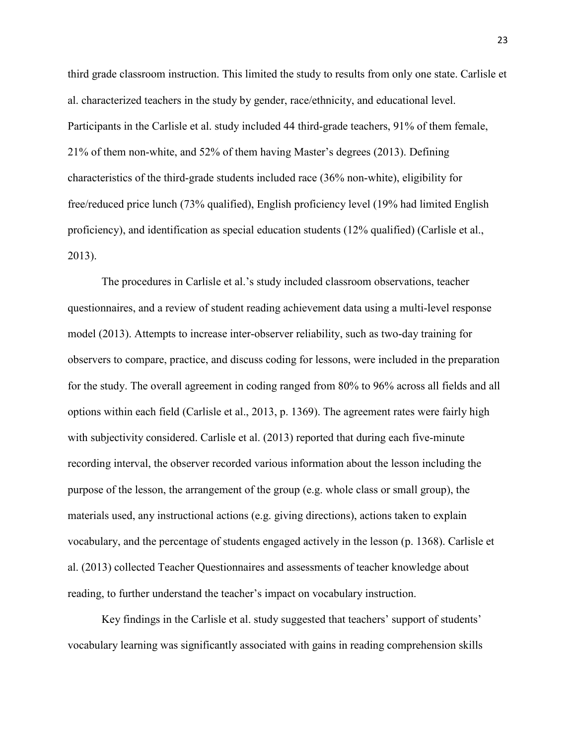third grade classroom instruction. This limited the study to results from only one state. Carlisle et al. characterized teachers in the study by gender, race/ethnicity, and educational level. Participants in the Carlisle et al. study included 44 third-grade teachers, 91% of them female, 21% of them non-white, and 52% of them having Master's degrees (2013). Defining characteristics of the third-grade students included race (36% non-white), eligibility for free/reduced price lunch (73% qualified), English proficiency level (19% had limited English proficiency), and identification as special education students (12% qualified) (Carlisle et al., 2013).

The procedures in Carlisle et al.'s study included classroom observations, teacher questionnaires, and a review of student reading achievement data using a multi-level response model (2013). Attempts to increase inter-observer reliability, such as two-day training for observers to compare, practice, and discuss coding for lessons, were included in the preparation for the study. The overall agreement in coding ranged from 80% to 96% across all fields and all options within each field (Carlisle et al., 2013, p. 1369). The agreement rates were fairly high with subjectivity considered. Carlisle et al. (2013) reported that during each five-minute recording interval, the observer recorded various information about the lesson including the purpose of the lesson, the arrangement of the group (e.g. whole class or small group), the materials used, any instructional actions (e.g. giving directions), actions taken to explain vocabulary, and the percentage of students engaged actively in the lesson (p. 1368). Carlisle et al. (2013) collected Teacher Questionnaires and assessments of teacher knowledge about reading, to further understand the teacher's impact on vocabulary instruction.

Key findings in the Carlisle et al. study suggested that teachers' support of students' vocabulary learning was significantly associated with gains in reading comprehension skills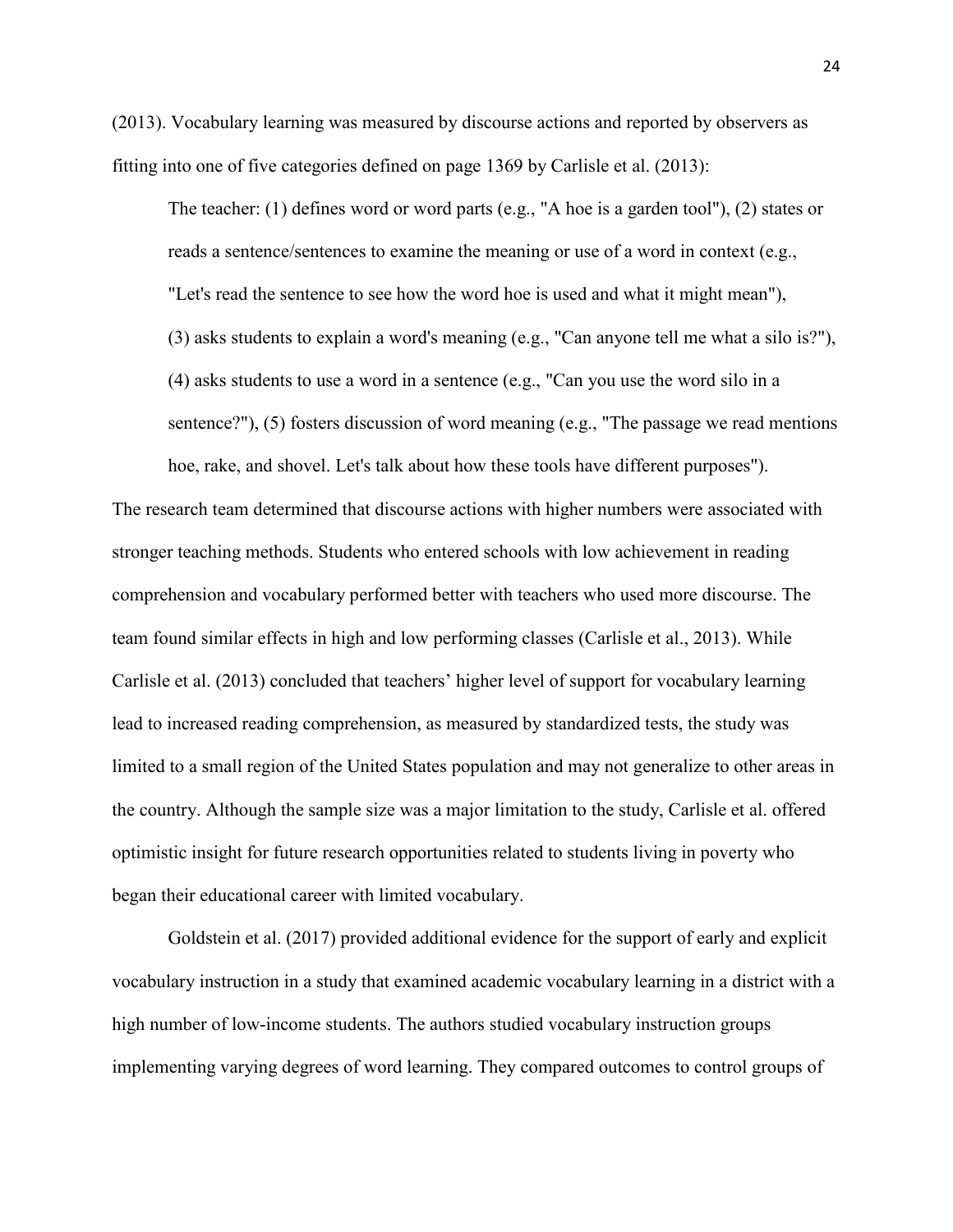(2013). Vocabulary learning was measured by discourse actions and reported by observers as fitting into one of five categories defined on page 1369 by Carlisle et al. (2013):

> The teacher: (1) defines word or word parts (e.g., "A hoe is a garden tool"), (2) states or reads a sentence/sentences to examine the meaning or use of a word in context (e.g., "Let's read the sentence to see how the word hoe is used and what it might mean"), (3) asks students to explain a word's meaning (e.g., "Can anyone tell me what a silo is?"), (4) asks students to use a word in a sentence (e.g., "Can you use the word silo in a sentence?"), (5) fosters discussion of word meaning (e.g., "The passage we read mentions hoe, rake, and shovel. Let's talk about how these tools have different purposes").

The research team determined that discourse actions with higher numbers were associated with stronger teaching methods. Students who entered schools with low achievement in reading comprehension and vocabulary performed better with teachers who used more discourse. The team found similar effects in high and low performing classes (Carlisle et al., 2013). While Carlisle et al. (2013) concluded that teachers' higher level of support for vocabulary learning lead to increased reading comprehension, as measured by standardized tests, the study was limited to a small region of the United States population and may not generalize to other areas in the country. Although the sample size was a major limitation to the study, Carlisle et al. offered optimistic insight for future research opportunities related to students living in poverty who began their educational career with limited vocabulary.

Goldstein et al. (2017) provided additional evidence for the support of early and explicit vocabulary instruction in a study that examined academic vocabulary learning in a district with a high number of low-income students. The authors studied vocabulary instruction groups implementing varying degrees of word learning. They compared outcomes to control groups of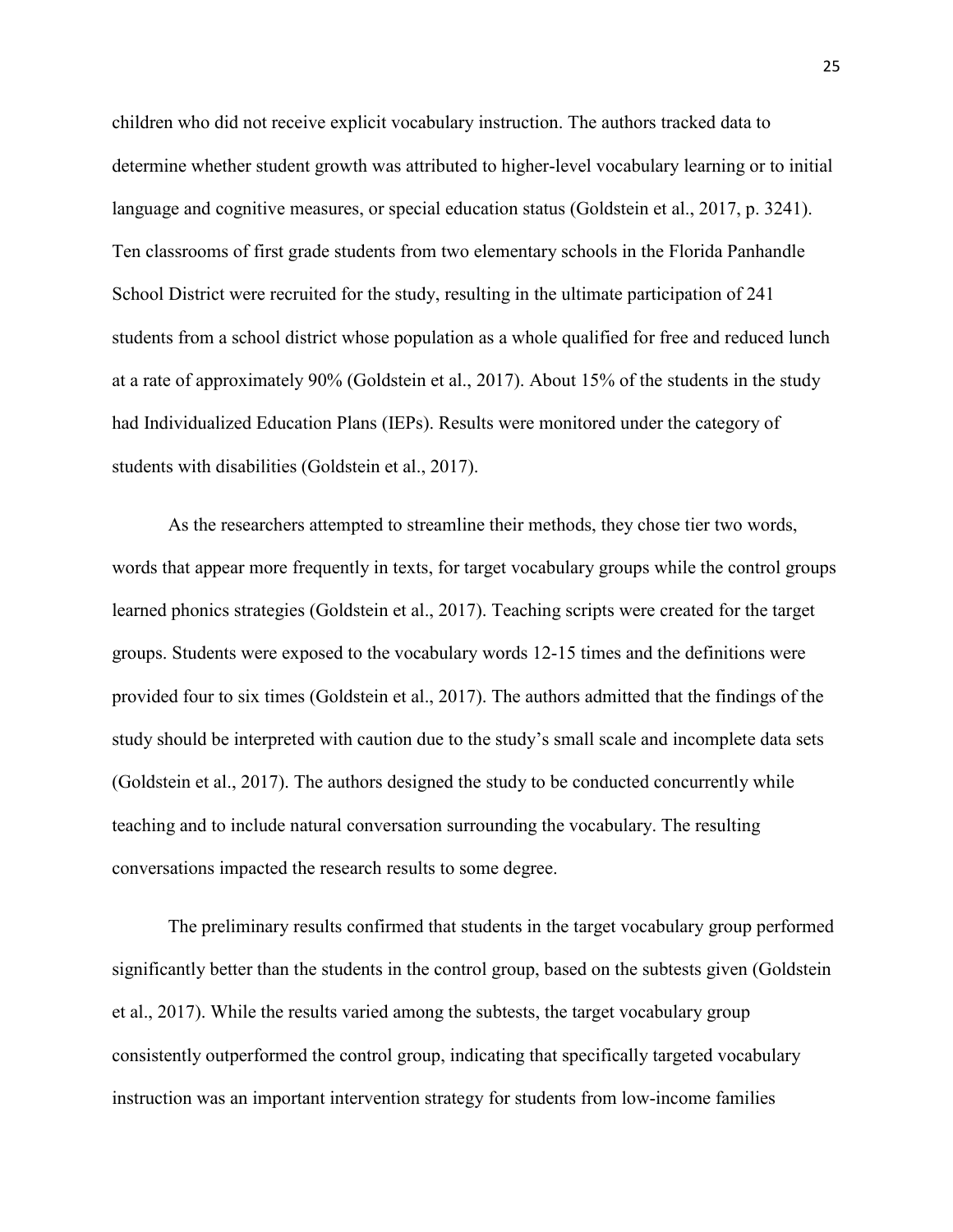children who did not receive explicit vocabulary instruction. The authors tracked data to determine whether student growth was attributed to higher-level vocabulary learning or to initial language and cognitive measures, or special education status (Goldstein et al., 2017, p. 3241). Ten classrooms of first grade students from two elementary schools in the Florida Panhandle School District were recruited for the study, resulting in the ultimate participation of 241 students from a school district whose population as a whole qualified for free and reduced lunch at a rate of approximately 90% (Goldstein et al., 2017). About 15% of the students in the study had Individualized Education Plans (IEPs). Results were monitored under the category of students with disabilities (Goldstein et al., 2017).

As the researchers attempted to streamline their methods, they chose tier two words, words that appear more frequently in texts, for target vocabulary groups while the control groups learned phonics strategies (Goldstein et al., 2017). Teaching scripts were created for the target groups. Students were exposed to the vocabulary words 12-15 times and the definitions were provided four to six times (Goldstein et al., 2017). The authors admitted that the findings of the study should be interpreted with caution due to the study's small scale and incomplete data sets (Goldstein et al., 2017). The authors designed the study to be conducted concurrently while teaching and to include natural conversation surrounding the vocabulary. The resulting conversations impacted the research results to some degree.

The preliminary results confirmed that students in the target vocabulary group performed significantly better than the students in the control group, based on the subtests given (Goldstein et al., 2017). While the results varied among the subtests, the target vocabulary group consistently outperformed the control group, indicating that specifically targeted vocabulary instruction was an important intervention strategy for students from low-income families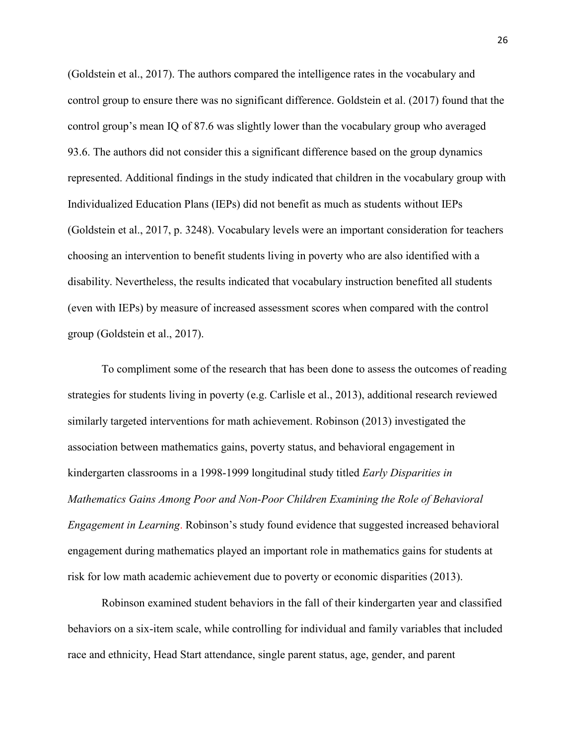(Goldstein et al., 2017). The authors compared the intelligence rates in the vocabulary and control group to ensure there was no significant difference. Goldstein et al. (2017) found that the control group's mean IQ of 87.6 was slightly lower than the vocabulary group who averaged 93.6. The authors did not consider this a significant difference based on the group dynamics represented. Additional findings in the study indicated that children in the vocabulary group with Individualized Education Plans (IEPs) did not benefit as much as students without IEPs (Goldstein et al., 2017, p. 3248). Vocabulary levels were an important consideration for teachers choosing an intervention to benefit students living in poverty who are also identified with a disability. Nevertheless, the results indicated that vocabulary instruction benefited all students (even with IEPs) by measure of increased assessment scores when compared with the control group (Goldstein et al., 2017).

To compliment some of the research that has been done to assess the outcomes of reading strategies for students living in poverty (e.g. Carlisle et al., 2013), additional research reviewed similarly targeted interventions for math achievement. Robinson (2013) investigated the association between mathematics gains, poverty status, and behavioral engagement in kindergarten classrooms in a 1998-1999 longitudinal study titled *Early Disparities in Mathematics Gains Among Poor and Non-Poor Children Examining the Role of Behavioral Engagement in Learning*. Robinson's study found evidence that suggested increased behavioral engagement during mathematics played an important role in mathematics gains for students at risk for low math academic achievement due to poverty or economic disparities (2013).

Robinson examined student behaviors in the fall of their kindergarten year and classified behaviors on a six-item scale, while controlling for individual and family variables that included race and ethnicity, Head Start attendance, single parent status, age, gender, and parent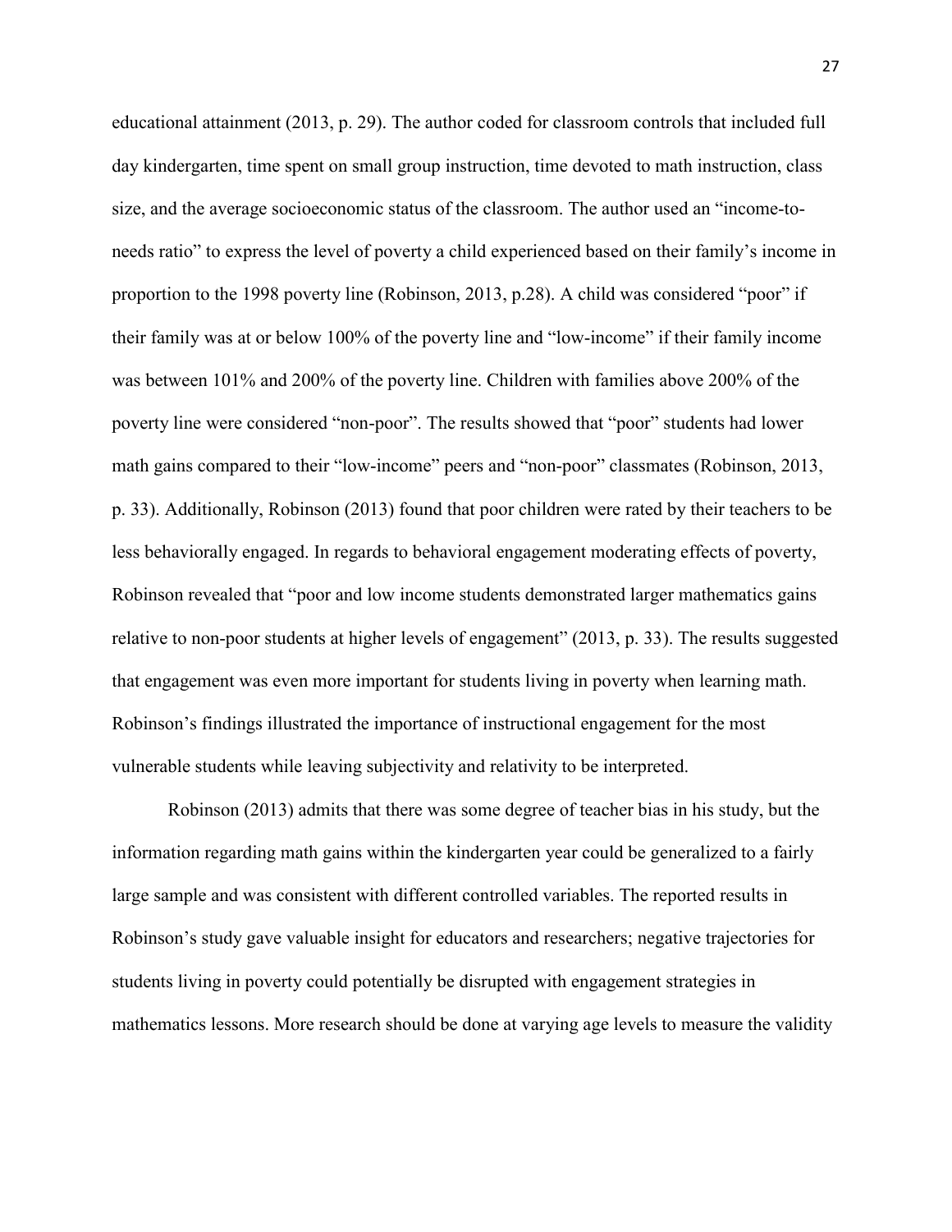educational attainment (2013, p. 29). The author coded for classroom controls that included full day kindergarten, time spent on small group instruction, time devoted to math instruction, class size, and the average socioeconomic status of the classroom. The author used an "income-to-needs ratio" to express the level of poverty a child experienced based on their family's income in proportion to the 1998 poverty line (Robinson, 2013, p.28). A child was considered "poor" if their family was at or below 100% of the poverty line and "low-income" if their family income was between 101% and 200% of the poverty line. Children with families above 200% of the poverty line were considered "non-poor". The results showed that "poor" students had lower math gains compared to their "low-income" peers and "non-poor" classmates (Robinson, 2013, p. 33). Additionally, Robinson (2013) found that poor children were rated by their teachers to be less behaviorally engaged. In regards to behavioral engagement moderating effects of poverty, Robinson revealed that "poor and low income students demonstrated larger mathematics gains relative to non-poor students at higher levels of engagement" (2013, p. 33). The results suggested that engagement was even more important for students living in poverty when learning math. Robinson's findings illustrated the importance of instructional engagement for the most vulnerable students while leaving subjectivity and relativity to be interpreted.

Robinson (2013) admits that there was some degree of teacher bias in his study, but the information regarding math gains within the kindergarten year could be generalized to a fairly large sample and was consistent with different controlled variables. The reported results in Robinson's study gave valuable insight for educators and researchers; negative trajectories for students living in poverty could potentially be disrupted with engagement strategies in mathematics lessons. More research should be done at varying age levels to measure the validity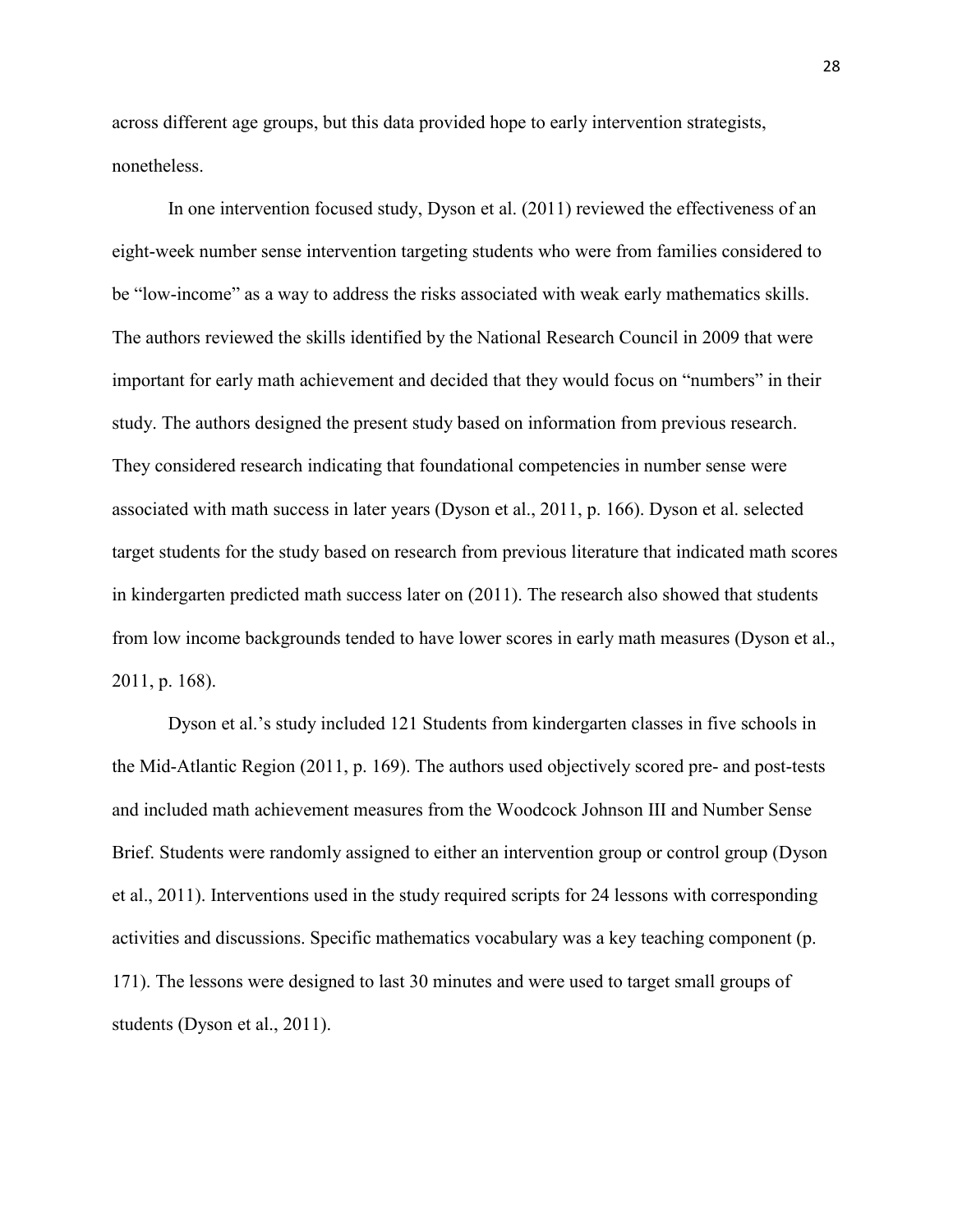across different age groups, but this data provided hope to early intervention strategists, nonetheless.

In one intervention focused study, Dyson et al. (2011) reviewed the effectiveness of an eight-week number sense intervention targeting students who were from families considered to be "low-income" as a way to address the risks associated with weak early mathematics skills. The authors reviewed the skills identified by the National Research Council in 2009 that were important for early math achievement and decided that they would focus on "numbers" in their study. The authors designed the present study based on information from previous research. They considered research indicating that foundational competencies in number sense were associated with math success in later years (Dyson et al., 2011, p. 166). Dyson et al. selected target students for the study based on research from previous literature that indicated math scores in kindergarten predicted math success later on (2011). The research also showed that students from low income backgrounds tended to have lower scores in early math measures (Dyson et al., 2011, p. 168).

Dyson et al.'s study included 121 Students from kindergarten classes in five schools in the Mid-Atlantic Region (2011, p. 169). The authors used objectively scored pre- and post-tests and included math achievement measures from the Woodcock Johnson III and Number Sense Brief. Students were randomly assigned to either an intervention group or control group (Dyson et al., 2011). Interventions used in the study required scripts for 24 lessons with corresponding activities and discussions. Specific mathematics vocabulary was a key teaching component (p. 171). The lessons were designed to last 30 minutes and were used to target small groups of students (Dyson et al., 2011).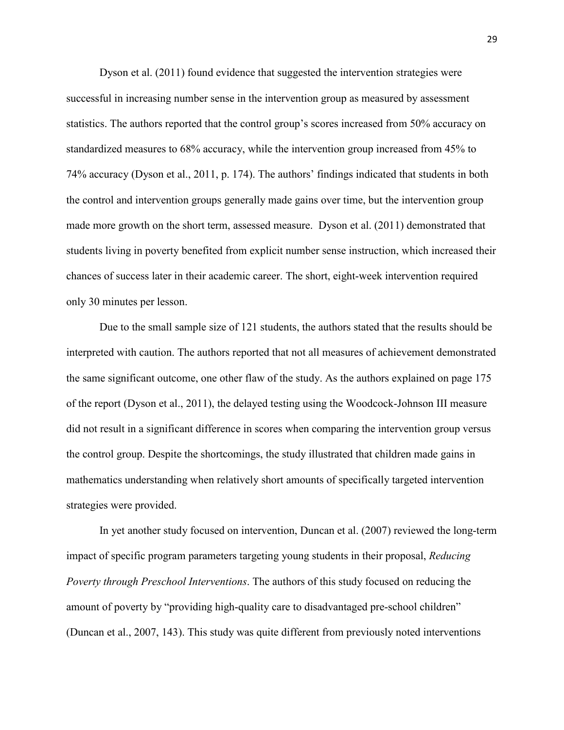Dyson et al. (2011) found evidence that suggested the intervention strategies were successful in increasing number sense in the intervention group as measured by assessment statistics. The authors reported that the control group's scores increased from 50% accuracy on standardized measures to 68% accuracy, while the intervention group increased from 45% to 74% accuracy (Dyson et al., 2011, p. 174). The authors' findings indicated that students in both the control and intervention groups generally made gains over time, but the intervention group made more growth on the short term, assessed measure. Dyson et al. (2011) demonstrated that students living in poverty benefited from explicit number sense instruction, which increased their chances of success later in their academic career. The short, eight-week intervention required only 30 minutes per lesson.

Due to the small sample size of 121 students, the authors stated that the results should be interpreted with caution. The authors reported that not all measures of achievement demonstrated the same significant outcome, one other flaw of the study. As the authors explained on page 175 of the report (Dyson et al., 2011), the delayed testing using the Woodcock-Johnson III measure did not result in a significant difference in scores when comparing the intervention group versus the control group. Despite the shortcomings, the study illustrated that children made gains in mathematics understanding when relatively short amounts of specifically targeted intervention strategies were provided.

In yet another study focused on intervention, Duncan et al. (2007) reviewed the long-term impact of specific program parameters targeting young students in their proposal, *Reducing Poverty through Preschool Interventions*. The authors of this study focused on reducing the amount of poverty by "providing high-quality care to disadvantaged pre-school children" (Duncan et al., 2007, 143). This study was quite different from previously noted interventions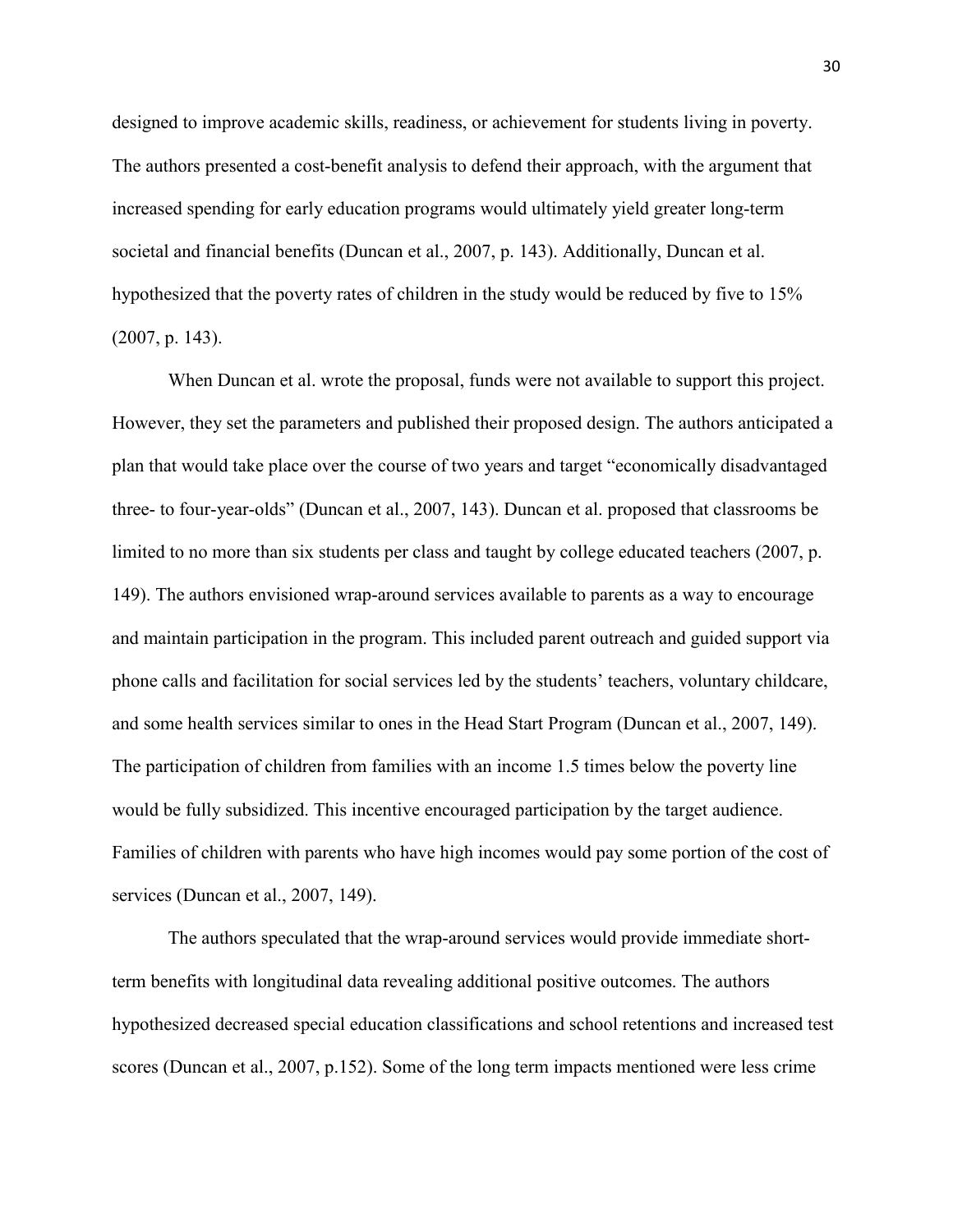designed to improve academic skills, readiness, or achievement for students living in poverty. The authors presented a cost-benefit analysis to defend their approach, with the argument that increased spending for early education programs would ultimately yield greater long-term societal and financial benefits (Duncan et al., 2007, p. 143). Additionally, Duncan et al. hypothesized that the poverty rates of children in the study would be reduced by five to 15% (2007, p. 143).

When Duncan et al. wrote the proposal, funds were not available to support this project. However, they set the parameters and published their proposed design. The authors anticipated a plan that would take place over the course of two years and target "economically disadvantaged three- to four-year-olds" (Duncan et al., 2007, 143). Duncan et al. proposed that classrooms be limited to no more than six students per class and taught by college educated teachers (2007, p. 149). The authors envisioned wrap-around services available to parents as a way to encourage and maintain participation in the program. This included parent outreach and guided support via phone calls and facilitation for social services led by the students' teachers, voluntary childcare, and some health services similar to ones in the Head Start Program (Duncan et al., 2007, 149). The participation of children from families with an income 1.5 times below the poverty line would be fully subsidized. This incentive encouraged participation by the target audience. Families of children with parents who have high incomes would pay some portion of the cost of services (Duncan et al., 2007, 149).

The authors speculated that the wrap-around services would provide immediate short-term benefits with longitudinal data revealing additional positive outcomes. The authors hypothesized decreased special education classifications and school retentions and increased test scores (Duncan et al., 2007, p.152). Some of the long term impacts mentioned were less crime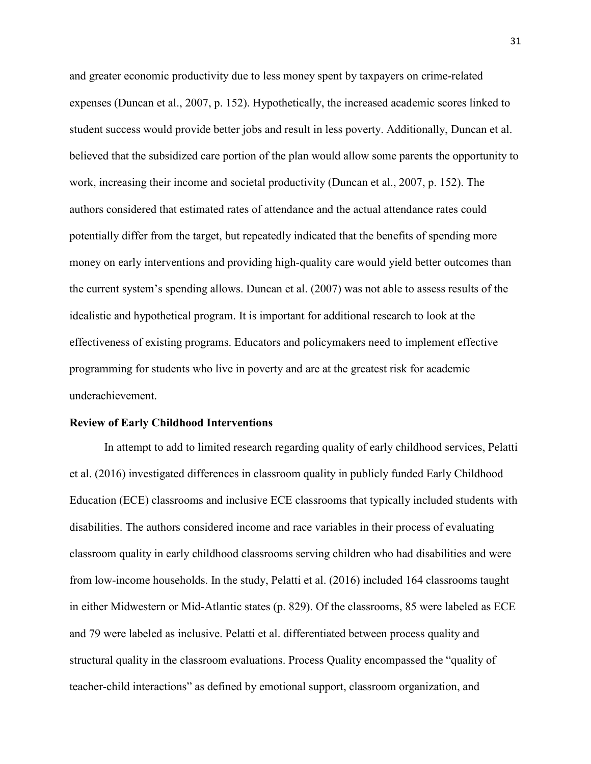and greater economic productivity due to less money spent by taxpayers on crime-related expenses (Duncan et al., 2007, p. 152). Hypothetically, the increased academic scores linked to student success would provide better jobs and result in less poverty. Additionally, Duncan et al. believed that the subsidized care portion of the plan would allow some parents the opportunity to work, increasing their income and societal productivity (Duncan et al., 2007, p. 152). The authors considered that estimated rates of attendance and the actual attendance rates could potentially differ from the target, but repeatedly indicated that the benefits of spending more money on early interventions and providing high-quality care would yield better outcomes than the current system's spending allows. Duncan et al. (2007) was not able to assess results of the idealistic and hypothetical program. It is important for additional research to look at the effectiveness of existing programs. Educators and policymakers need to implement effective programming for students who live in poverty and are at the greatest risk for academic underachievement.

**Review of Early Childhood Interventions**

In attempt to add to limited research regarding quality of early childhood services, Pelatti et al. (2016) investigated differences in classroom quality in publicly funded Early Childhood Education (ECE) classrooms and inclusive ECE classrooms that typically included students with disabilities. The authors considered income and race variables in their process of evaluating classroom quality in early childhood classrooms serving children who had disabilities and were from low-income households. In the study, Pelatti et al. (2016) included 164 classrooms taught in either Midwestern or Mid-Atlantic states (p. 829). Of the classrooms, 85 were labeled as ECE and 79 were labeled as inclusive. Pelatti et al. differentiated between process quality and structural quality in the classroom evaluations. Process Quality encompassed the "quality of teacher-child interactions" as defined by emotional support, classroom organization, and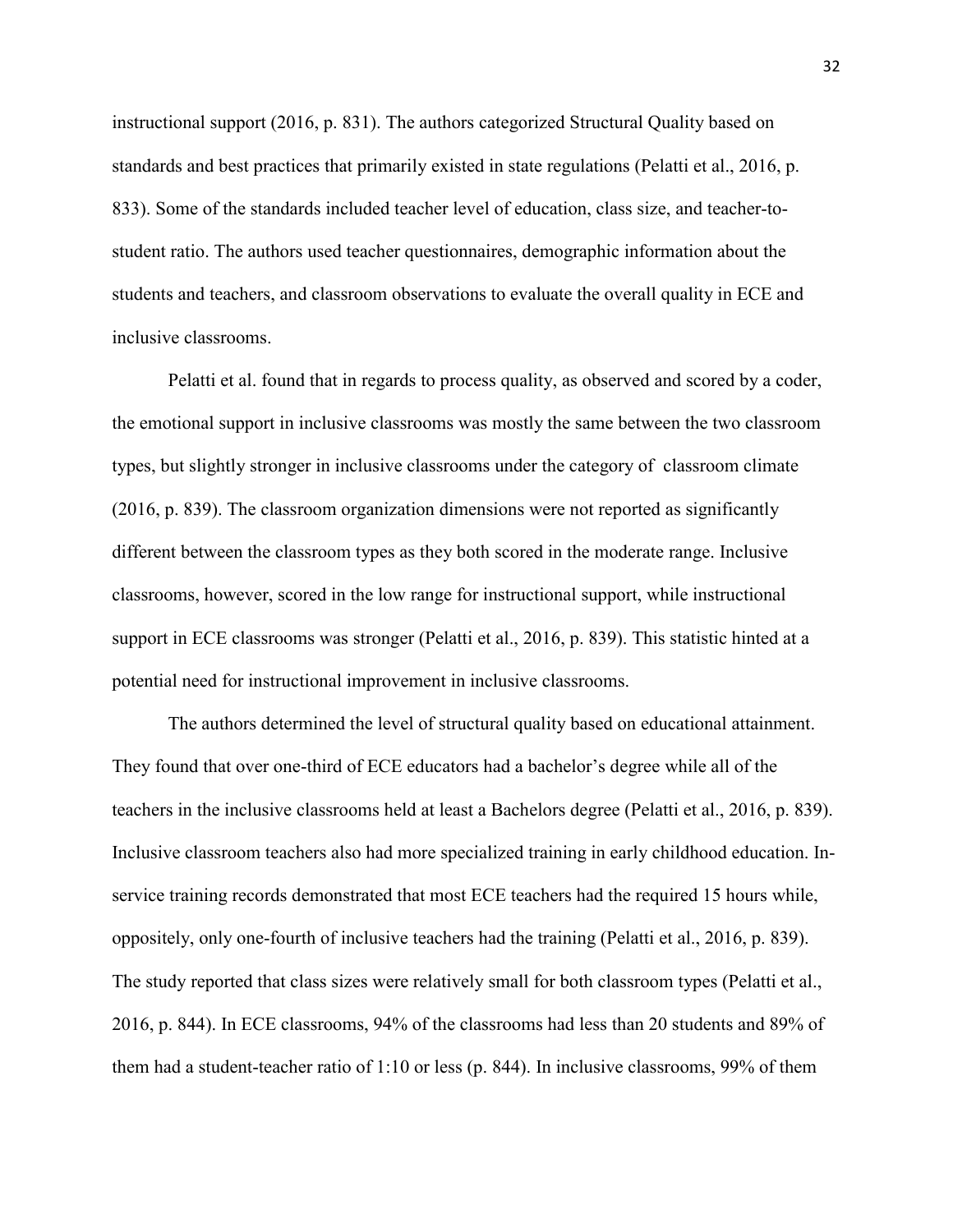instructional support (2016, p. 831). The authors categorized Structural Quality based on standards and best practices that primarily existed in state regulations (Pelatti et al., 2016, p. 833). Some of the standards included teacher level of education, class size, and teacher-to-student ratio. The authors used teacher questionnaires, demographic information about the students and teachers, and classroom observations to evaluate the overall quality in ECE and inclusive classrooms.

Pelatti et al. found that in regards to process quality, as observed and scored by a coder, the emotional support in inclusive classrooms was mostly the same between the two classroom types, but slightly stronger in inclusive classrooms under the category of  classroom climate (2016, p. 839). The classroom organization dimensions were not reported as significantly different between the classroom types as they both scored in the moderate range. Inclusive classrooms, however, scored in the low range for instructional support, while instructional support in ECE classrooms was stronger (Pelatti et al., 2016, p. 839). This statistic hinted at a potential need for instructional improvement in inclusive classrooms.

The authors determined the level of structural quality based on educational attainment. They found that over one-third of ECE educators had a bachelor's degree while all of the teachers in the inclusive classrooms held at least a Bachelors degree (Pelatti et al., 2016, p. 839). Inclusive classroom teachers also had more specialized training in early childhood education. In-service training records demonstrated that most ECE teachers had the required 15 hours while, oppositely, only one-fourth of inclusive teachers had the training (Pelatti et al., 2016, p. 839). The study reported that class sizes were relatively small for both classroom types (Pelatti et al., 2016, p. 844). In ECE classrooms, 94% of the classrooms had less than 20 students and 89% of them had a student-teacher ratio of 1:10 or less (p. 844). In inclusive classrooms, 99% of them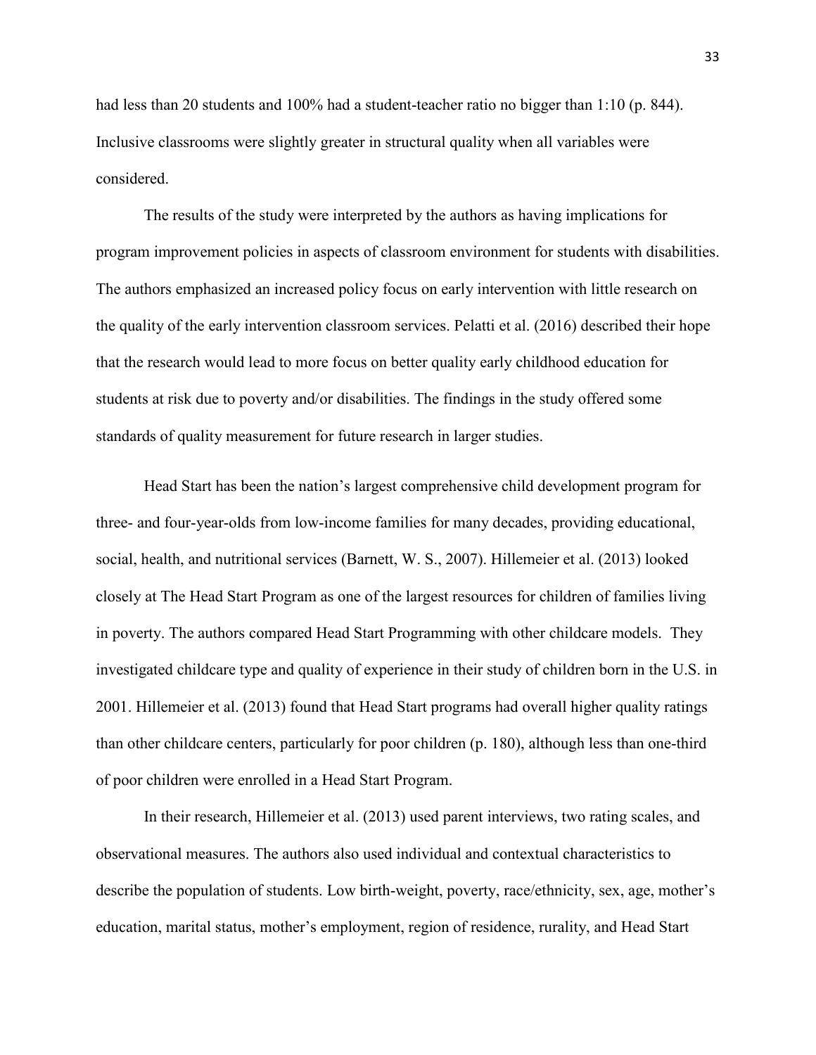had less than 20 students and 100% had a student-teacher ratio no bigger than 1:10 (p. 844). Inclusive classrooms were slightly greater in structural quality when all variables were considered.

The results of the study were interpreted by the authors as having implications for program improvement policies in aspects of classroom environment for students with disabilities. The authors emphasized an increased policy focus on early intervention with little research on the quality of the early intervention classroom services. Pelatti et al. (2016) described their hope that the research would lead to more focus on better quality early childhood education for students at risk due to poverty and/or disabilities. The findings in the study offered some standards of quality measurement for future research in larger studies.

Head Start has been the nation's largest comprehensive child development program for three- and four-year-olds from low-income families for many decades, providing educational, social, health, and nutritional services (Barnett, W. S., 2007). Hillemeier et al. (2013) looked closely at The Head Start Program as one of the largest resources for children of families living in poverty. The authors compared Head Start Programming with other childcare models. They investigated childcare type and quality of experience in their study of children born in the U.S. in 2001. Hillemeier et al. (2013) found that Head Start programs had overall higher quality ratings than other childcare centers, particularly for poor children (p. 180), although less than one-third of poor children were enrolled in a Head Start Program.

In their research, Hillemeier et al. (2013) used parent interviews, two rating scales, and observational measures. The authors also used individual and contextual characteristics to describe the population of students. Low birth-weight, poverty, race/ethnicity, sex, age, mother's education, marital status, mother's employment, region of residence, rurality, and Head Start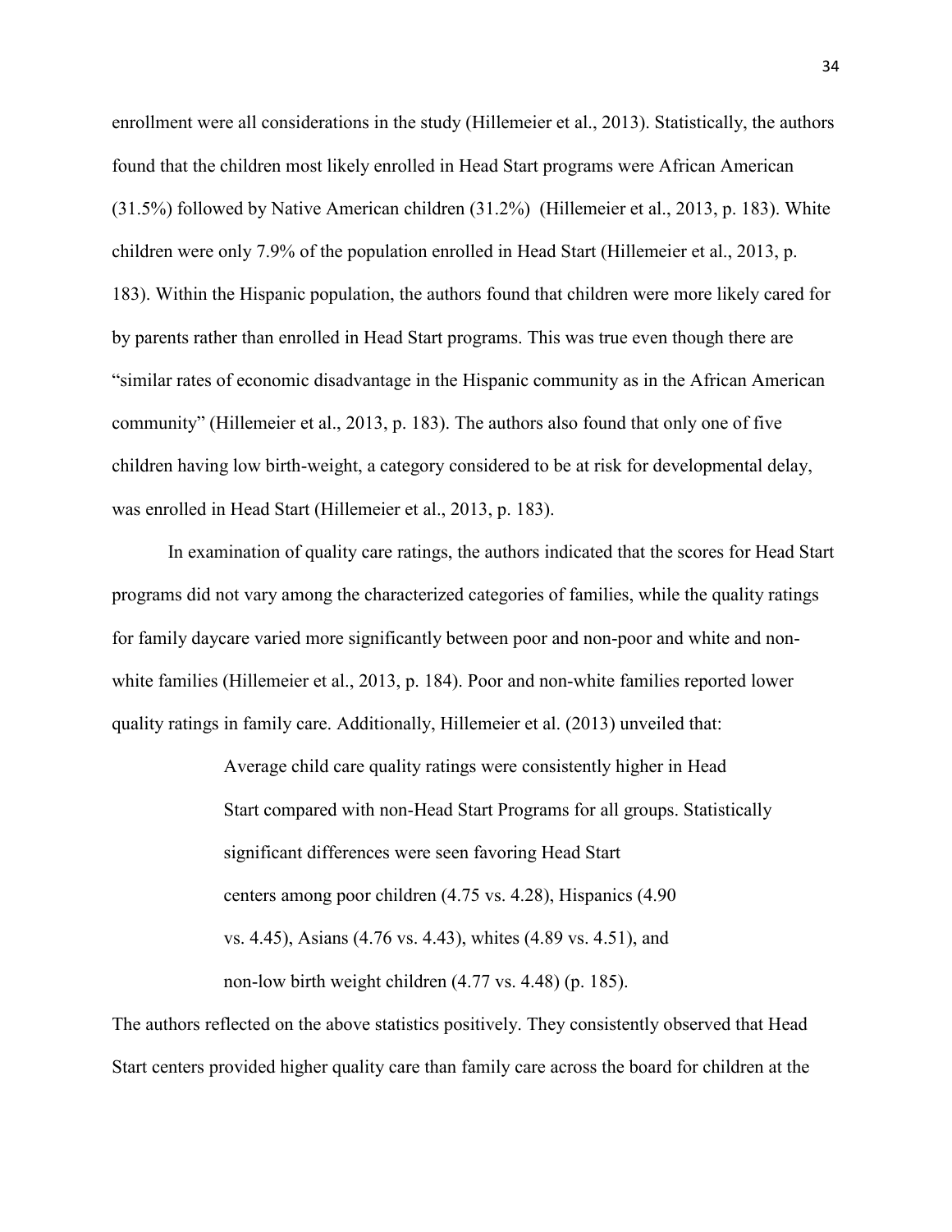enrollment were all considerations in the study (Hillemeier et al., 2013). Statistically, the authors found that the children most likely enrolled in Head Start programs were African American (31.5%) followed by Native American children (31.2%) (Hillemeier et al., 2013, p. 183). White children were only 7.9% of the population enrolled in Head Start (Hillemeier et al., 2013, p. 183). Within the Hispanic population, the authors found that children were more likely cared for by parents rather than enrolled in Head Start programs. This was true even though there are "similar rates of economic disadvantage in the Hispanic community as in the African American community" (Hillemeier et al., 2013, p. 183). The authors also found that only one of five children having low birth-weight, a category considered to be at risk for developmental delay, was enrolled in Head Start (Hillemeier et al., 2013, p. 183).

In examination of quality care ratings, the authors indicated that the scores for Head Start programs did not vary among the characterized categories of families, while the quality ratings for family daycare varied more significantly between poor and non-poor and white and non-white families (Hillemeier et al., 2013, p. 184). Poor and non-white families reported lower quality ratings in family care. Additionally, Hillemeier et al. (2013) unveiled that:

> Average child care quality ratings were consistently higher in Head Start compared with non-Head Start Programs for all groups. Statistically significant differences were seen favoring Head Start centers among poor children (4.75 vs. 4.28), Hispanics (4.90 vs. 4.45), Asians (4.76 vs. 4.43), whites (4.89 vs. 4.51), and non-low birth weight children (4.77 vs. 4.48) (p. 185).

The authors reflected on the above statistics positively. They consistently observed that Head Start centers provided higher quality care than family care across the board for children at the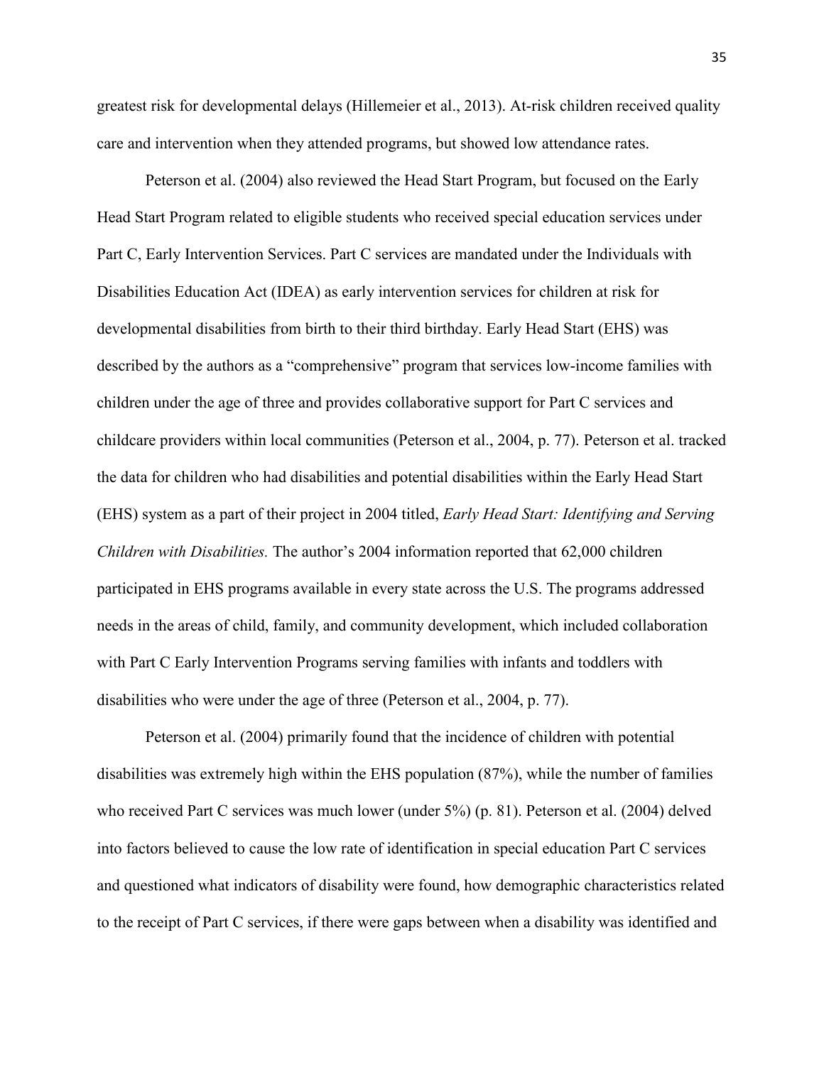greatest risk for developmental delays (Hillemeier et al., 2013). At-risk children received quality care and intervention when they attended programs, but showed low attendance rates.

Peterson et al. (2004) also reviewed the Head Start Program, but focused on the Early Head Start Program related to eligible students who received special education services under Part C, Early Intervention Services. Part C services are mandated under the Individuals with Disabilities Education Act (IDEA) as early intervention services for children at risk for developmental disabilities from birth to their third birthday. Early Head Start (EHS) was described by the authors as a "comprehensive" program that services low-income families with children under the age of three and provides collaborative support for Part C services and childcare providers within local communities (Peterson et al., 2004, p. 77). Peterson et al. tracked the data for children who had disabilities and potential disabilities within the Early Head Start (EHS) system as a part of their project in 2004 titled, *Early Head Start: Identifying and Serving Children with Disabilities.* The author's 2004 information reported that 62,000 children participated in EHS programs available in every state across the U.S. The programs addressed needs in the areas of child, family, and community development, which included collaboration with Part C Early Intervention Programs serving families with infants and toddlers with disabilities who were under the age of three (Peterson et al., 2004, p. 77).

Peterson et al. (2004) primarily found that the incidence of children with potential disabilities was extremely high within the EHS population (87%), while the number of families who received Part C services was much lower (under 5%) (p. 81). Peterson et al. (2004) delved into factors believed to cause the low rate of identification in special education Part C services and questioned what indicators of disability were found, how demographic characteristics related to the receipt of Part C services, if there were gaps between when a disability was identified and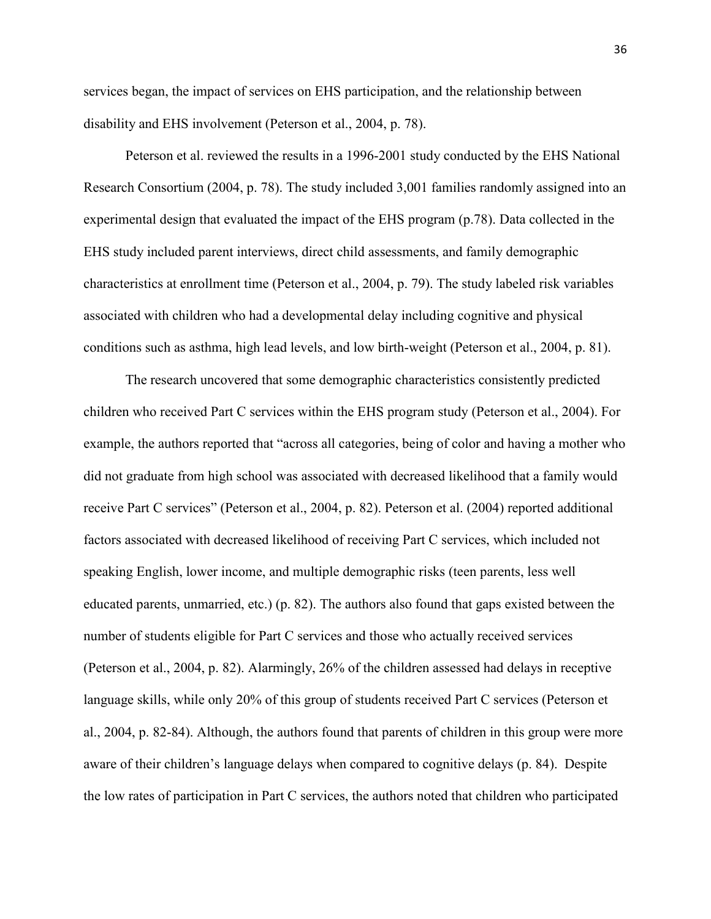services began, the impact of services on EHS participation, and the relationship between disability and EHS involvement (Peterson et al., 2004, p. 78).

Peterson et al. reviewed the results in a 1996-2001 study conducted by the EHS National Research Consortium (2004, p. 78). The study included 3,001 families randomly assigned into an experimental design that evaluated the impact of the EHS program (p.78). Data collected in the EHS study included parent interviews, direct child assessments, and family demographic characteristics at enrollment time (Peterson et al., 2004, p. 79). The study labeled risk variables associated with children who had a developmental delay including cognitive and physical conditions such as asthma, high lead levels, and low birth-weight (Peterson et al., 2004, p. 81).

The research uncovered that some demographic characteristics consistently predicted children who received Part C services within the EHS program study (Peterson et al., 2004). For example, the authors reported that "across all categories, being of color and having a mother who did not graduate from high school was associated with decreased likelihood that a family would receive Part C services" (Peterson et al., 2004, p. 82). Peterson et al. (2004) reported additional factors associated with decreased likelihood of receiving Part C services, which included not speaking English, lower income, and multiple demographic risks (teen parents, less well educated parents, unmarried, etc.) (p. 82). The authors also found that gaps existed between the number of students eligible for Part C services and those who actually received services (Peterson et al., 2004, p. 82). Alarmingly, 26% of the children assessed had delays in receptive language skills, while only 20% of this group of students received Part C services (Peterson et al., 2004, p. 82-84). Although, the authors found that parents of children in this group were more aware of their children's language delays when compared to cognitive delays (p. 84). Despite the low rates of participation in Part C services, the authors noted that children who participated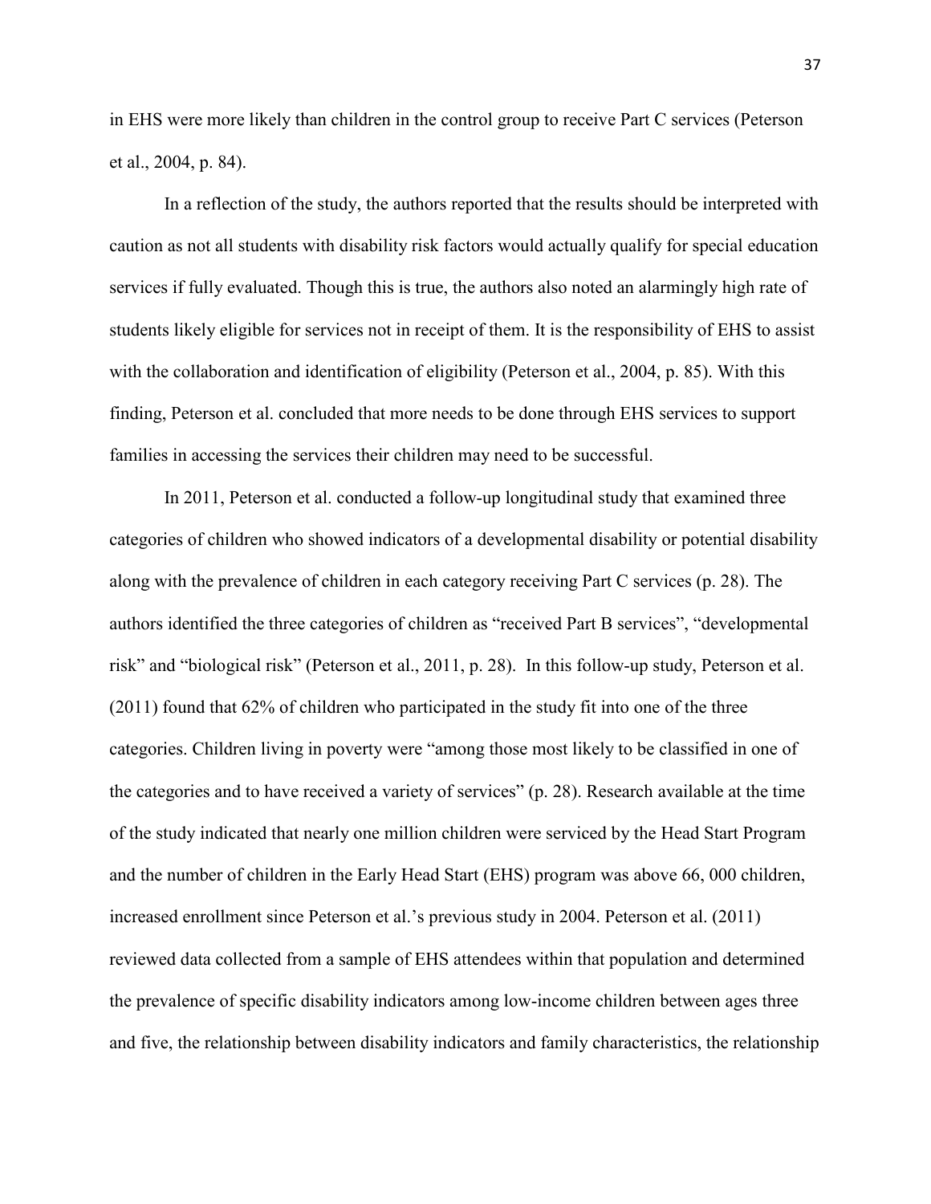in EHS were more likely than children in the control group to receive Part C services (Peterson et al., 2004, p. 84).

In a reflection of the study, the authors reported that the results should be interpreted with caution as not all students with disability risk factors would actually qualify for special education services if fully evaluated. Though this is true, the authors also noted an alarmingly high rate of students likely eligible for services not in receipt of them. It is the responsibility of EHS to assist with the collaboration and identification of eligibility (Peterson et al., 2004, p. 85). With this finding, Peterson et al. concluded that more needs to be done through EHS services to support families in accessing the services their children may need to be successful.

In 2011, Peterson et al. conducted a follow-up longitudinal study that examined three categories of children who showed indicators of a developmental disability or potential disability along with the prevalence of children in each category receiving Part C services (p. 28). The authors identified the three categories of children as "received Part B services", "developmental risk" and "biological risk" (Peterson et al., 2011, p. 28). In this follow-up study, Peterson et al. (2011) found that 62% of children who participated in the study fit into one of the three categories. Children living in poverty were "among those most likely to be classified in one of the categories and to have received a variety of services" (p. 28). Research available at the time of the study indicated that nearly one million children were serviced by the Head Start Program and the number of children in the Early Head Start (EHS) program was above 66, 000 children, increased enrollment since Peterson et al.'s previous study in 2004. Peterson et al. (2011) reviewed data collected from a sample of EHS attendees within that population and determined the prevalence of specific disability indicators among low-income children between ages three and five, the relationship between disability indicators and family characteristics, the relationship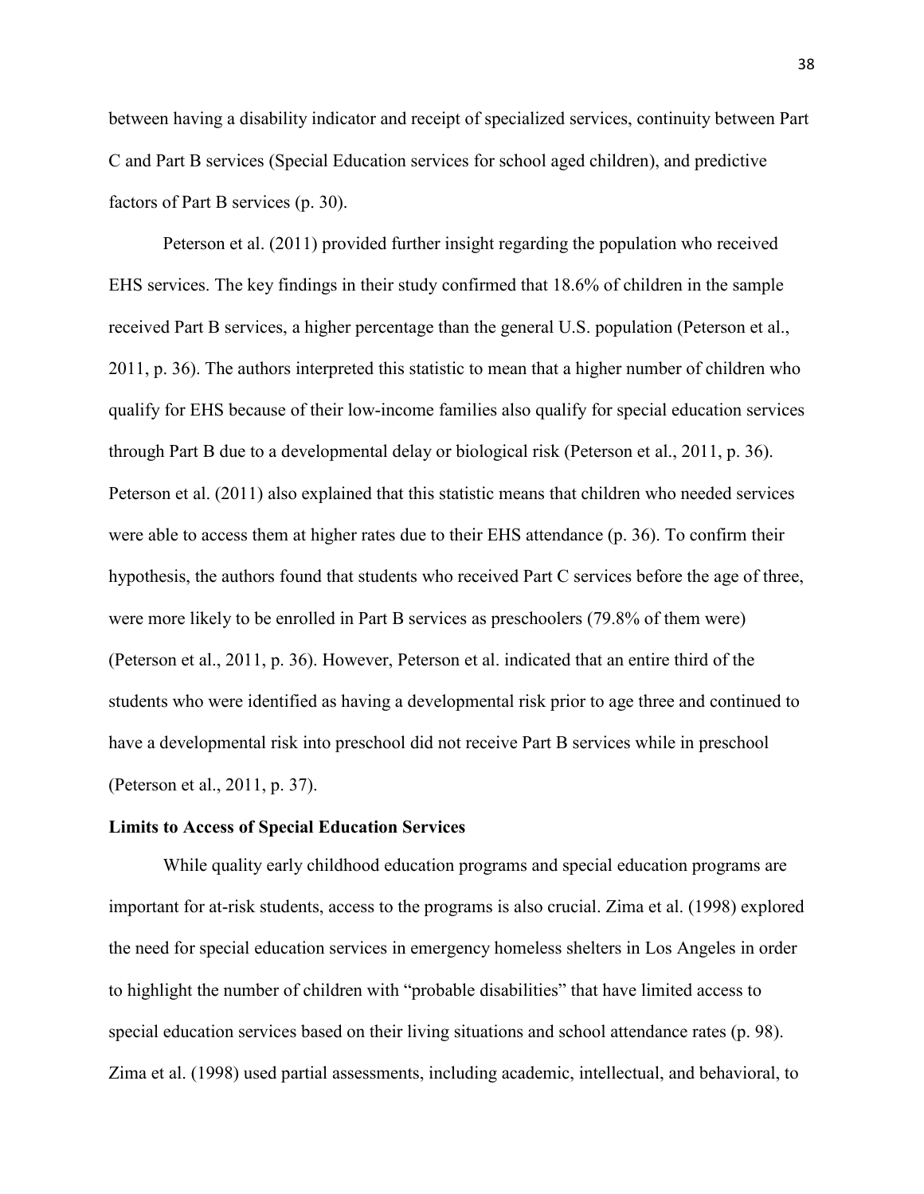between having a disability indicator and receipt of specialized services, continuity between Part C and Part B services (Special Education services for school aged children), and predictive factors of Part B services (p. 30).

Peterson et al. (2011) provided further insight regarding the population who received EHS services. The key findings in their study confirmed that 18.6% of children in the sample received Part B services, a higher percentage than the general U.S. population (Peterson et al., 2011, p. 36). The authors interpreted this statistic to mean that a higher number of children who qualify for EHS because of their low-income families also qualify for special education services through Part B due to a developmental delay or biological risk (Peterson et al., 2011, p. 36). Peterson et al. (2011) also explained that this statistic means that children who needed services were able to access them at higher rates due to their EHS attendance (p. 36). To confirm their hypothesis, the authors found that students who received Part C services before the age of three, were more likely to be enrolled in Part B services as preschoolers (79.8% of them were) (Peterson et al., 2011, p. 36). However, Peterson et al. indicated that an entire third of the students who were identified as having a developmental risk prior to age three and continued to have a developmental risk into preschool did not receive Part B services while in preschool (Peterson et al., 2011, p. 37).

**Limits to Access of Special Education Services**

While quality early childhood education programs and special education programs are important for at-risk students, access to the programs is also crucial. Zima et al. (1998) explored the need for special education services in emergency homeless shelters in Los Angeles in order to highlight the number of children with "probable disabilities" that have limited access to special education services based on their living situations and school attendance rates (p. 98). Zima et al. (1998) used partial assessments, including academic, intellectual, and behavioral, to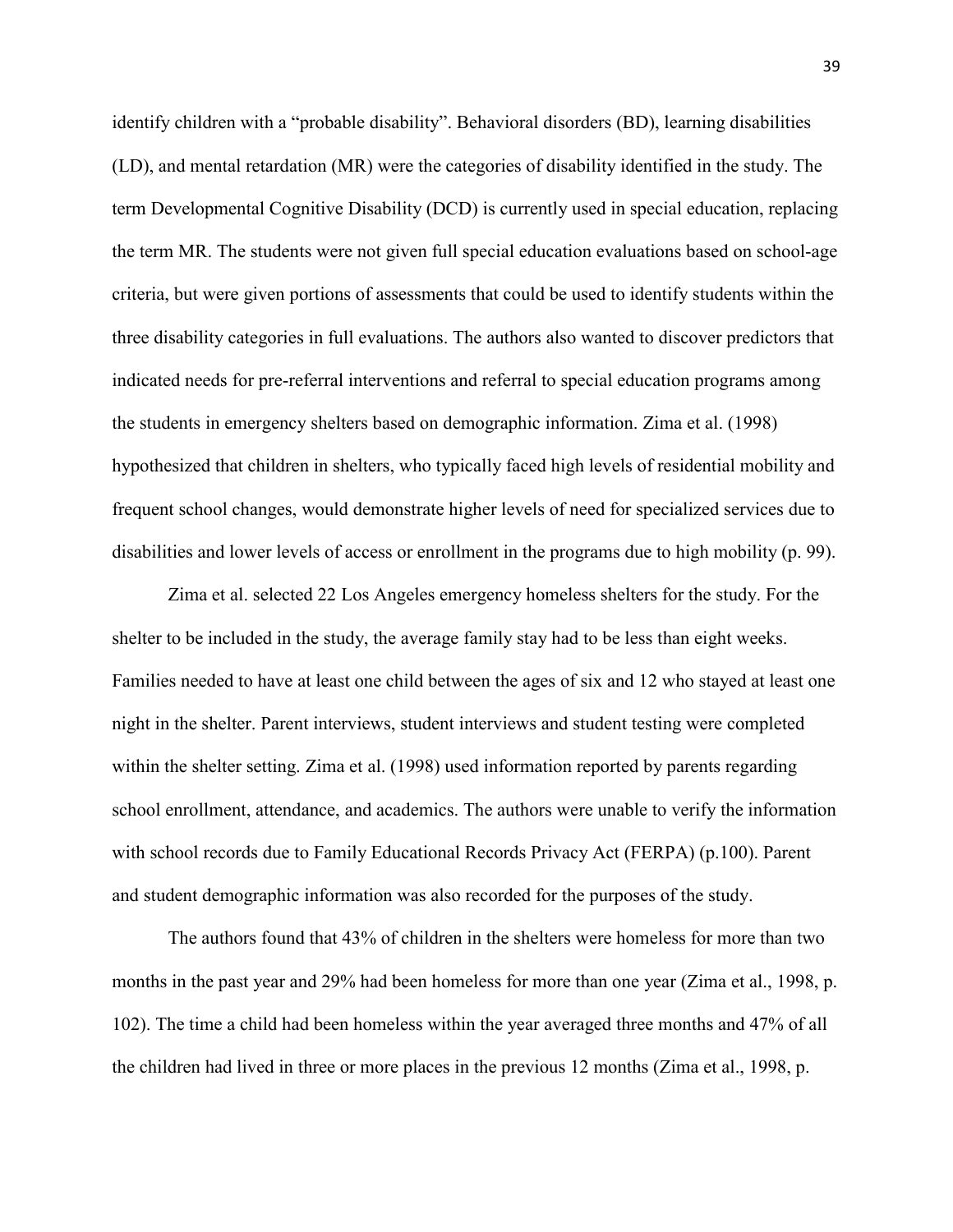identify children with a "probable disability". Behavioral disorders (BD), learning disabilities (LD), and mental retardation (MR) were the categories of disability identified in the study. The term Developmental Cognitive Disability (DCD) is currently used in special education, replacing the term MR. The students were not given full special education evaluations based on school-age criteria, but were given portions of assessments that could be used to identify students within the three disability categories in full evaluations. The authors also wanted to discover predictors that indicated needs for pre-referral interventions and referral to special education programs among the students in emergency shelters based on demographic information. Zima et al. (1998) hypothesized that children in shelters, who typically faced high levels of residential mobility and frequent school changes, would demonstrate higher levels of need for specialized services due to disabilities and lower levels of access or enrollment in the programs due to high mobility (p. 99).

Zima et al. selected 22 Los Angeles emergency homeless shelters for the study. For the shelter to be included in the study, the average family stay had to be less than eight weeks. Families needed to have at least one child between the ages of six and 12 who stayed at least one night in the shelter. Parent interviews, student interviews and student testing were completed within the shelter setting. Zima et al. (1998) used information reported by parents regarding school enrollment, attendance, and academics. The authors were unable to verify the information with school records due to Family Educational Records Privacy Act (FERPA) (p.100). Parent and student demographic information was also recorded for the purposes of the study.

The authors found that 43% of children in the shelters were homeless for more than two months in the past year and 29% had been homeless for more than one year (Zima et al., 1998, p. 102). The time a child had been homeless within the year averaged three months and 47% of all the children had lived in three or more places in the previous 12 months (Zima et al., 1998, p.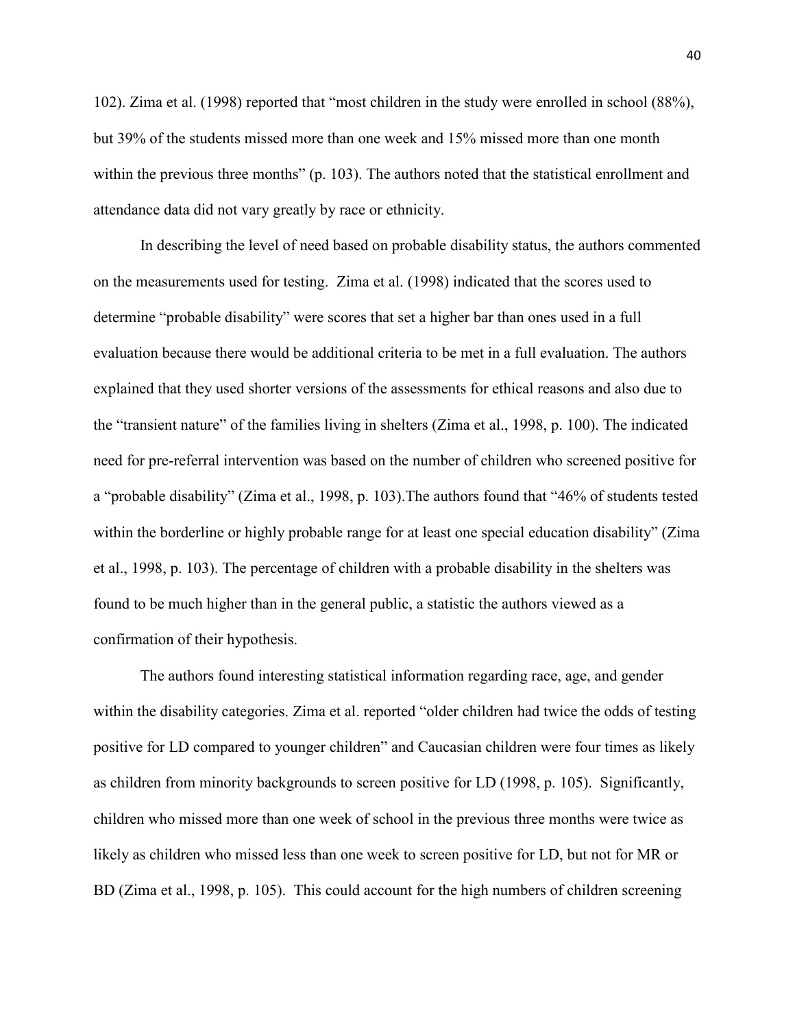102). Zima et al. (1998) reported that "most children in the study were enrolled in school (88%), but 39% of the students missed more than one week and 15% missed more than one month within the previous three months" (p. 103). The authors noted that the statistical enrollment and attendance data did not vary greatly by race or ethnicity.

In describing the level of need based on probable disability status, the authors commented on the measurements used for testing. Zima et al. (1998) indicated that the scores used to determine "probable disability" were scores that set a higher bar than ones used in a full evaluation because there would be additional criteria to be met in a full evaluation. The authors explained that they used shorter versions of the assessments for ethical reasons and also due to the "transient nature" of the families living in shelters (Zima et al., 1998, p. 100). The indicated need for pre-referral intervention was based on the number of children who screened positive for a "probable disability" (Zima et al., 1998, p. 103).The authors found that "46% of students tested within the borderline or highly probable range for at least one special education disability" (Zima et al., 1998, p. 103). The percentage of children with a probable disability in the shelters was found to be much higher than in the general public, a statistic the authors viewed as a confirmation of their hypothesis.

The authors found interesting statistical information regarding race, age, and gender within the disability categories. Zima et al. reported "older children had twice the odds of testing positive for LD compared to younger children" and Caucasian children were four times as likely as children from minority backgrounds to screen positive for LD (1998, p. 105). Significantly, children who missed more than one week of school in the previous three months were twice as likely as children who missed less than one week to screen positive for LD, but not for MR or BD (Zima et al., 1998, p. 105). This could account for the high numbers of children screening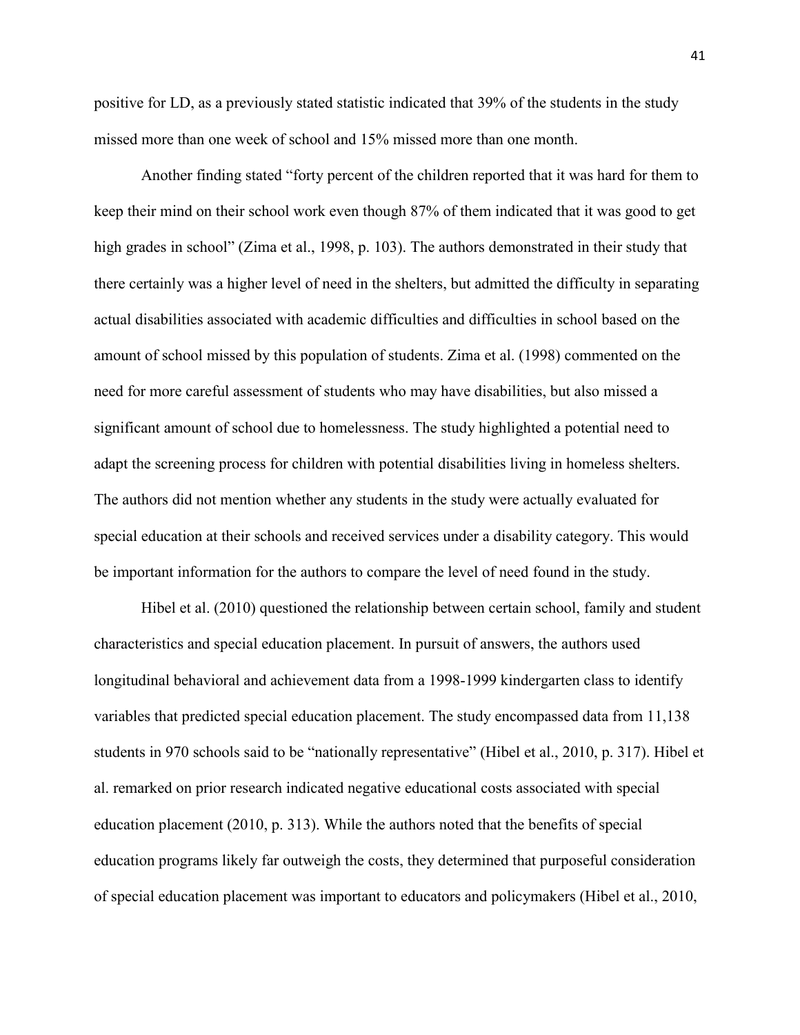positive for LD, as a previously stated statistic indicated that 39% of the students in the study missed more than one week of school and 15% missed more than one month.

Another finding stated "forty percent of the children reported that it was hard for them to keep their mind on their school work even though 87% of them indicated that it was good to get high grades in school" (Zima et al., 1998, p. 103). The authors demonstrated in their study that there certainly was a higher level of need in the shelters, but admitted the difficulty in separating actual disabilities associated with academic difficulties and difficulties in school based on the amount of school missed by this population of students. Zima et al. (1998) commented on the need for more careful assessment of students who may have disabilities, but also missed a significant amount of school due to homelessness. The study highlighted a potential need to adapt the screening process for children with potential disabilities living in homeless shelters. The authors did not mention whether any students in the study were actually evaluated for special education at their schools and received services under a disability category. This would be important information for the authors to compare the level of need found in the study.

Hibel et al. (2010) questioned the relationship between certain school, family and student characteristics and special education placement. In pursuit of answers, the authors used longitudinal behavioral and achievement data from a 1998-1999 kindergarten class to identify variables that predicted special education placement. The study encompassed data from 11,138 students in 970 schools said to be "nationally representative" (Hibel et al., 2010, p. 317). Hibel et al. remarked on prior research indicated negative educational costs associated with special education placement (2010, p. 313). While the authors noted that the benefits of special education programs likely far outweigh the costs, they determined that purposeful consideration of special education placement was important to educators and policymakers (Hibel et al., 2010,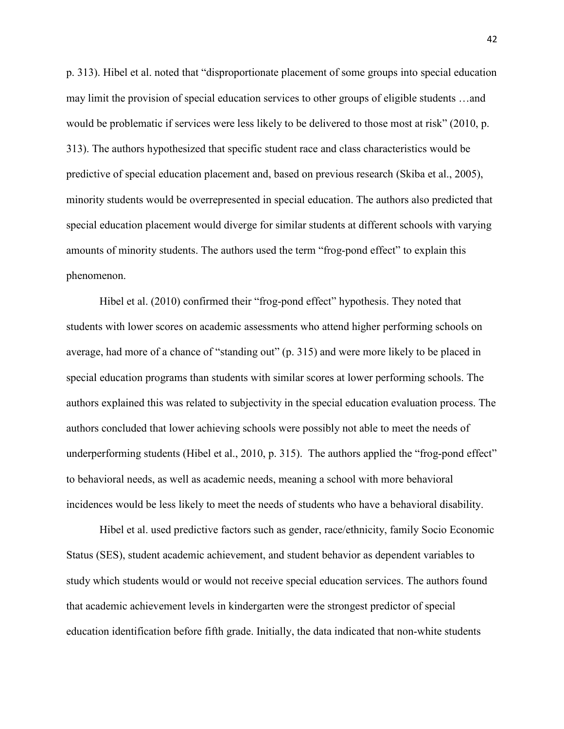p. 313). Hibel et al. noted that "disproportionate placement of some groups into special education may limit the provision of special education services to other groups of eligible students …and would be problematic if services were less likely to be delivered to those most at risk" (2010, p. 313). The authors hypothesized that specific student race and class characteristics would be predictive of special education placement and, based on previous research (Skiba et al., 2005), minority students would be overrepresented in special education. The authors also predicted that special education placement would diverge for similar students at different schools with varying amounts of minority students. The authors used the term "frog-pond effect" to explain this phenomenon.

Hibel et al. (2010) confirmed their "frog-pond effect" hypothesis. They noted that students with lower scores on academic assessments who attend higher performing schools on average, had more of a chance of "standing out" (p. 315) and were more likely to be placed in special education programs than students with similar scores at lower performing schools. The authors explained this was related to subjectivity in the special education evaluation process. The authors concluded that lower achieving schools were possibly not able to meet the needs of underperforming students (Hibel et al., 2010, p. 315). The authors applied the "frog-pond effect" to behavioral needs, as well as academic needs, meaning a school with more behavioral incidences would be less likely to meet the needs of students who have a behavioral disability.

Hibel et al. used predictive factors such as gender, race/ethnicity, family Socio Economic Status (SES), student academic achievement, and student behavior as dependent variables to study which students would or would not receive special education services. The authors found that academic achievement levels in kindergarten were the strongest predictor of special education identification before fifth grade. Initially, the data indicated that non-white students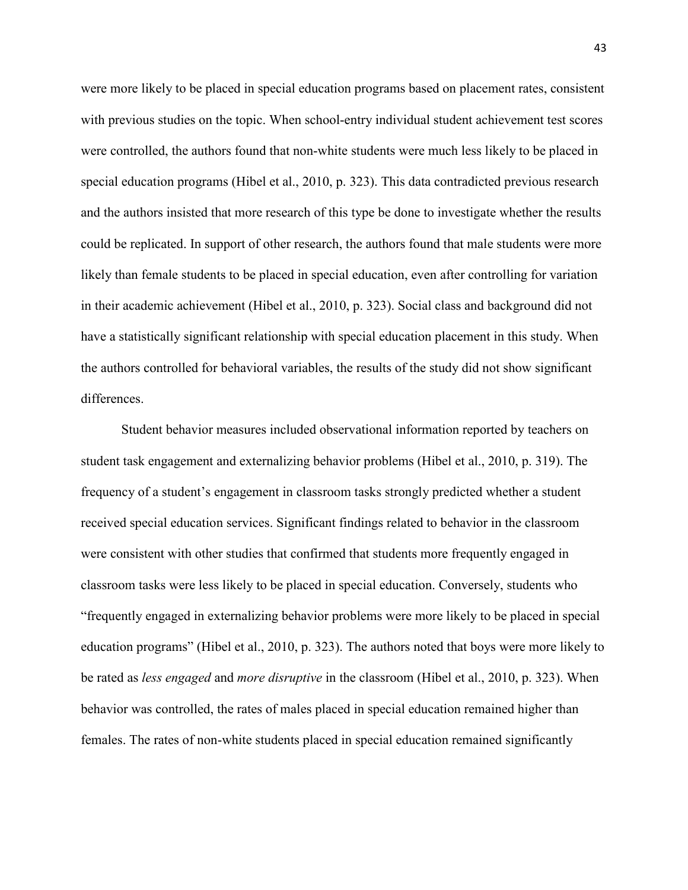were more likely to be placed in special education programs based on placement rates, consistent with previous studies on the topic. When school-entry individual student achievement test scores were controlled, the authors found that non-white students were much less likely to be placed in special education programs (Hibel et al., 2010, p. 323). This data contradicted previous research and the authors insisted that more research of this type be done to investigate whether the results could be replicated. In support of other research, the authors found that male students were more likely than female students to be placed in special education, even after controlling for variation in their academic achievement (Hibel et al., 2010, p. 323). Social class and background did not have a statistically significant relationship with special education placement in this study. When the authors controlled for behavioral variables, the results of the study did not show significant differences.

Student behavior measures included observational information reported by teachers on student task engagement and externalizing behavior problems (Hibel et al., 2010, p. 319). The frequency of a student's engagement in classroom tasks strongly predicted whether a student received special education services. Significant findings related to behavior in the classroom were consistent with other studies that confirmed that students more frequently engaged in classroom tasks were less likely to be placed in special education. Conversely, students who "frequently engaged in externalizing behavior problems were more likely to be placed in special education programs" (Hibel et al., 2010, p. 323). The authors noted that boys were more likely to be rated as *less engaged* and *more disruptive* in the classroom (Hibel et al., 2010, p. 323). When behavior was controlled, the rates of males placed in special education remained higher than females. The rates of non-white students placed in special education remained significantly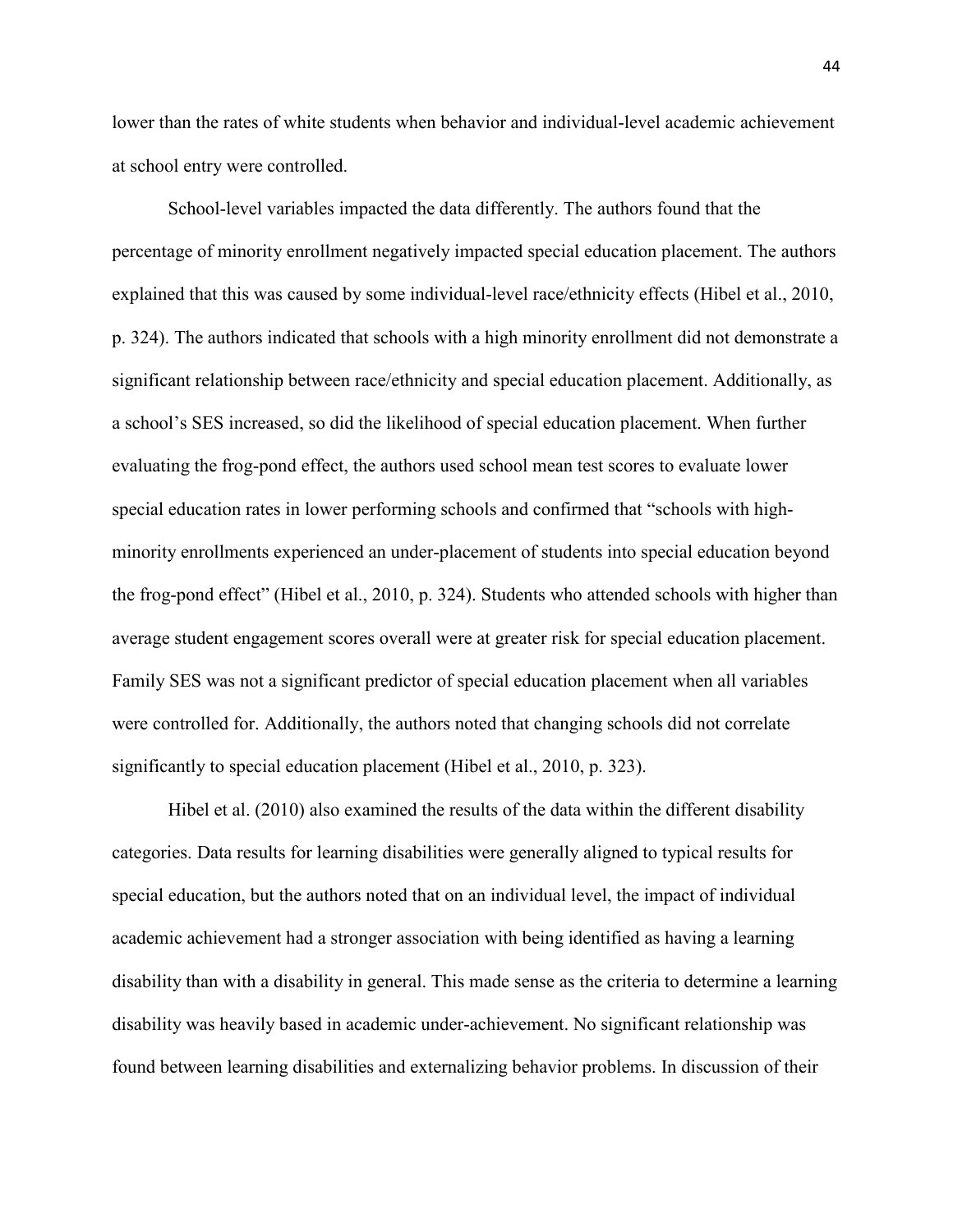lower than the rates of white students when behavior and individual-level academic achievement at school entry were controlled.

School-level variables impacted the data differently. The authors found that the percentage of minority enrollment negatively impacted special education placement. The authors explained that this was caused by some individual-level race/ethnicity effects (Hibel et al., 2010, p. 324). The authors indicated that schools with a high minority enrollment did not demonstrate a significant relationship between race/ethnicity and special education placement. Additionally, as a school's SES increased, so did the likelihood of special education placement. When further evaluating the frog-pond effect, the authors used school mean test scores to evaluate lower special education rates in lower performing schools and confirmed that "schools with high-minority enrollments experienced an under-placement of students into special education beyond the frog-pond effect" (Hibel et al., 2010, p. 324). Students who attended schools with higher than average student engagement scores overall were at greater risk for special education placement. Family SES was not a significant predictor of special education placement when all variables were controlled for. Additionally, the authors noted that changing schools did not correlate significantly to special education placement (Hibel et al., 2010, p. 323).

Hibel et al. (2010) also examined the results of the data within the different disability categories. Data results for learning disabilities were generally aligned to typical results for special education, but the authors noted that on an individual level, the impact of individual academic achievement had a stronger association with being identified as having a learning disability than with a disability in general. This made sense as the criteria to determine a learning disability was heavily based in academic under-achievement. No significant relationship was found between learning disabilities and externalizing behavior problems. In discussion of their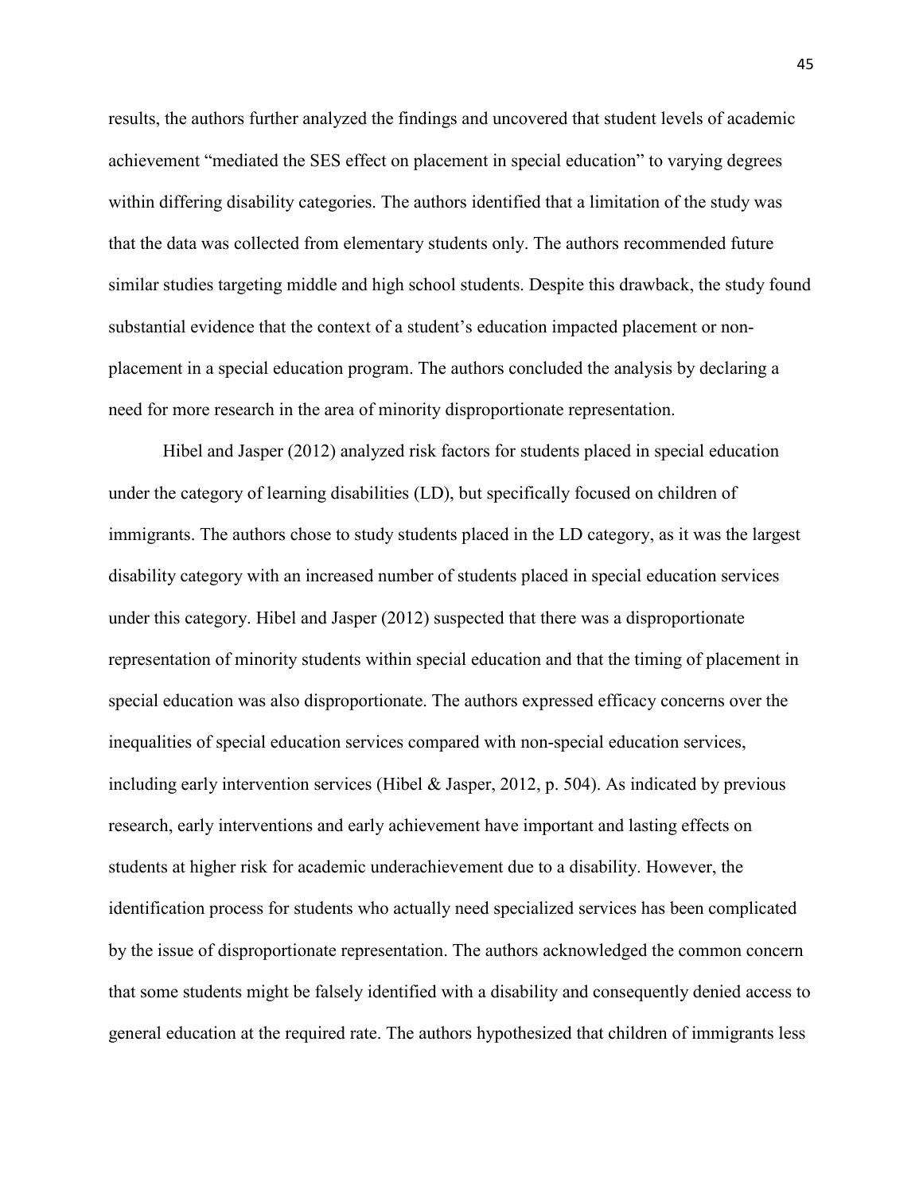results, the authors further analyzed the findings and uncovered that student levels of academic achievement "mediated the SES effect on placement in special education" to varying degrees within differing disability categories. The authors identified that a limitation of the study was that the data was collected from elementary students only. The authors recommended future similar studies targeting middle and high school students. Despite this drawback, the study found substantial evidence that the context of a student's education impacted placement or non-placement in a special education program. The authors concluded the analysis by declaring a need for more research in the area of minority disproportionate representation.

Hibel and Jasper (2012) analyzed risk factors for students placed in special education under the category of learning disabilities (LD), but specifically focused on children of immigrants. The authors chose to study students placed in the LD category, as it was the largest disability category with an increased number of students placed in special education services under this category. Hibel and Jasper (2012) suspected that there was a disproportionate representation of minority students within special education and that the timing of placement in special education was also disproportionate. The authors expressed efficacy concerns over the inequalities of special education services compared with non-special education services, including early intervention services (Hibel & Jasper, 2012, p. 504). As indicated by previous research, early interventions and early achievement have important and lasting effects on students at higher risk for academic underachievement due to a disability. However, the identification process for students who actually need specialized services has been complicated by the issue of disproportionate representation. The authors acknowledged the common concern that some students might be falsely identified with a disability and consequently denied access to general education at the required rate. The authors hypothesized that children of immigrants less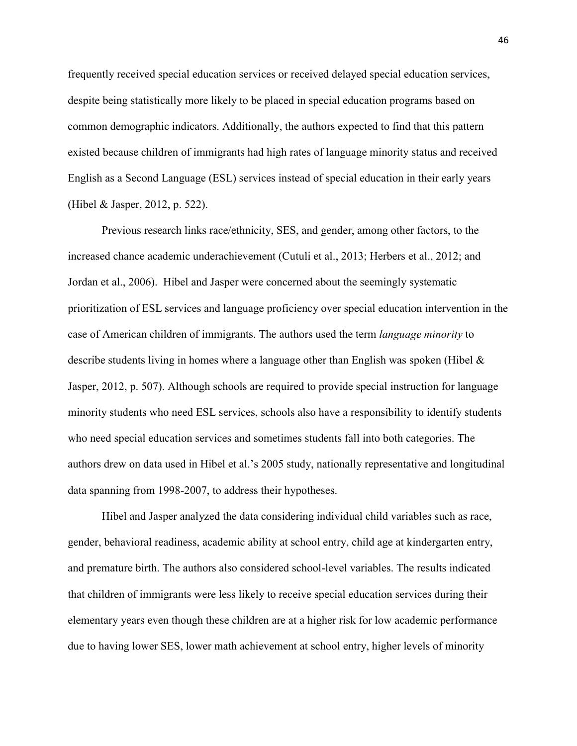frequently received special education services or received delayed special education services, despite being statistically more likely to be placed in special education programs based on common demographic indicators. Additionally, the authors expected to find that this pattern existed because children of immigrants had high rates of language minority status and received English as a Second Language (ESL) services instead of special education in their early years (Hibel & Jasper, 2012, p. 522).

Previous research links race/ethnicity, SES, and gender, among other factors, to the increased chance academic underachievement (Cutuli et al., 2013; Herbers et al., 2012; and Jordan et al., 2006). Hibel and Jasper were concerned about the seemingly systematic prioritization of ESL services and language proficiency over special education intervention in the case of American children of immigrants. The authors used the term *language minority* to describe students living in homes where a language other than English was spoken (Hibel & Jasper, 2012, p. 507). Although schools are required to provide special instruction for language minority students who need ESL services, schools also have a responsibility to identify students who need special education services and sometimes students fall into both categories. The authors drew on data used in Hibel et al.'s 2005 study, nationally representative and longitudinal data spanning from 1998-2007, to address their hypotheses.

Hibel and Jasper analyzed the data considering individual child variables such as race, gender, behavioral readiness, academic ability at school entry, child age at kindergarten entry, and premature birth. The authors also considered school-level variables. The results indicated that children of immigrants were less likely to receive special education services during their elementary years even though these children are at a higher risk for low academic performance due to having lower SES, lower math achievement at school entry, higher levels of minority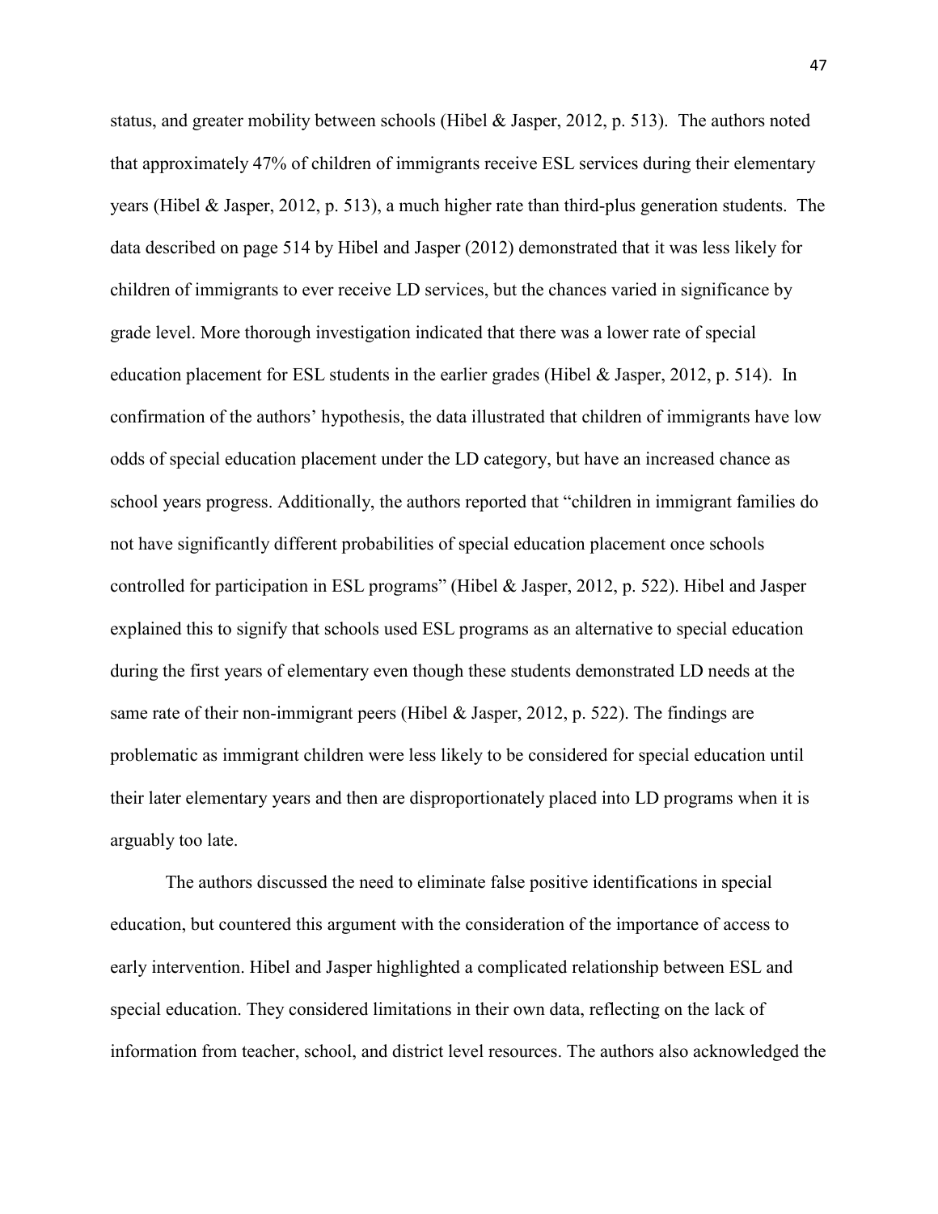status, and greater mobility between schools (Hibel & Jasper, 2012, p. 513). The authors noted that approximately 47% of children of immigrants receive ESL services during their elementary years (Hibel & Jasper, 2012, p. 513), a much higher rate than third-plus generation students. The data described on page 514 by Hibel and Jasper (2012) demonstrated that it was less likely for children of immigrants to ever receive LD services, but the chances varied in significance by grade level. More thorough investigation indicated that there was a lower rate of special education placement for ESL students in the earlier grades (Hibel & Jasper, 2012, p. 514). In confirmation of the authors' hypothesis, the data illustrated that children of immigrants have low odds of special education placement under the LD category, but have an increased chance as school years progress. Additionally, the authors reported that "children in immigrant families do not have significantly different probabilities of special education placement once schools controlled for participation in ESL programs" (Hibel & Jasper, 2012, p. 522). Hibel and Jasper explained this to signify that schools used ESL programs as an alternative to special education during the first years of elementary even though these students demonstrated LD needs at the same rate of their non-immigrant peers (Hibel & Jasper, 2012, p. 522). The findings are problematic as immigrant children were less likely to be considered for special education until their later elementary years and then are disproportionately placed into LD programs when it is arguably too late.

The authors discussed the need to eliminate false positive identifications in special education, but countered this argument with the consideration of the importance of access to early intervention. Hibel and Jasper highlighted a complicated relationship between ESL and special education. They considered limitations in their own data, reflecting on the lack of information from teacher, school, and district level resources. The authors also acknowledged the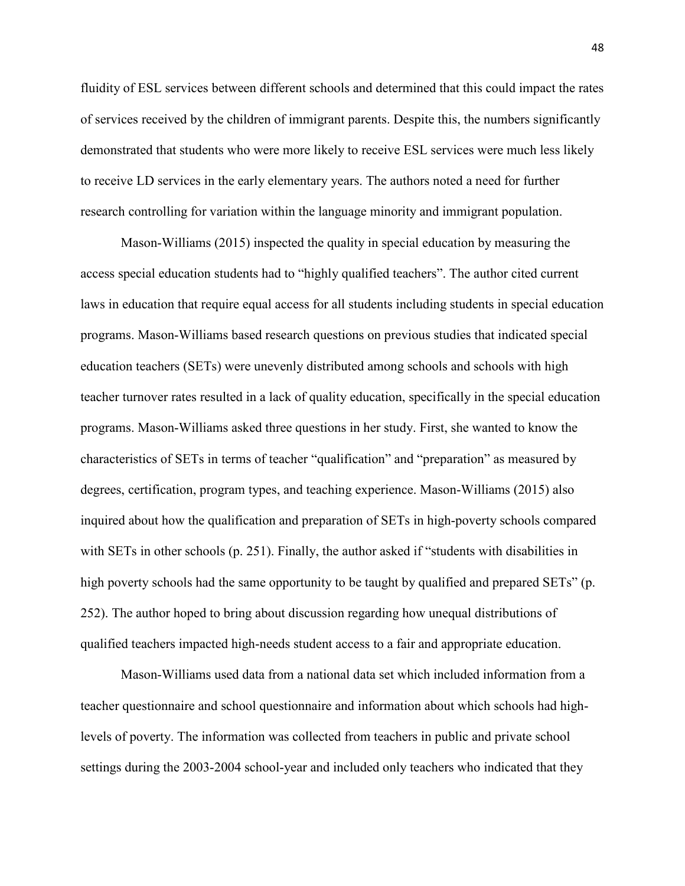fluidity of ESL services between different schools and determined that this could impact the rates of services received by the children of immigrant parents. Despite this, the numbers significantly demonstrated that students who were more likely to receive ESL services were much less likely to receive LD services in the early elementary years. The authors noted a need for further research controlling for variation within the language minority and immigrant population.

Mason-Williams (2015) inspected the quality in special education by measuring the access special education students had to "highly qualified teachers". The author cited current laws in education that require equal access for all students including students in special education programs. Mason-Williams based research questions on previous studies that indicated special education teachers (SETs) were unevenly distributed among schools and schools with high teacher turnover rates resulted in a lack of quality education, specifically in the special education programs. Mason-Williams asked three questions in her study. First, she wanted to know the characteristics of SETs in terms of teacher "qualification" and "preparation" as measured by degrees, certification, program types, and teaching experience. Mason-Williams (2015) also inquired about how the qualification and preparation of SETs in high-poverty schools compared with SETs in other schools (p. 251). Finally, the author asked if "students with disabilities in high poverty schools had the same opportunity to be taught by qualified and prepared SETs" (p. 252). The author hoped to bring about discussion regarding how unequal distributions of qualified teachers impacted high-needs student access to a fair and appropriate education.

Mason-Williams used data from a national data set which included information from a teacher questionnaire and school questionnaire and information about which schools had high-levels of poverty. The information was collected from teachers in public and private school settings during the 2003-2004 school-year and included only teachers who indicated that they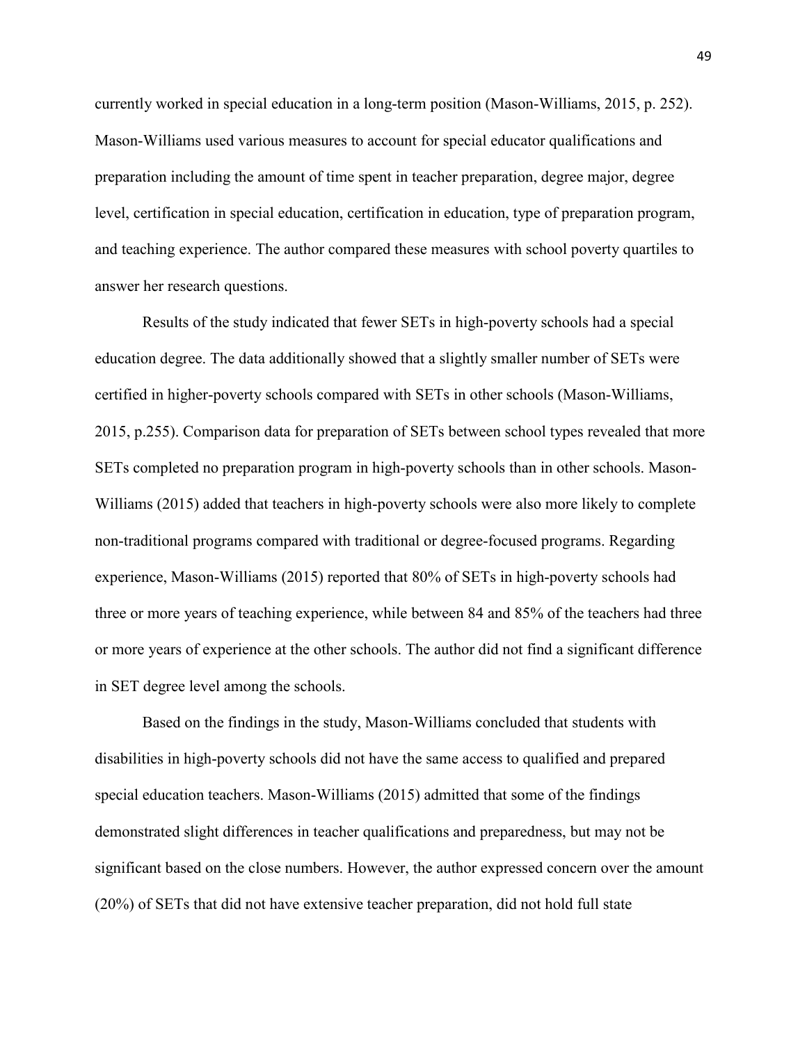currently worked in special education in a long-term position (Mason-Williams, 2015, p. 252). Mason-Williams used various measures to account for special educator qualifications and preparation including the amount of time spent in teacher preparation, degree major, degree level, certification in special education, certification in education, type of preparation program, and teaching experience. The author compared these measures with school poverty quartiles to answer her research questions.

Results of the study indicated that fewer SETs in high-poverty schools had a special education degree. The data additionally showed that a slightly smaller number of SETs were certified in higher-poverty schools compared with SETs in other schools (Mason-Williams, 2015, p.255). Comparison data for preparation of SETs between school types revealed that more SETs completed no preparation program in high-poverty schools than in other schools. Mason-Williams (2015) added that teachers in high-poverty schools were also more likely to complete non-traditional programs compared with traditional or degree-focused programs. Regarding experience, Mason-Williams (2015) reported that 80% of SETs in high-poverty schools had three or more years of teaching experience, while between 84 and 85% of the teachers had three or more years of experience at the other schools. The author did not find a significant difference in SET degree level among the schools.

Based on the findings in the study, Mason-Williams concluded that students with disabilities in high-poverty schools did not have the same access to qualified and prepared special education teachers. Mason-Williams (2015) admitted that some of the findings demonstrated slight differences in teacher qualifications and preparedness, but may not be significant based on the close numbers. However, the author expressed concern over the amount (20%) of SETs that did not have extensive teacher preparation, did not hold full state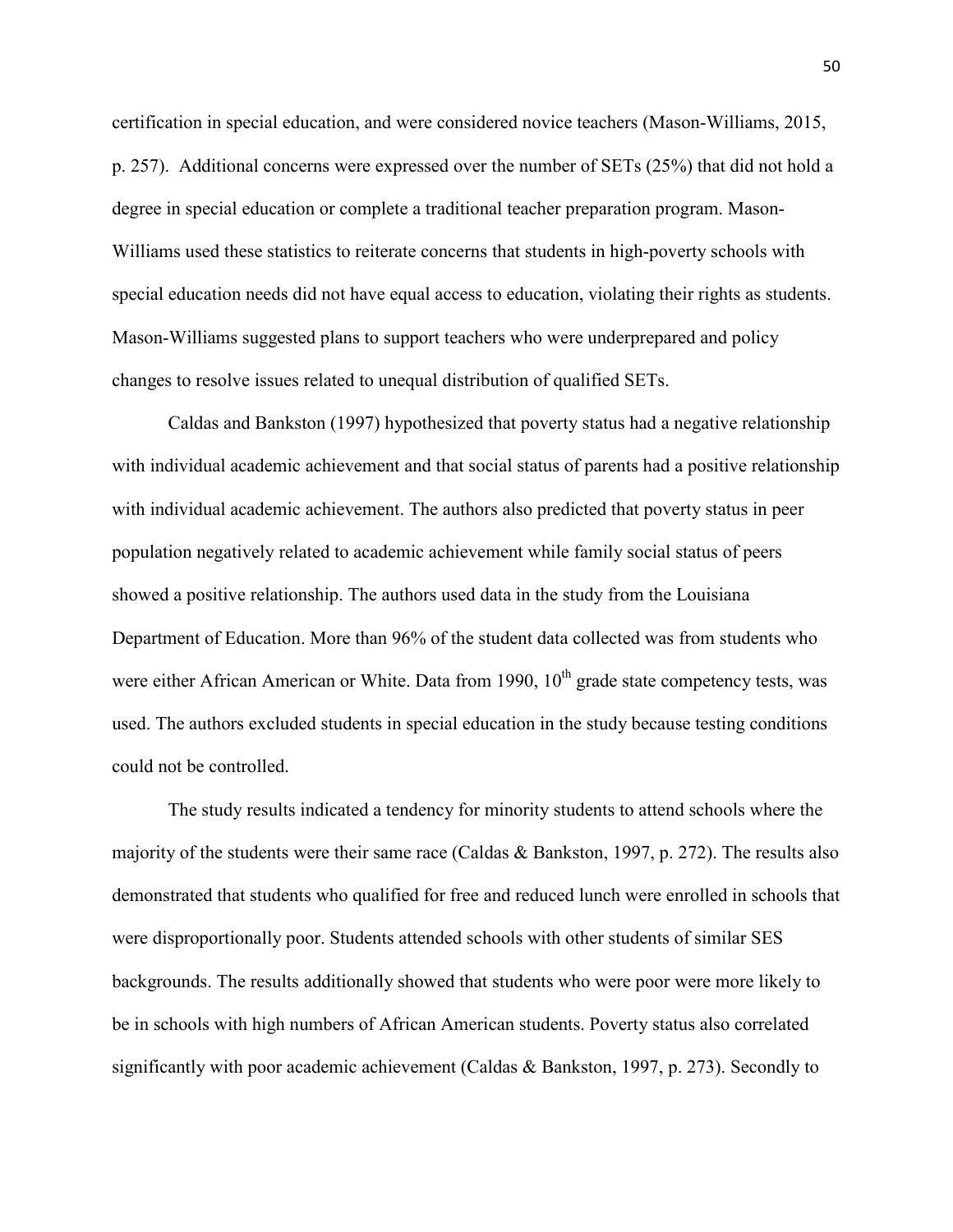certification in special education, and were considered novice teachers (Mason-Williams, 2015, p. 257). Additional concerns were expressed over the number of SETs (25%) that did not hold a degree in special education or complete a traditional teacher preparation program. Mason-Williams used these statistics to reiterate concerns that students in high-poverty schools with special education needs did not have equal access to education, violating their rights as students. Mason-Williams suggested plans to support teachers who were underprepared and policy changes to resolve issues related to unequal distribution of qualified SETs.

Caldas and Bankston (1997) hypothesized that poverty status had a negative relationship with individual academic achievement and that social status of parents had a positive relationship with individual academic achievement. The authors also predicted that poverty status in peer population negatively related to academic achievement while family social status of peers showed a positive relationship. The authors used data in the study from the Louisiana Department of Education. More than 96% of the student data collected was from students who were either African American or White. Data from 1990, 10th grade state competency tests, was used. The authors excluded students in special education in the study because testing conditions could not be controlled.

The study results indicated a tendency for minority students to attend schools where the majority of the students were their same race (Caldas & Bankston, 1997, p. 272). The results also demonstrated that students who qualified for free and reduced lunch were enrolled in schools that were disproportionally poor. Students attended schools with other students of similar SES backgrounds. The results additionally showed that students who were poor were more likely to be in schools with high numbers of African American students. Poverty status also correlated significantly with poor academic achievement (Caldas & Bankston, 1997, p. 273). Secondly to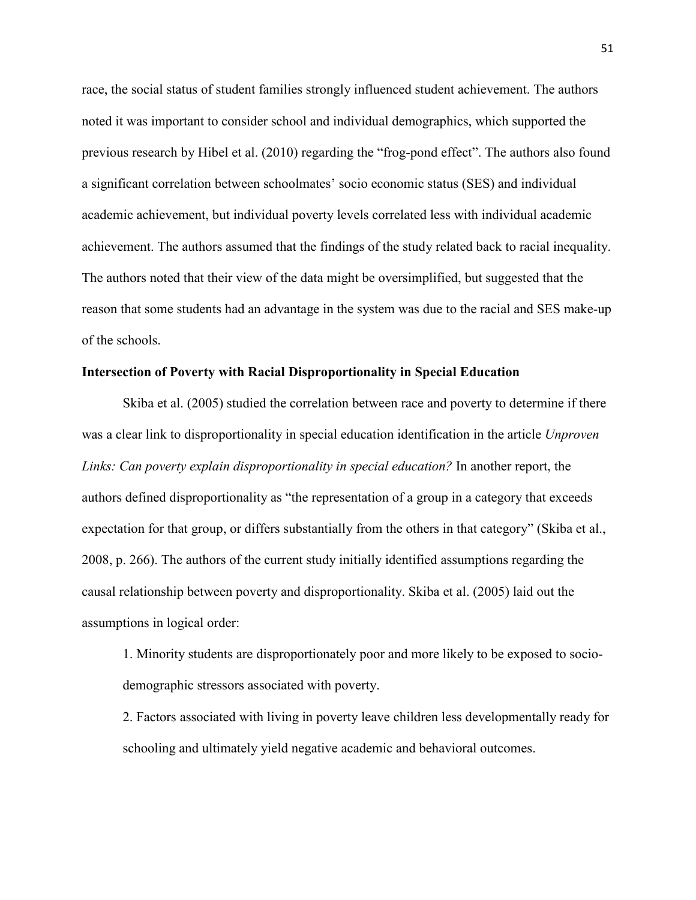race, the social status of student families strongly influenced student achievement. The authors noted it was important to consider school and individual demographics, which supported the previous research by Hibel et al. (2010) regarding the "frog-pond effect". The authors also found a significant correlation between schoolmates' socio economic status (SES) and individual academic achievement, but individual poverty levels correlated less with individual academic achievement. The authors assumed that the findings of the study related back to racial inequality. The authors noted that their view of the data might be oversimplified, but suggested that the reason that some students had an advantage in the system was due to the racial and SES make-up of the schools.

**Intersection of Poverty with Racial Disproportionality in Special Education**

Skiba et al. (2005) studied the correlation between race and poverty to determine if there was a clear link to disproportionality in special education identification in the article *Unproven Links: Can poverty explain disproportionality in special education?* In another report, the authors defined disproportionality as "the representation of a group in a category that exceeds expectation for that group, or differs substantially from the others in that category" (Skiba et al., 2008, p. 266). The authors of the current study initially identified assumptions regarding the causal relationship between poverty and disproportionality. Skiba et al. (2005) laid out the assumptions in logical order:

1. Minority students are disproportionately poor and more likely to be exposed to socio-demographic stressors associated with poverty.
2. Factors associated with living in poverty leave children less developmentally ready for schooling and ultimately yield negative academic and behavioral outcomes.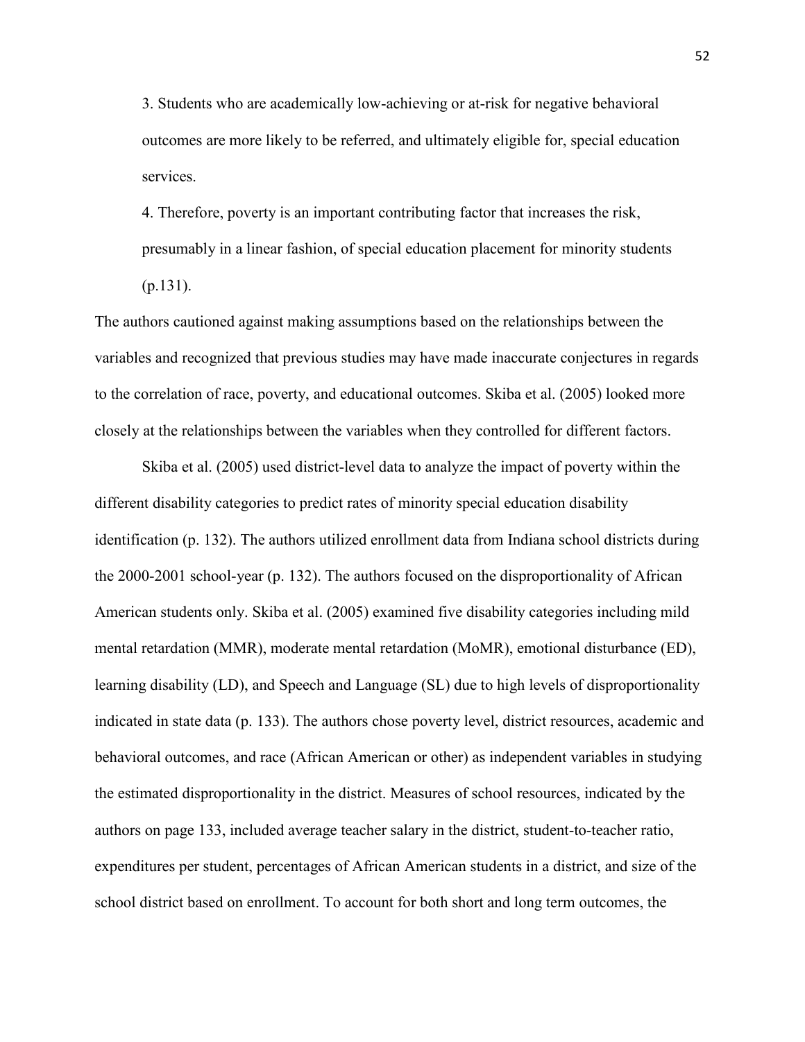3. Students who are academically low-achieving or at-risk for negative behavioral outcomes are more likely to be referred, and ultimately eligible for, special education services.

4. Therefore, poverty is an important contributing factor that increases the risk, presumably in a linear fashion, of special education placement for minority students (p.131).

The authors cautioned against making assumptions based on the relationships between the variables and recognized that previous studies may have made inaccurate conjectures in regards to the correlation of race, poverty, and educational outcomes. Skiba et al. (2005) looked more closely at the relationships between the variables when they controlled for different factors.

Skiba et al. (2005) used district-level data to analyze the impact of poverty within the different disability categories to predict rates of minority special education disability identification (p. 132). The authors utilized enrollment data from Indiana school districts during the 2000-2001 school-year (p. 132). The authors focused on the disproportionality of African American students only. Skiba et al. (2005) examined five disability categories including mild mental retardation (MMR), moderate mental retardation (MoMR), emotional disturbance (ED), learning disability (LD), and Speech and Language (SL) due to high levels of disproportionality indicated in state data (p. 133). The authors chose poverty level, district resources, academic and behavioral outcomes, and race (African American or other) as independent variables in studying the estimated disproportionality in the district. Measures of school resources, indicated by the authors on page 133, included average teacher salary in the district, student-to-teacher ratio, expenditures per student, percentages of African American students in a district, and size of the school district based on enrollment. To account for both short and long term outcomes, the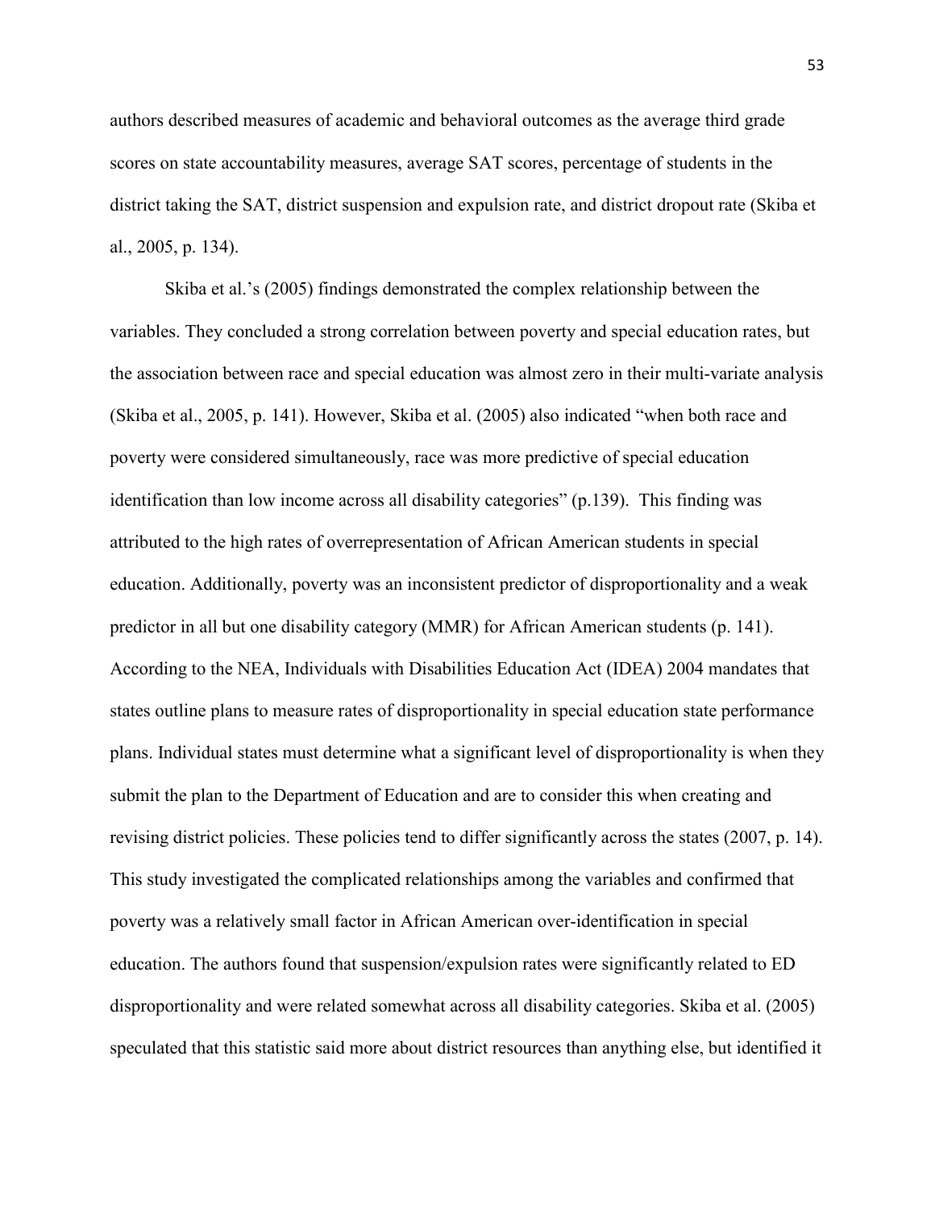authors described measures of academic and behavioral outcomes as the average third grade scores on state accountability measures, average SAT scores, percentage of students in the district taking the SAT, district suspension and expulsion rate, and district dropout rate (Skiba et al., 2005, p. 134).

Skiba et al.'s (2005) findings demonstrated the complex relationship between the variables. They concluded a strong correlation between poverty and special education rates, but the association between race and special education was almost zero in their multi-variate analysis (Skiba et al., 2005, p. 141). However, Skiba et al. (2005) also indicated "when both race and poverty were considered simultaneously, race was more predictive of special education identification than low income across all disability categories" (p.139). This finding was attributed to the high rates of overrepresentation of African American students in special education. Additionally, poverty was an inconsistent predictor of disproportionality and a weak predictor in all but one disability category (MMR) for African American students (p. 141). According to the NEA, Individuals with Disabilities Education Act (IDEA) 2004 mandates that states outline plans to measure rates of disproportionality in special education state performance plans. Individual states must determine what a significant level of disproportionality is when they submit the plan to the Department of Education and are to consider this when creating and revising district policies. These policies tend to differ significantly across the states (2007, p. 14). This study investigated the complicated relationships among the variables and confirmed that poverty was a relatively small factor in African American over-identification in special education. The authors found that suspension/expulsion rates were significantly related to ED disproportionality and were related somewhat across all disability categories. Skiba et al. (2005) speculated that this statistic said more about district resources than anything else, but identified it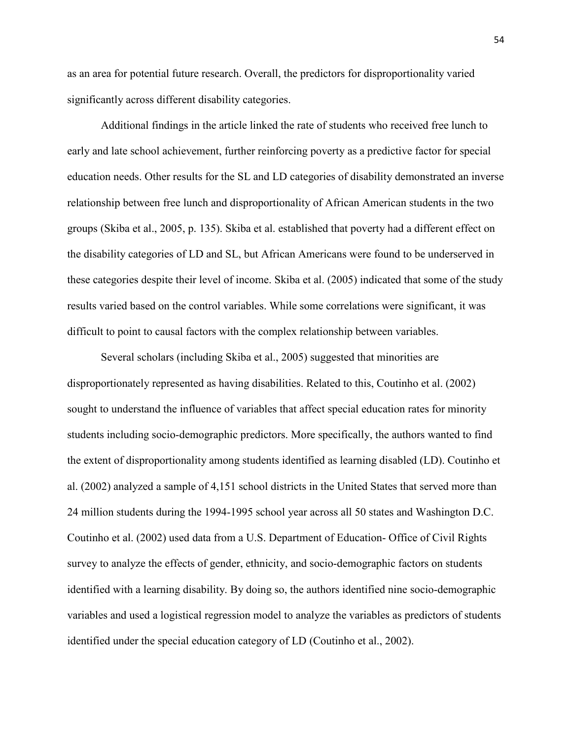as an area for potential future research. Overall, the predictors for disproportionality varied significantly across different disability categories.

Additional findings in the article linked the rate of students who received free lunch to early and late school achievement, further reinforcing poverty as a predictive factor for special education needs. Other results for the SL and LD categories of disability demonstrated an inverse relationship between free lunch and disproportionality of African American students in the two groups (Skiba et al., 2005, p. 135). Skiba et al. established that poverty had a different effect on the disability categories of LD and SL, but African Americans were found to be underserved in these categories despite their level of income. Skiba et al. (2005) indicated that some of the study results varied based on the control variables. While some correlations were significant, it was difficult to point to causal factors with the complex relationship between variables.

Several scholars (including Skiba et al., 2005) suggested that minorities are disproportionately represented as having disabilities. Related to this, Coutinho et al. (2002) sought to understand the influence of variables that affect special education rates for minority students including socio-demographic predictors. More specifically, the authors wanted to find the extent of disproportionality among students identified as learning disabled (LD). Coutinho et al. (2002) analyzed a sample of 4,151 school districts in the United States that served more than 24 million students during the 1994-1995 school year across all 50 states and Washington D.C. Coutinho et al. (2002) used data from a U.S. Department of Education- Office of Civil Rights survey to analyze the effects of gender, ethnicity, and socio-demographic factors on students identified with a learning disability. By doing so, the authors identified nine socio-demographic variables and used a logistical regression model to analyze the variables as predictors of students identified under the special education category of LD (Coutinho et al., 2002).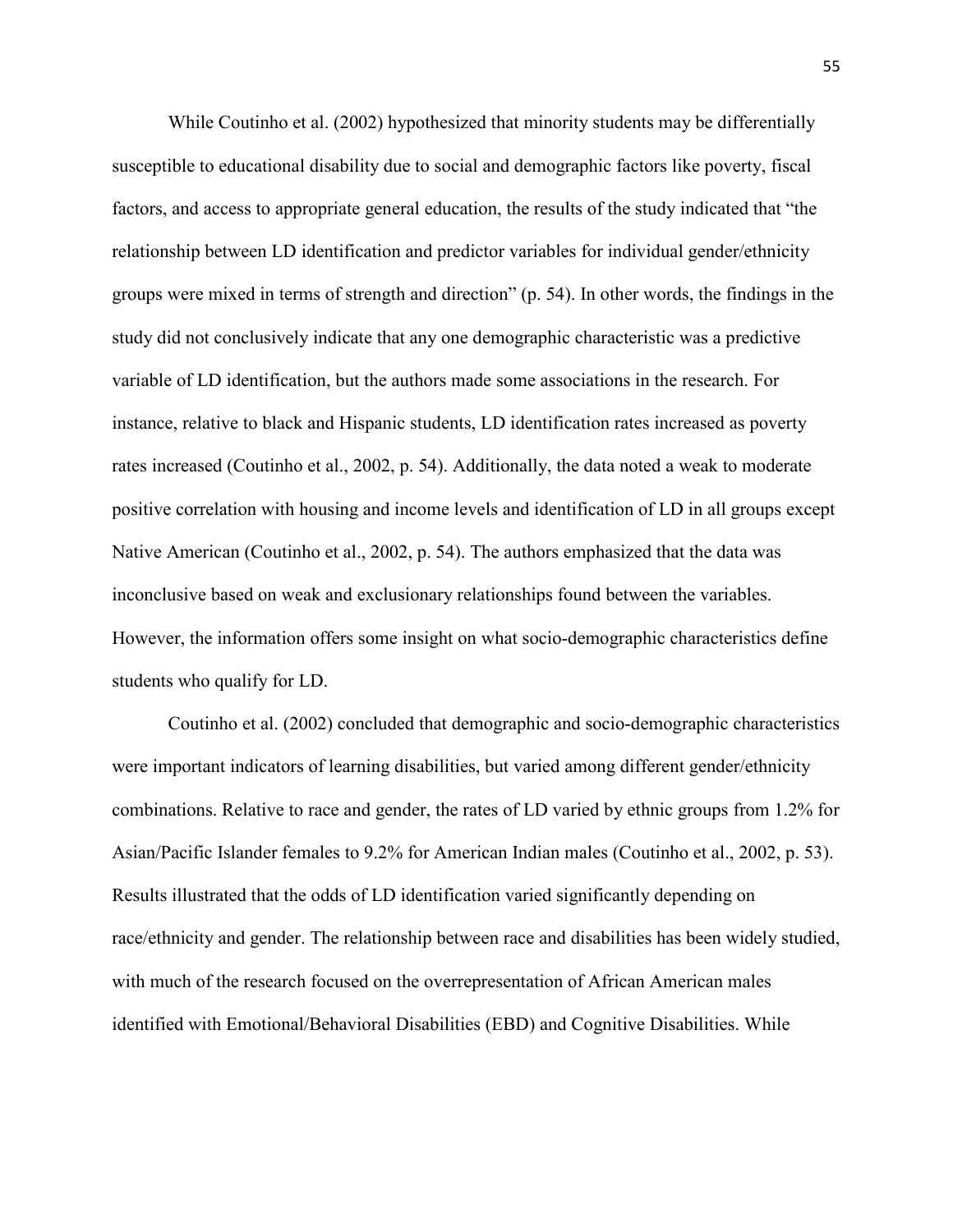While Coutinho et al. (2002) hypothesized that minority students may be differentially susceptible to educational disability due to social and demographic factors like poverty, fiscal factors, and access to appropriate general education, the results of the study indicated that "the relationship between LD identification and predictor variables for individual gender/ethnicity groups were mixed in terms of strength and direction" (p. 54). In other words, the findings in the study did not conclusively indicate that any one demographic characteristic was a predictive variable of LD identification, but the authors made some associations in the research. For instance, relative to black and Hispanic students, LD identification rates increased as poverty rates increased (Coutinho et al., 2002, p. 54). Additionally, the data noted a weak to moderate positive correlation with housing and income levels and identification of LD in all groups except Native American (Coutinho et al., 2002, p. 54). The authors emphasized that the data was inconclusive based on weak and exclusionary relationships found between the variables. However, the information offers some insight on what socio-demographic characteristics define students who qualify for LD.

Coutinho et al. (2002) concluded that demographic and socio-demographic characteristics were important indicators of learning disabilities, but varied among different gender/ethnicity combinations. Relative to race and gender, the rates of LD varied by ethnic groups from 1.2% for Asian/Pacific Islander females to 9.2% for American Indian males (Coutinho et al., 2002, p. 53). Results illustrated that the odds of LD identification varied significantly depending on race/ethnicity and gender. The relationship between race and disabilities has been widely studied, with much of the research focused on the overrepresentation of African American males identified with Emotional/Behavioral Disabilities (EBD) and Cognitive Disabilities. While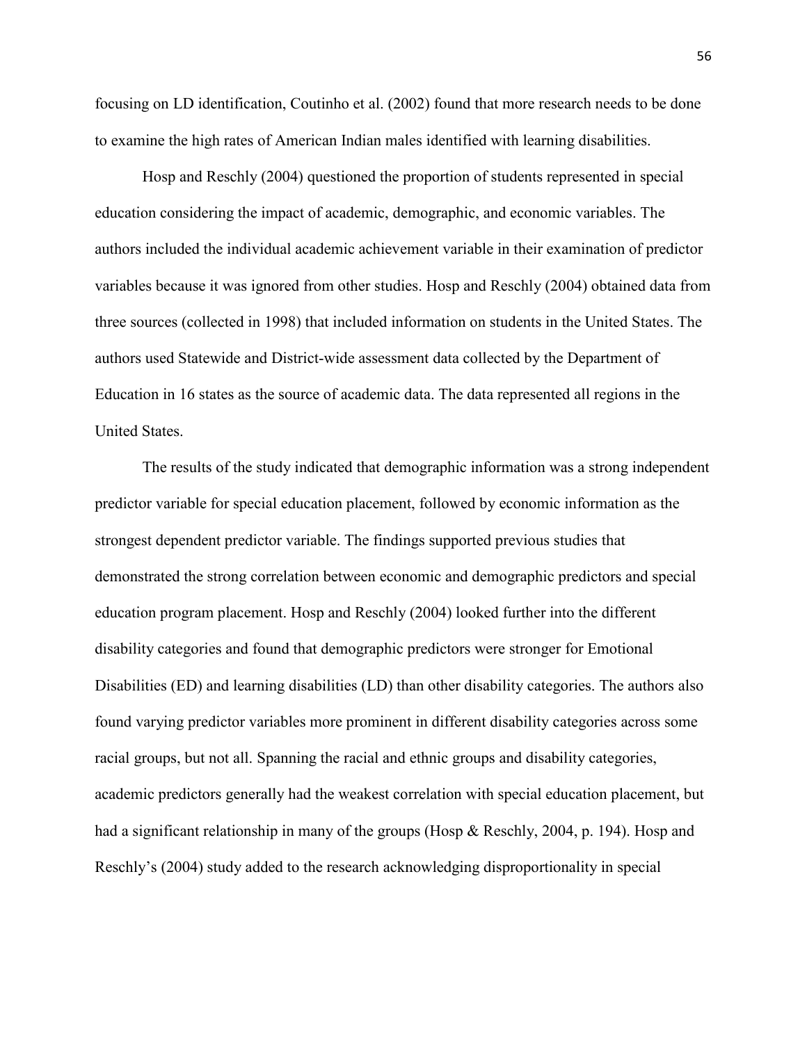focusing on LD identification, Coutinho et al. (2002) found that more research needs to be done to examine the high rates of American Indian males identified with learning disabilities.

Hosp and Reschly (2004) questioned the proportion of students represented in special education considering the impact of academic, demographic, and economic variables. The authors included the individual academic achievement variable in their examination of predictor variables because it was ignored from other studies. Hosp and Reschly (2004) obtained data from three sources (collected in 1998) that included information on students in the United States. The authors used Statewide and District-wide assessment data collected by the Department of Education in 16 states as the source of academic data. The data represented all regions in the United States.

The results of the study indicated that demographic information was a strong independent predictor variable for special education placement, followed by economic information as the strongest dependent predictor variable. The findings supported previous studies that demonstrated the strong correlation between economic and demographic predictors and special education program placement. Hosp and Reschly (2004) looked further into the different disability categories and found that demographic predictors were stronger for Emotional Disabilities (ED) and learning disabilities (LD) than other disability categories. The authors also found varying predictor variables more prominent in different disability categories across some racial groups, but not all. Spanning the racial and ethnic groups and disability categories, academic predictors generally had the weakest correlation with special education placement, but had a significant relationship in many of the groups (Hosp & Reschly, 2004, p. 194). Hosp and Reschly's (2004) study added to the research acknowledging disproportionality in special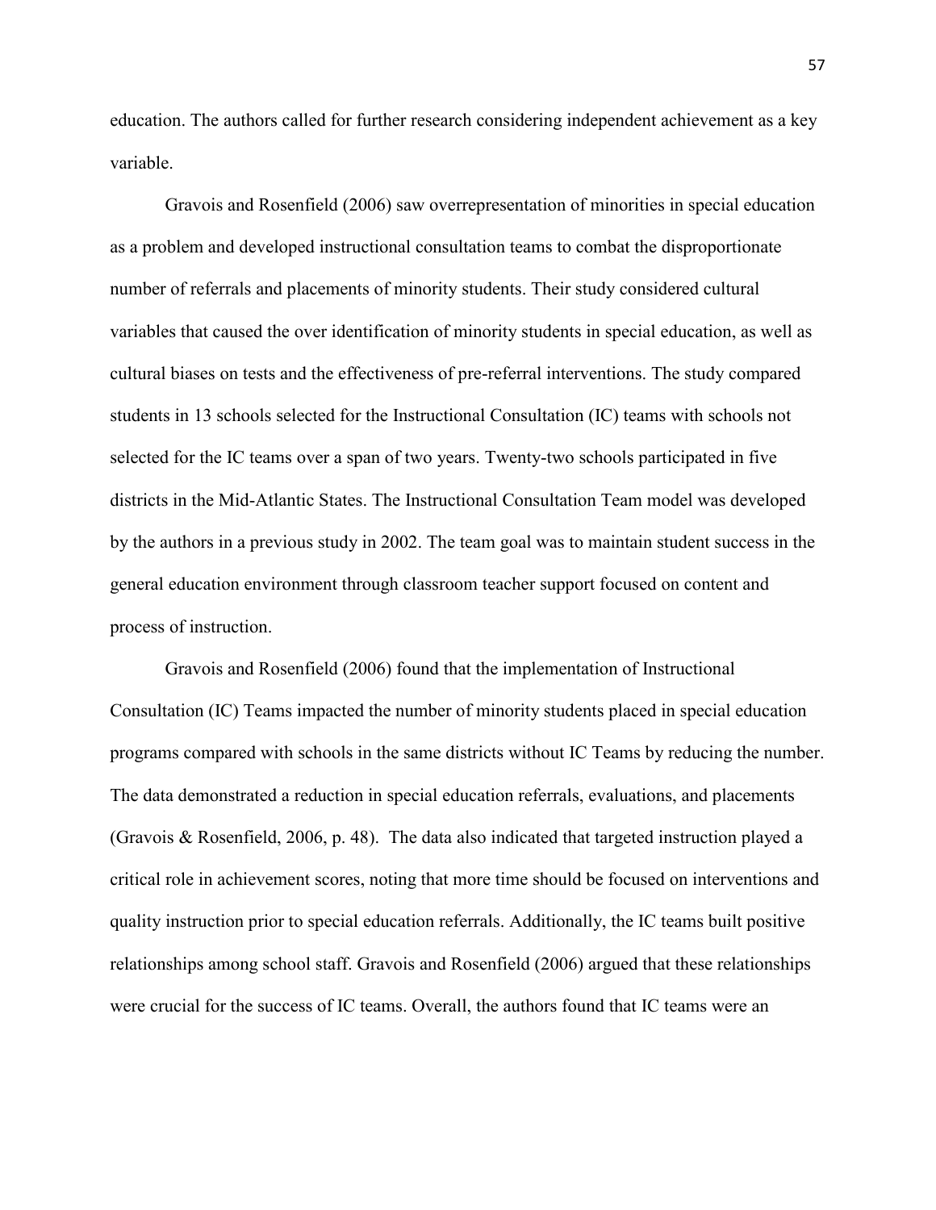education. The authors called for further research considering independent achievement as a key variable.

Gravois and Rosenfield (2006) saw overrepresentation of minorities in special education as a problem and developed instructional consultation teams to combat the disproportionate number of referrals and placements of minority students. Their study considered cultural variables that caused the over identification of minority students in special education, as well as cultural biases on tests and the effectiveness of pre-referral interventions. The study compared students in 13 schools selected for the Instructional Consultation (IC) teams with schools not selected for the IC teams over a span of two years. Twenty-two schools participated in five districts in the Mid-Atlantic States. The Instructional Consultation Team model was developed by the authors in a previous study in 2002. The team goal was to maintain student success in the general education environment through classroom teacher support focused on content and process of instruction.

Gravois and Rosenfield (2006) found that the implementation of Instructional Consultation (IC) Teams impacted the number of minority students placed in special education programs compared with schools in the same districts without IC Teams by reducing the number. The data demonstrated a reduction in special education referrals, evaluations, and placements (Gravois & Rosenfield, 2006, p. 48). The data also indicated that targeted instruction played a critical role in achievement scores, noting that more time should be focused on interventions and quality instruction prior to special education referrals. Additionally, the IC teams built positive relationships among school staff. Gravois and Rosenfield (2006) argued that these relationships were crucial for the success of IC teams. Overall, the authors found that IC teams were an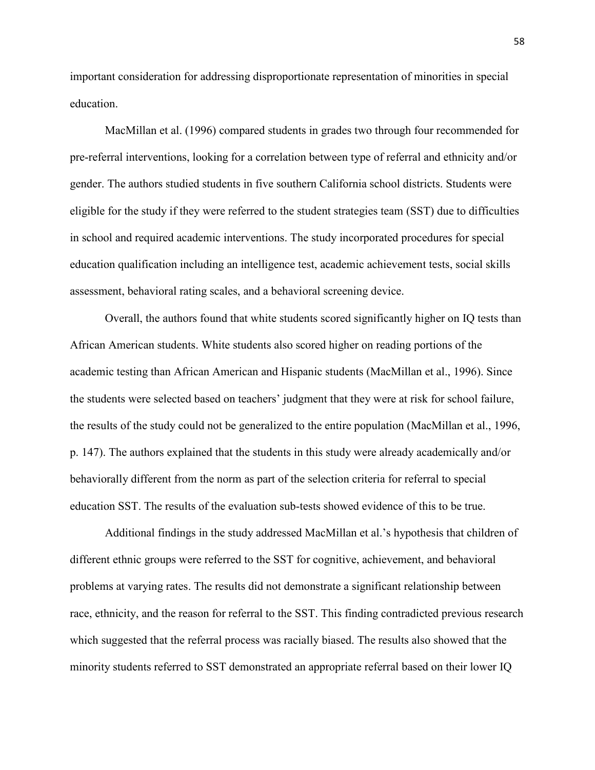important consideration for addressing disproportionate representation of minorities in special education.

MacMillan et al. (1996) compared students in grades two through four recommended for pre-referral interventions, looking for a correlation between type of referral and ethnicity and/or gender. The authors studied students in five southern California school districts. Students were eligible for the study if they were referred to the student strategies team (SST) due to difficulties in school and required academic interventions. The study incorporated procedures for special education qualification including an intelligence test, academic achievement tests, social skills assessment, behavioral rating scales, and a behavioral screening device.

Overall, the authors found that white students scored significantly higher on IQ tests than African American students. White students also scored higher on reading portions of the academic testing than African American and Hispanic students (MacMillan et al., 1996). Since the students were selected based on teachers' judgment that they were at risk for school failure, the results of the study could not be generalized to the entire population (MacMillan et al., 1996, p. 147). The authors explained that the students in this study were already academically and/or behaviorally different from the norm as part of the selection criteria for referral to special education SST. The results of the evaluation sub-tests showed evidence of this to be true.

Additional findings in the study addressed MacMillan et al.'s hypothesis that children of different ethnic groups were referred to the SST for cognitive, achievement, and behavioral problems at varying rates. The results did not demonstrate a significant relationship between race, ethnicity, and the reason for referral to the SST. This finding contradicted previous research which suggested that the referral process was racially biased. The results also showed that the minority students referred to SST demonstrated an appropriate referral based on their lower IQ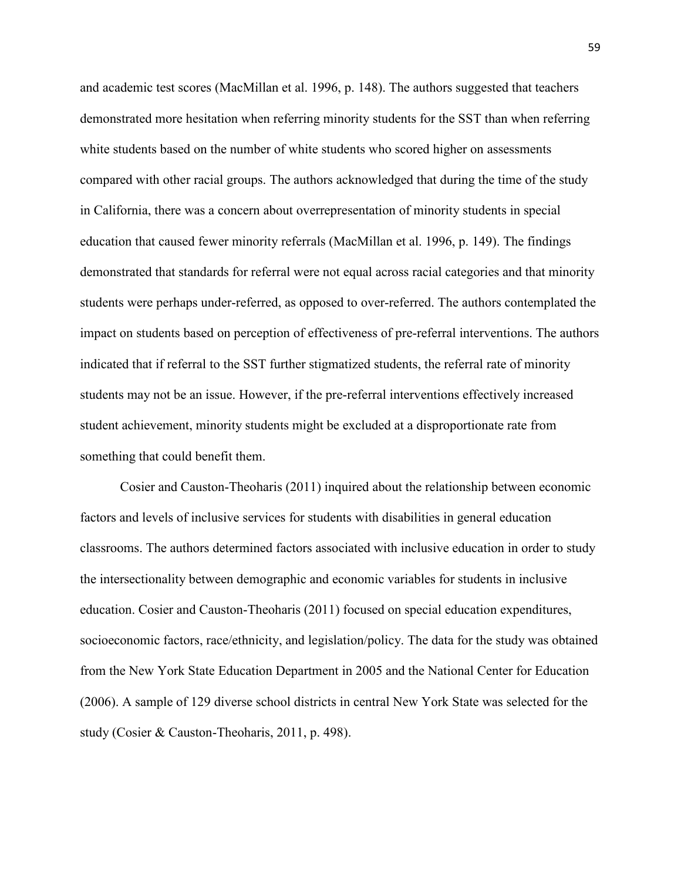and academic test scores (MacMillan et al. 1996, p. 148). The authors suggested that teachers demonstrated more hesitation when referring minority students for the SST than when referring white students based on the number of white students who scored higher on assessments compared with other racial groups. The authors acknowledged that during the time of the study in California, there was a concern about overrepresentation of minority students in special education that caused fewer minority referrals (MacMillan et al. 1996, p. 149). The findings demonstrated that standards for referral were not equal across racial categories and that minority students were perhaps under-referred, as opposed to over-referred. The authors contemplated the impact on students based on perception of effectiveness of pre-referral interventions. The authors indicated that if referral to the SST further stigmatized students, the referral rate of minority students may not be an issue. However, if the pre-referral interventions effectively increased student achievement, minority students might be excluded at a disproportionate rate from something that could benefit them.

Cosier and Causton-Theoharis (2011) inquired about the relationship between economic factors and levels of inclusive services for students with disabilities in general education classrooms. The authors determined factors associated with inclusive education in order to study the intersectionality between demographic and economic variables for students in inclusive education. Cosier and Causton-Theoharis (2011) focused on special education expenditures, socioeconomic factors, race/ethnicity, and legislation/policy. The data for the study was obtained from the New York State Education Department in 2005 and the National Center for Education (2006). A sample of 129 diverse school districts in central New York State was selected for the study (Cosier & Causton-Theoharis, 2011, p. 498).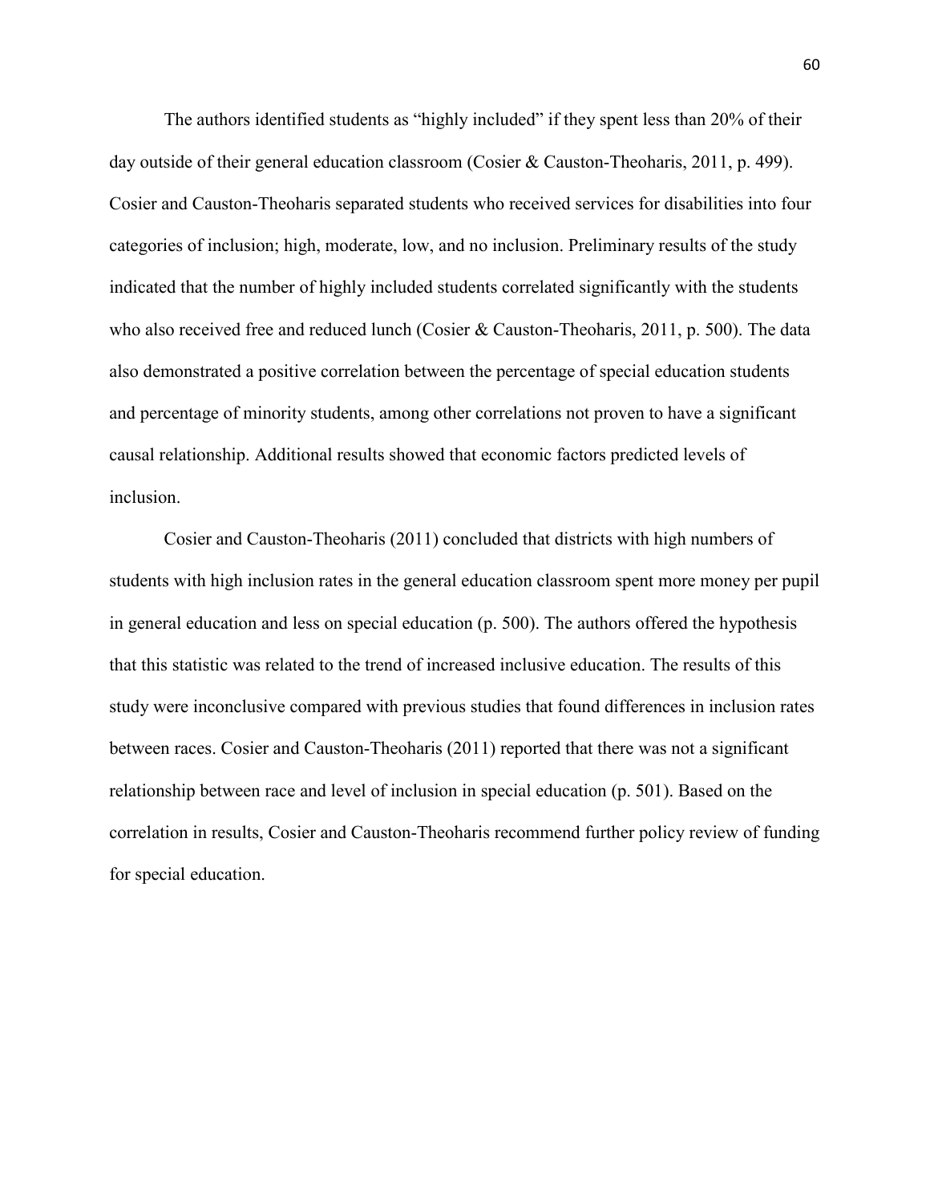The authors identified students as "highly included" if they spent less than 20% of their day outside of their general education classroom (Cosier & Causton-Theoharis, 2011, p. 499). Cosier and Causton-Theoharis separated students who received services for disabilities into four categories of inclusion; high, moderate, low, and no inclusion. Preliminary results of the study indicated that the number of highly included students correlated significantly with the students who also received free and reduced lunch (Cosier & Causton-Theoharis, 2011, p. 500). The data also demonstrated a positive correlation between the percentage of special education students and percentage of minority students, among other correlations not proven to have a significant causal relationship. Additional results showed that economic factors predicted levels of inclusion.

Cosier and Causton-Theoharis (2011) concluded that districts with high numbers of students with high inclusion rates in the general education classroom spent more money per pupil in general education and less on special education (p. 500). The authors offered the hypothesis that this statistic was related to the trend of increased inclusive education. The results of this study were inconclusive compared with previous studies that found differences in inclusion rates between races. Cosier and Causton-Theoharis (2011) reported that there was not a significant relationship between race and level of inclusion in special education (p. 501). Based on the correlation in results, Cosier and Causton-Theoharis recommend further policy review of funding for special education.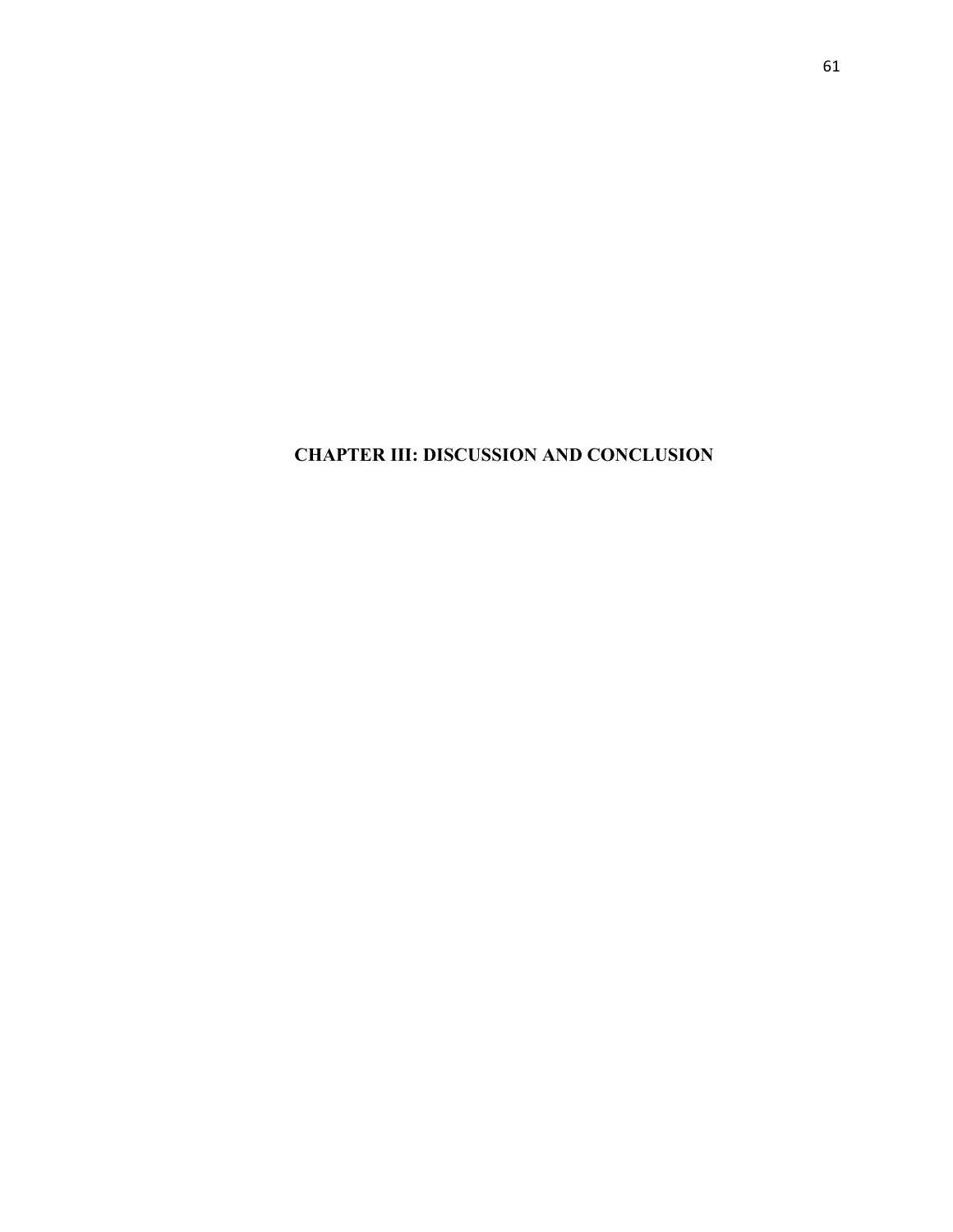# CHAPTER III: DISCUSSION AND CONCLUSION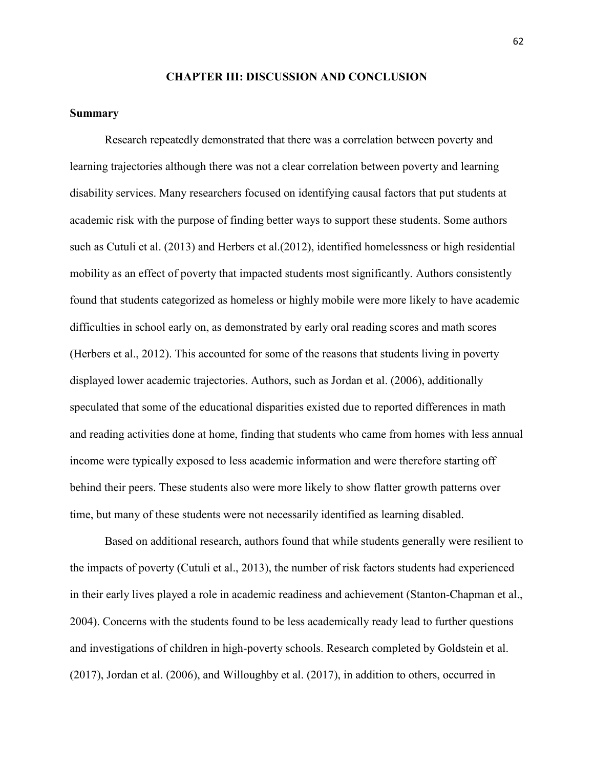## CHAPTER III: DISCUSSION AND CONCLUSION

### Summary

Research repeatedly demonstrated that there was a correlation between poverty and learning trajectories although there was not a clear correlation between poverty and learning disability services. Many researchers focused on identifying causal factors that put students at academic risk with the purpose of finding better ways to support these students. Some authors such as Cutuli et al. (2013) and Herbers et al.(2012), identified homelessness or high residential mobility as an effect of poverty that impacted students most significantly. Authors consistently found that students categorized as homeless or highly mobile were more likely to have academic difficulties in school early on, as demonstrated by early oral reading scores and math scores (Herbers et al., 2012). This accounted for some of the reasons that students living in poverty displayed lower academic trajectories. Authors, such as Jordan et al. (2006), additionally speculated that some of the educational disparities existed due to reported differences in math and reading activities done at home, finding that students who came from homes with less annual income were typically exposed to less academic information and were therefore starting off behind their peers. These students also were more likely to show flatter growth patterns over time, but many of these students were not necessarily identified as learning disabled.

Based on additional research, authors found that while students generally were resilient to the impacts of poverty (Cutuli et al., 2013), the number of risk factors students had experienced in their early lives played a role in academic readiness and achievement (Stanton-Chapman et al., 2004). Concerns with the students found to be less academically ready lead to further questions and investigations of children in high-poverty schools. Research completed by Goldstein et al. (2017), Jordan et al. (2006), and Willoughby et al. (2017), in addition to others, occurred in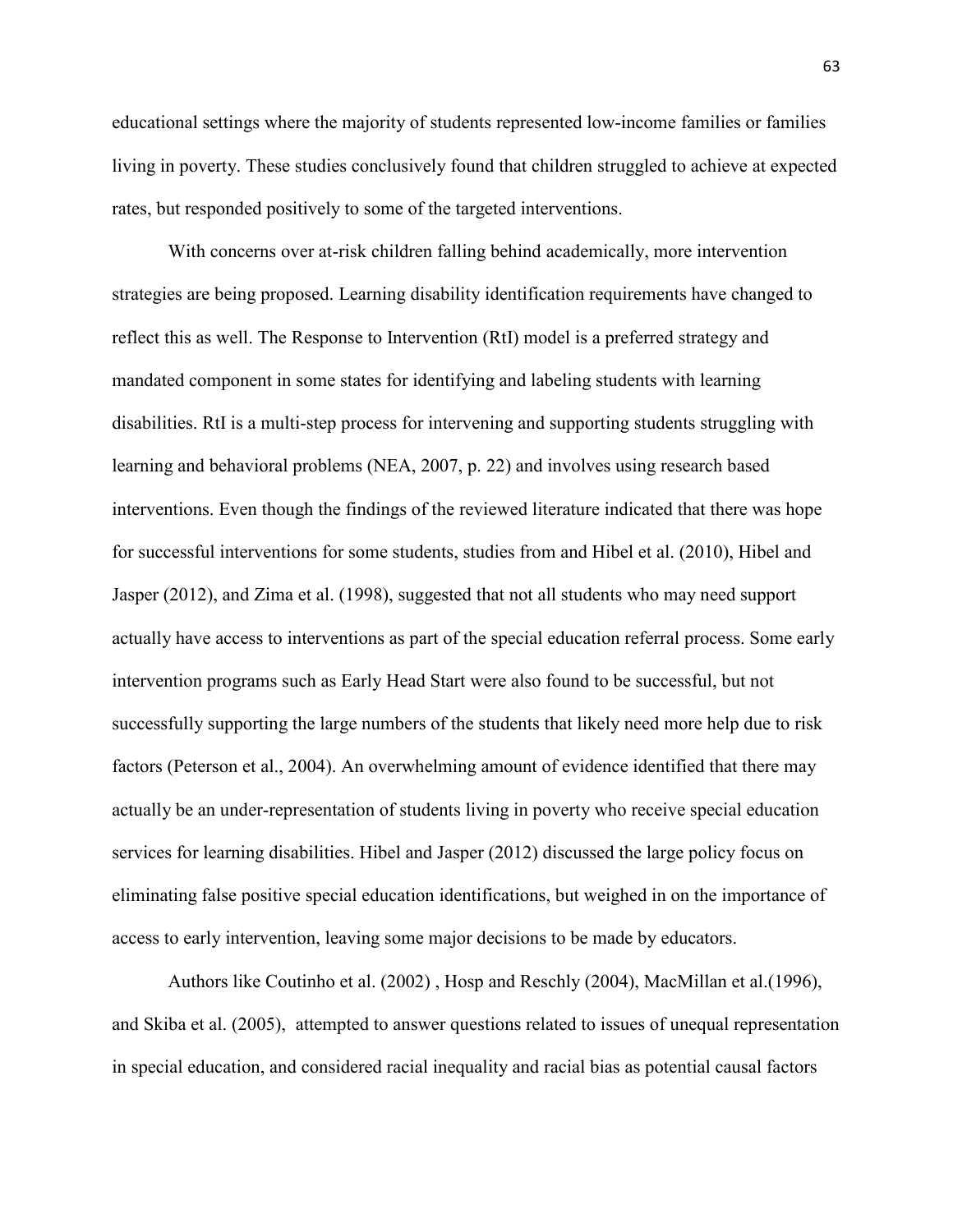educational settings where the majority of students represented low-income families or families living in poverty. These studies conclusively found that children struggled to achieve at expected rates, but responded positively to some of the targeted interventions.

With concerns over at-risk children falling behind academically, more intervention strategies are being proposed. Learning disability identification requirements have changed to reflect this as well. The Response to Intervention (RtI) model is a preferred strategy and mandated component in some states for identifying and labeling students with learning disabilities. RtI is a multi-step process for intervening and supporting students struggling with learning and behavioral problems (NEA, 2007, p. 22) and involves using research based interventions. Even though the findings of the reviewed literature indicated that there was hope for successful interventions for some students, studies from and Hibel et al. (2010), Hibel and Jasper (2012), and Zima et al. (1998), suggested that not all students who may need support actually have access to interventions as part of the special education referral process. Some early intervention programs such as Early Head Start were also found to be successful, but not successfully supporting the large numbers of the students that likely need more help due to risk factors (Peterson et al., 2004). An overwhelming amount of evidence identified that there may actually be an under-representation of students living in poverty who receive special education services for learning disabilities. Hibel and Jasper (2012) discussed the large policy focus on eliminating false positive special education identifications, but weighed in on the importance of access to early intervention, leaving some major decisions to be made by educators.

Authors like Coutinho et al. (2002) , Hosp and Reschly (2004), MacMillan et al.(1996), and Skiba et al. (2005), attempted to answer questions related to issues of unequal representation in special education, and considered racial inequality and racial bias as potential causal factors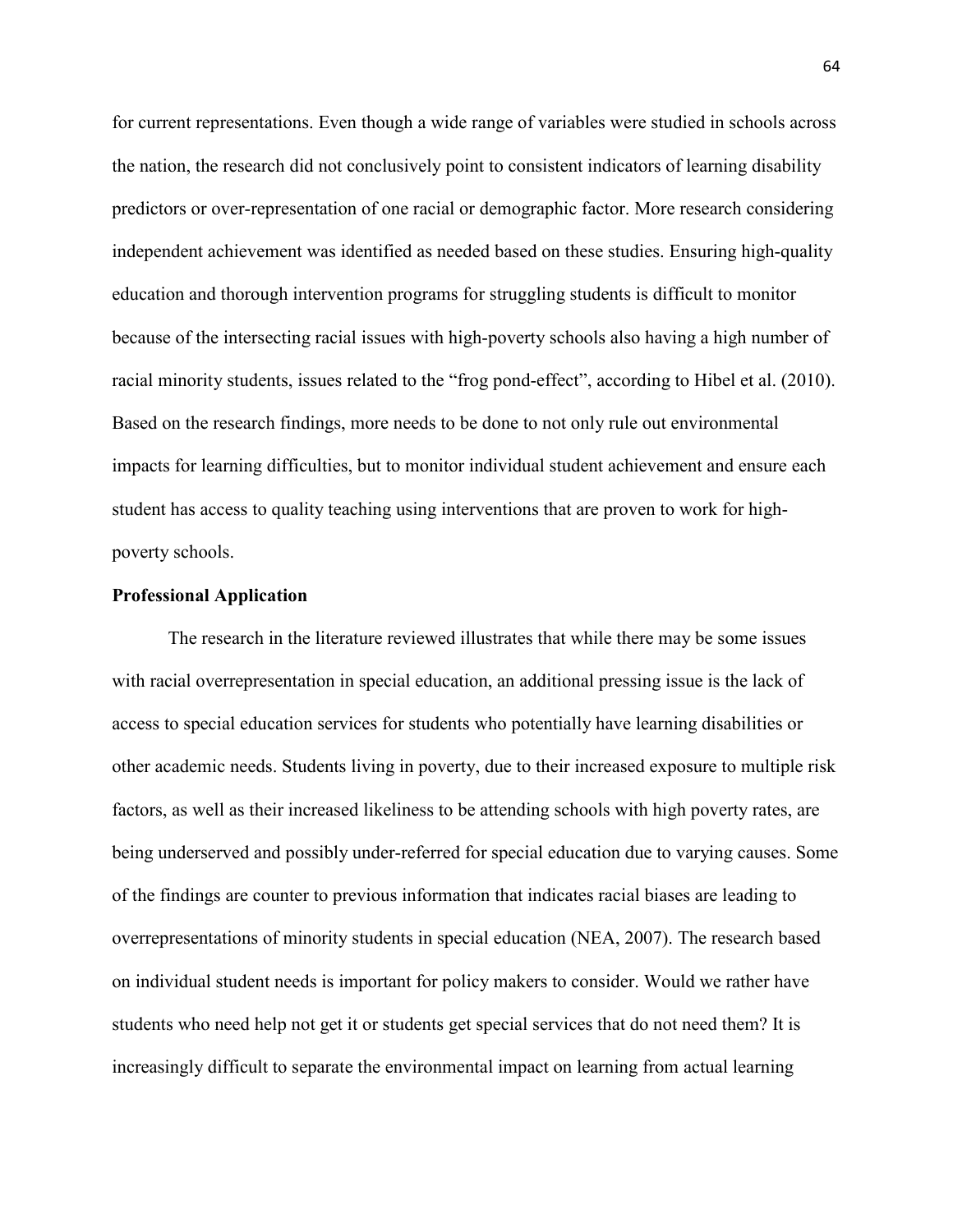for current representations. Even though a wide range of variables were studied in schools across the nation, the research did not conclusively point to consistent indicators of learning disability predictors or over-representation of one racial or demographic factor. More research considering independent achievement was identified as needed based on these studies. Ensuring high-quality education and thorough intervention programs for struggling students is difficult to monitor because of the intersecting racial issues with high-poverty schools also having a high number of racial minority students, issues related to the "frog pond-effect", according to Hibel et al. (2010). Based on the research findings, more needs to be done to not only rule out environmental impacts for learning difficulties, but to monitor individual student achievement and ensure each student has access to quality teaching using interventions that are proven to work for high-poverty schools.

## Professional Application

The research in the literature reviewed illustrates that while there may be some issues with racial overrepresentation in special education, an additional pressing issue is the lack of access to special education services for students who potentially have learning disabilities or other academic needs. Students living in poverty, due to their increased exposure to multiple risk factors, as well as their increased likeliness to be attending schools with high poverty rates, are being underserved and possibly under-referred for special education due to varying causes. Some of the findings are counter to previous information that indicates racial biases are leading to overrepresentations of minority students in special education (NEA, 2007). The research based on individual student needs is important for policy makers to consider. Would we rather have students who need help not get it or students get special services that do not need them? It is increasingly difficult to separate the environmental impact on learning from actual learning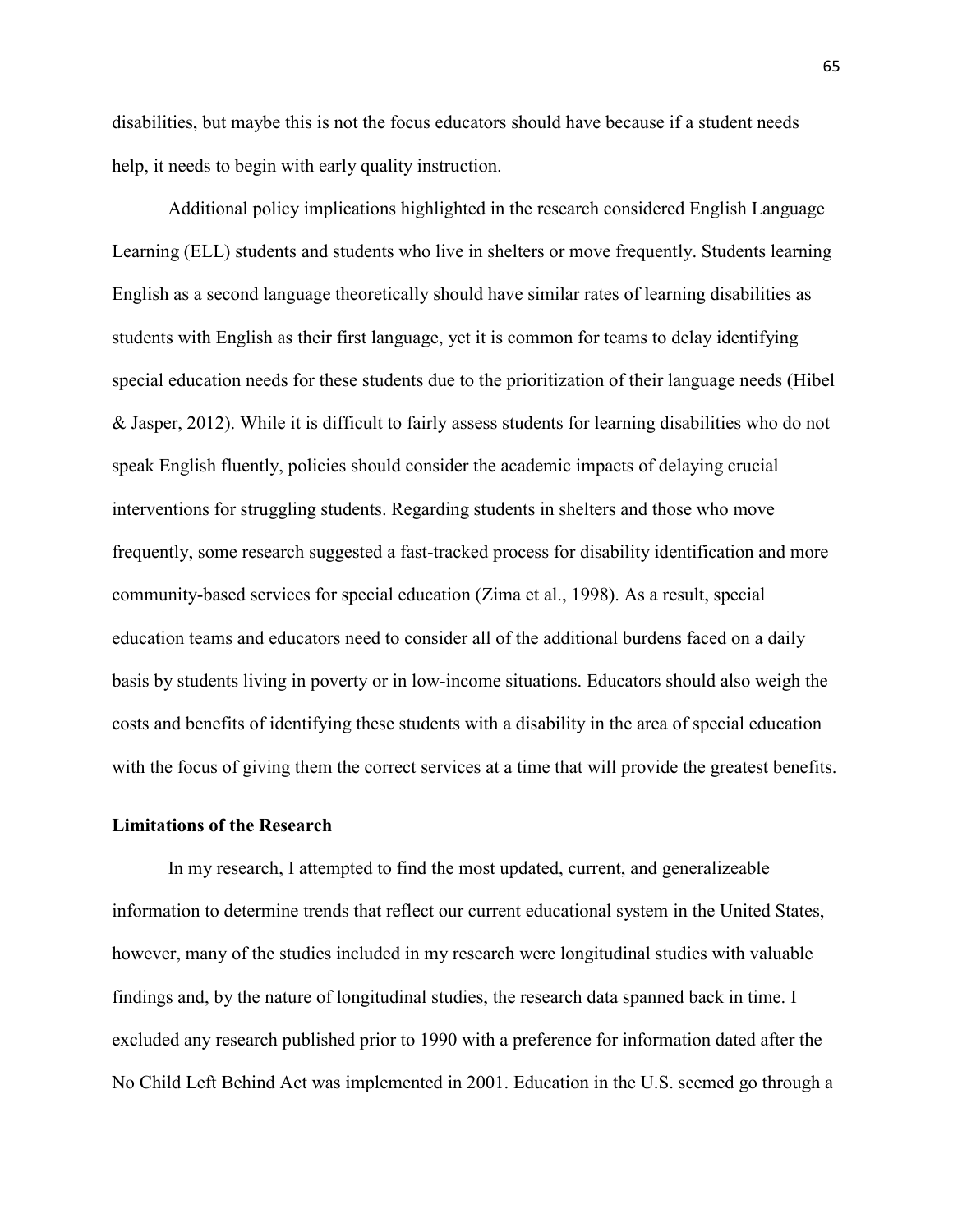disabilities, but maybe this is not the focus educators should have because if a student needs help, it needs to begin with early quality instruction.

Additional policy implications highlighted in the research considered English Language Learning (ELL) students and students who live in shelters or move frequently. Students learning English as a second language theoretically should have similar rates of learning disabilities as students with English as their first language, yet it is common for teams to delay identifying special education needs for these students due to the prioritization of their language needs (Hibel & Jasper, 2012). While it is difficult to fairly assess students for learning disabilities who do not speak English fluently, policies should consider the academic impacts of delaying crucial interventions for struggling students. Regarding students in shelters and those who move frequently, some research suggested a fast-tracked process for disability identification and more community-based services for special education (Zima et al., 1998). As a result, special education teams and educators need to consider all of the additional burdens faced on a daily basis by students living in poverty or in low-income situations. Educators should also weigh the costs and benefits of identifying these students with a disability in the area of special education with the focus of giving them the correct services at a time that will provide the greatest benefits.

**Limitations of the Research**

In my research, I attempted to find the most updated, current, and generalizeable information to determine trends that reflect our current educational system in the United States, however, many of the studies included in my research were longitudinal studies with valuable findings and, by the nature of longitudinal studies, the research data spanned back in time. I excluded any research published prior to 1990 with a preference for information dated after the No Child Left Behind Act was implemented in 2001. Education in the U.S. seemed go through a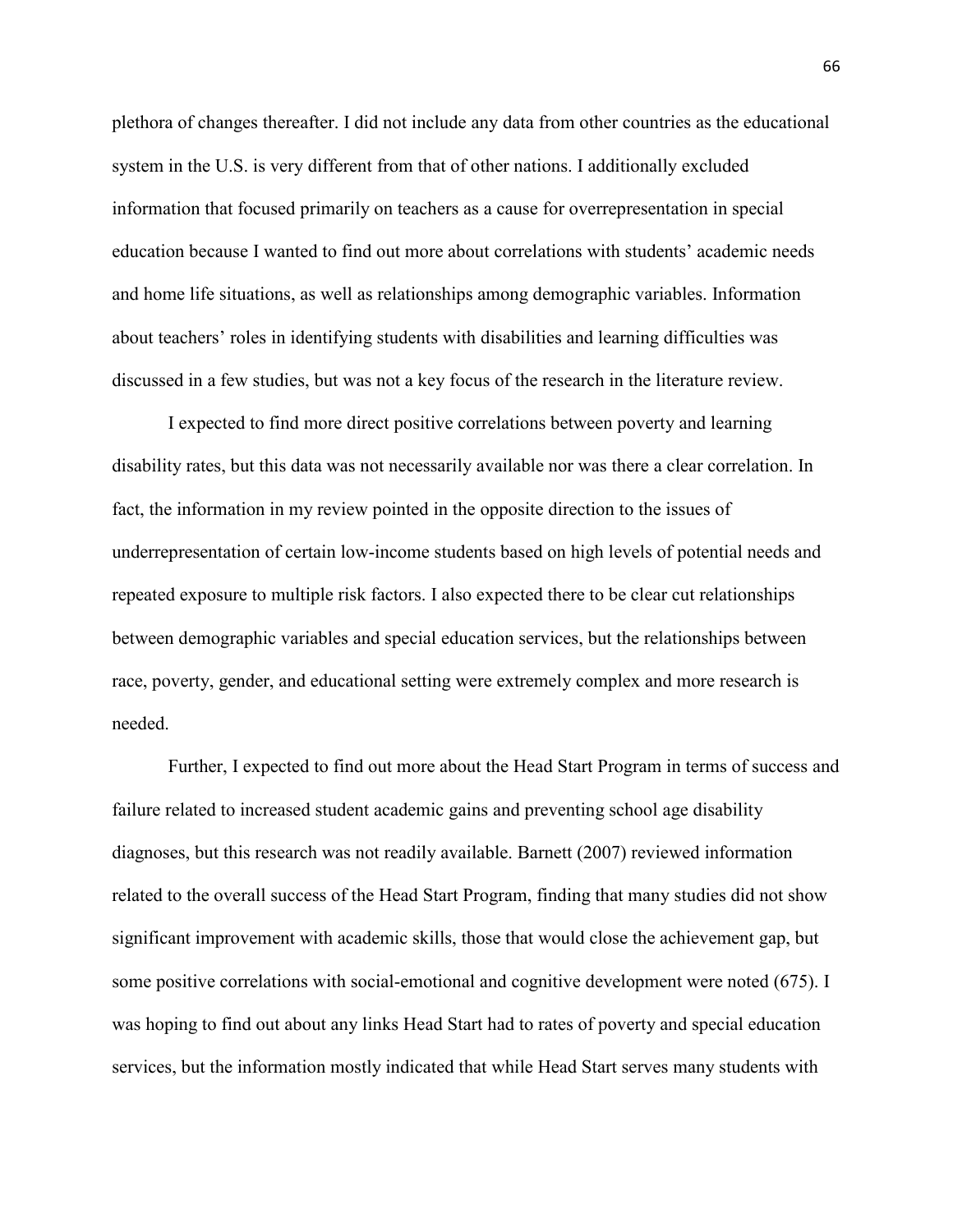plethora of changes thereafter. I did not include any data from other countries as the educational system in the U.S. is very different from that of other nations. I additionally excluded information that focused primarily on teachers as a cause for overrepresentation in special education because I wanted to find out more about correlations with students' academic needs and home life situations, as well as relationships among demographic variables. Information about teachers' roles in identifying students with disabilities and learning difficulties was discussed in a few studies, but was not a key focus of the research in the literature review.

I expected to find more direct positive correlations between poverty and learning disability rates, but this data was not necessarily available nor was there a clear correlation. In fact, the information in my review pointed in the opposite direction to the issues of underrepresentation of certain low-income students based on high levels of potential needs and repeated exposure to multiple risk factors. I also expected there to be clear cut relationships between demographic variables and special education services, but the relationships between race, poverty, gender, and educational setting were extremely complex and more research is needed.

Further, I expected to find out more about the Head Start Program in terms of success and failure related to increased student academic gains and preventing school age disability diagnoses, but this research was not readily available. Barnett (2007) reviewed information related to the overall success of the Head Start Program, finding that many studies did not show significant improvement with academic skills, those that would close the achievement gap, but some positive correlations with social-emotional and cognitive development were noted (675). I was hoping to find out about any links Head Start had to rates of poverty and special education services, but the information mostly indicated that while Head Start serves many students with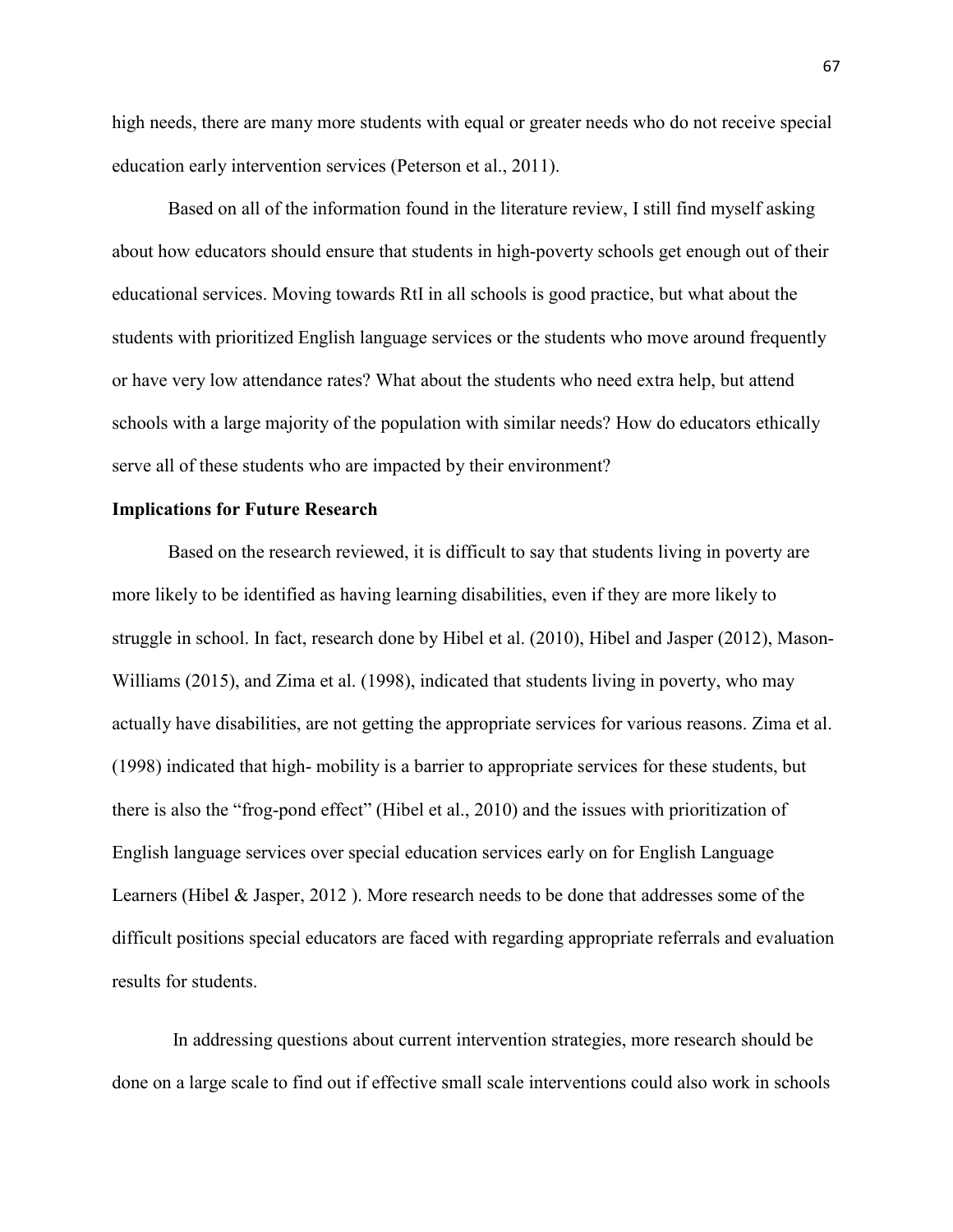high needs, there are many more students with equal or greater needs who do not receive special education early intervention services (Peterson et al., 2011).

Based on all of the information found in the literature review, I still find myself asking about how educators should ensure that students in high-poverty schools get enough out of their educational services. Moving towards RtI in all schools is good practice, but what about the students with prioritized English language services or the students who move around frequently or have very low attendance rates? What about the students who need extra help, but attend schools with a large majority of the population with similar needs? How do educators ethically serve all of these students who are impacted by their environment?

**Implications for Future Research**

Based on the research reviewed, it is difficult to say that students living in poverty are more likely to be identified as having learning disabilities, even if they are more likely to struggle in school. In fact, research done by Hibel et al. (2010), Hibel and Jasper (2012), Mason-Williams (2015), and Zima et al. (1998), indicated that students living in poverty, who may actually have disabilities, are not getting the appropriate services for various reasons. Zima et al. (1998) indicated that high- mobility is a barrier to appropriate services for these students, but there is also the "frog-pond effect" (Hibel et al., 2010) and the issues with prioritization of English language services over special education services early on for English Language Learners (Hibel & Jasper, 2012 ). More research needs to be done that addresses some of the difficult positions special educators are faced with regarding appropriate referrals and evaluation results for students.

In addressing questions about current intervention strategies, more research should be done on a large scale to find out if effective small scale interventions could also work in schools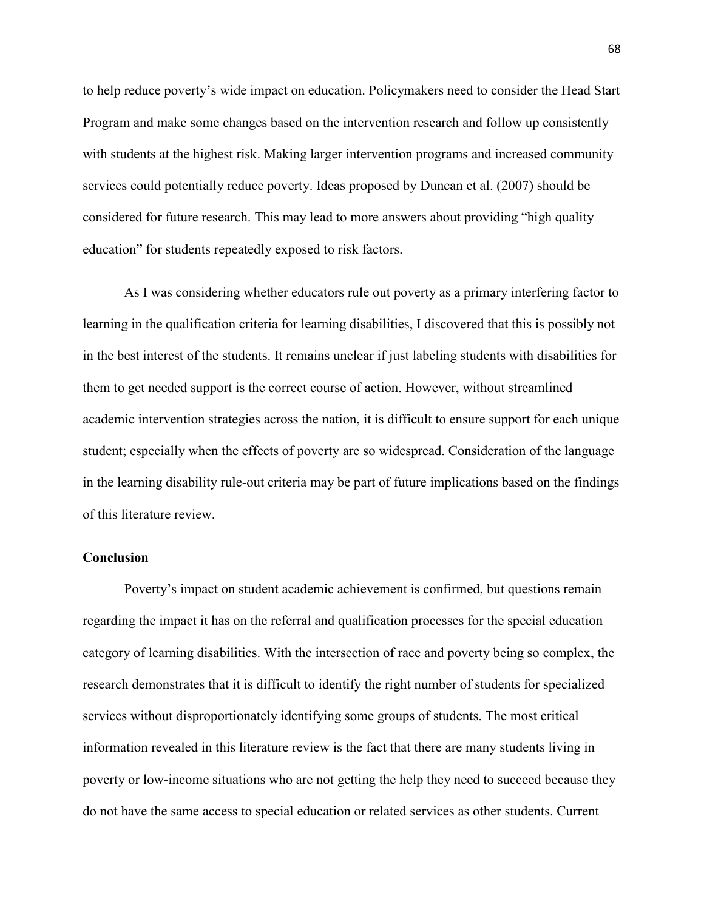to help reduce poverty's wide impact on education. Policymakers need to consider the Head Start Program and make some changes based on the intervention research and follow up consistently with students at the highest risk. Making larger intervention programs and increased community services could potentially reduce poverty. Ideas proposed by Duncan et al. (2007) should be considered for future research. This may lead to more answers about providing "high quality education" for students repeatedly exposed to risk factors.

As I was considering whether educators rule out poverty as a primary interfering factor to learning in the qualification criteria for learning disabilities, I discovered that this is possibly not in the best interest of the students. It remains unclear if just labeling students with disabilities for them to get needed support is the correct course of action. However, without streamlined academic intervention strategies across the nation, it is difficult to ensure support for each unique student; especially when the effects of poverty are so widespread. Consideration of the language in the learning disability rule-out criteria may be part of future implications based on the findings of this literature review.

**Conclusion**

Poverty's impact on student academic achievement is confirmed, but questions remain regarding the impact it has on the referral and qualification processes for the special education category of learning disabilities. With the intersection of race and poverty being so complex, the research demonstrates that it is difficult to identify the right number of students for specialized services without disproportionately identifying some groups of students. The most critical information revealed in this literature review is the fact that there are many students living in poverty or low-income situations who are not getting the help they need to succeed because they do not have the same access to special education or related services as other students. Current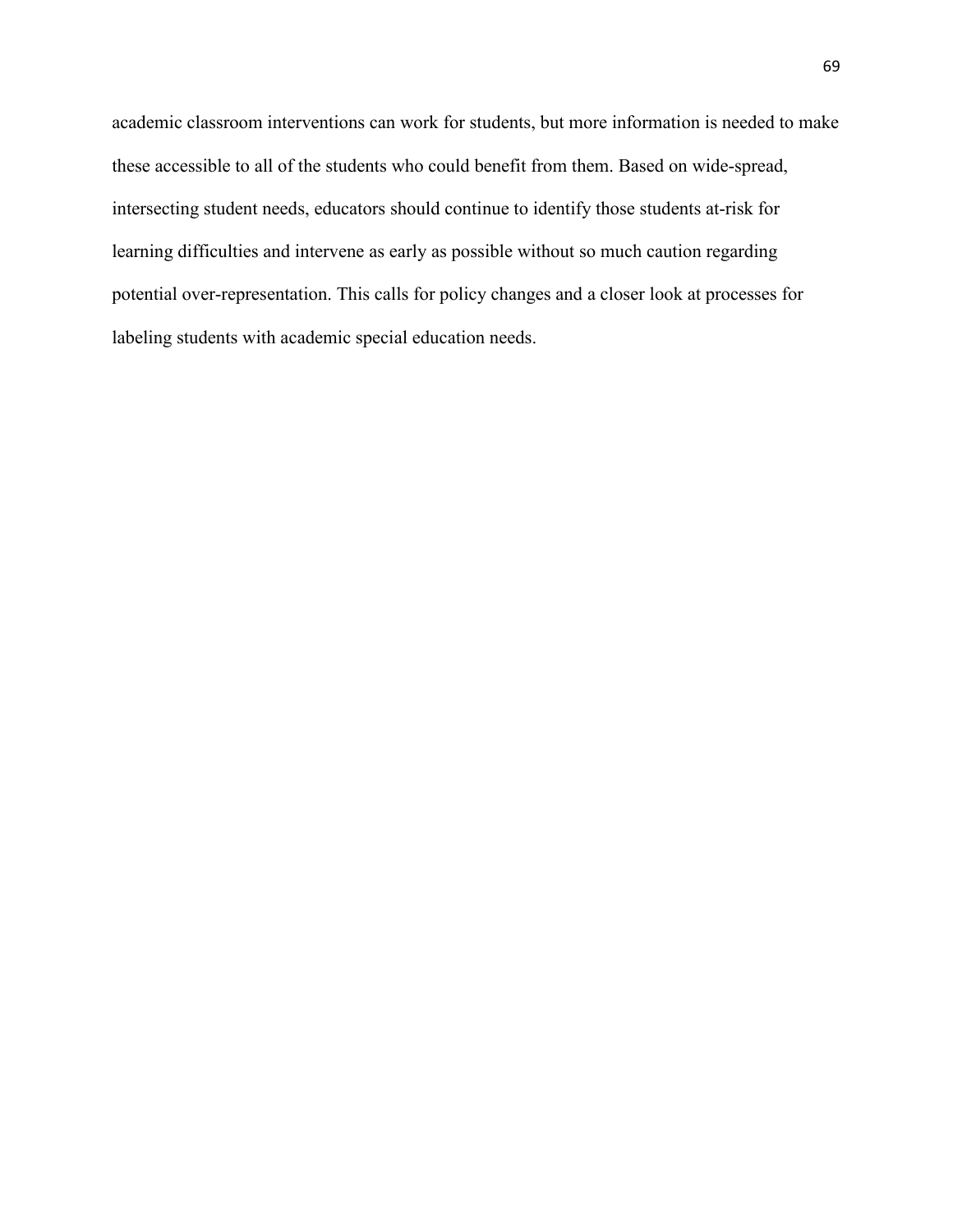academic classroom interventions can work for students, but more information is needed to make these accessible to all of the students who could benefit from them. Based on wide-spread, intersecting student needs, educators should continue to identify those students at-risk for learning difficulties and intervene as early as possible without so much caution regarding potential over-representation. This calls for policy changes and a closer look at processes for labeling students with academic special education needs.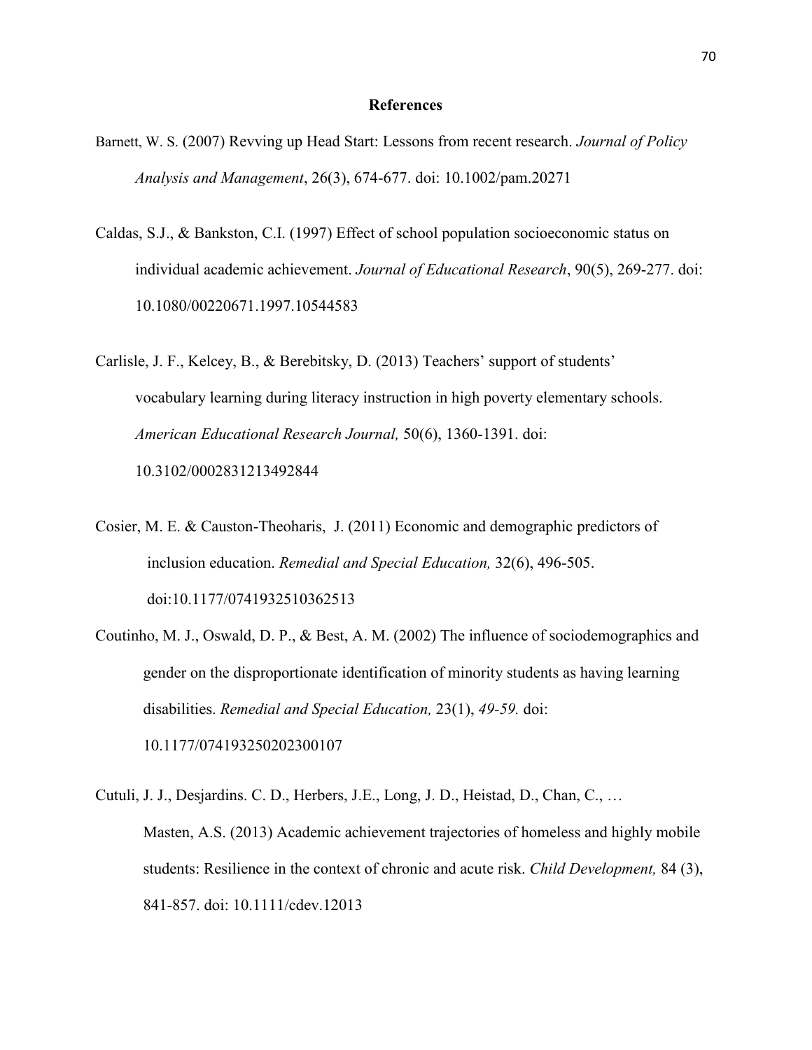## References

Barnett, W. S. (2007) Revving up Head Start: Lessons from recent research. *Journal of Policy Analysis and Management*, 26(3), 674-677. doi: 10.1002/pam.20271

Caldas, S.J., & Bankston, C.I. (1997) Effect of school population socioeconomic status on individual academic achievement. *Journal of Educational Research*, 90(5), 269-277. doi: 10.1080/00220671.1997.10544583

Carlisle, J. F., Kelcey, B., & Berebitsky, D. (2013) Teachers' support of students' vocabulary learning during literacy instruction in high poverty elementary schools. *American Educational Research Journal,* 50(6), 1360-1391. doi: 10.3102/0002831213492844

Cosier, M. E. & Causton-Theoharis, J. (2011) Economic and demographic predictors of inclusion education. *Remedial and Special Education,* 32(6), 496-505. doi:10.1177/0741932510362513

Coutinho, M. J., Oswald, D. P., & Best, A. M. (2002) The influence of sociodemographics and gender on the disproportionate identification of minority students as having learning disabilities. *Remedial and Special Education,* 23(1), *49-59.* doi: 10.1177/074193250202300107

Cutuli, J. J., Desjardins. C. D., Herbers, J.E., Long, J. D., Heistad, D., Chan, C., … Masten, A.S. (2013) Academic achievement trajectories of homeless and highly mobile students: Resilience in the context of chronic and acute risk. *Child Development,* 84 (3), 841-857. doi: 10.1111/cdev.12013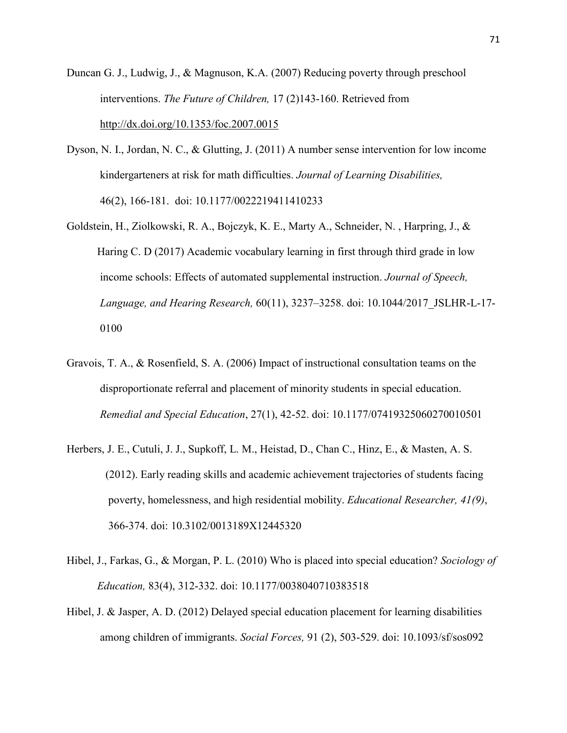Duncan G. J., Ludwig, J., & Magnuson, K.A. (2007) Reducing poverty through preschool interventions. *The Future of Children,* 17 (2)143-160. Retrieved from http://dx.doi.org/10.1353/foc.2007.0015

Dyson, N. I., Jordan, N. C., & Glutting, J. (2011) A number sense intervention for low income kindergarteners at risk for math difficulties. *Journal of Learning Disabilities,* 46(2), 166-181. doi: 10.1177/0022219411410233

Goldstein, H., Ziolkowski, R. A., Bojczyk, K. E., Marty A., Schneider, N. , Harpring, J., & Haring C. D (2017) Academic vocabulary learning in first through third grade in low income schools: Effects of automated supplemental instruction. *Journal of Speech, Language, and Hearing Research,* 60(11), 3237–3258. doi: 10.1044/2017_JSLHR-L-17-0100

Gravois, T. A., & Rosenfield, S. A. (2006) Impact of instructional consultation teams on the disproportionate referral and placement of minority students in special education. *Remedial and Special Education*, 27(1), 42-52. doi: 10.1177/07419325060270010501

Herbers, J. E., Cutuli, J. J., Supkoff, L. M., Heistad, D., Chan C., Hinz, E., & Masten, A. S. (2012). Early reading skills and academic achievement trajectories of students facing poverty, homelessness, and high residential mobility. *Educational Researcher, 41(9)*, 366-374. doi: 10.3102/0013189X12445320

Hibel, J., Farkas, G., & Morgan, P. L. (2010) Who is placed into special education? *Sociology of Education,* 83(4), 312-332. doi: 10.1177/0038040710383518

Hibel, J. & Jasper, A. D. (2012) Delayed special education placement for learning disabilities among children of immigrants. *Social Forces,* 91 (2), 503-529. doi: 10.1093/sf/sos092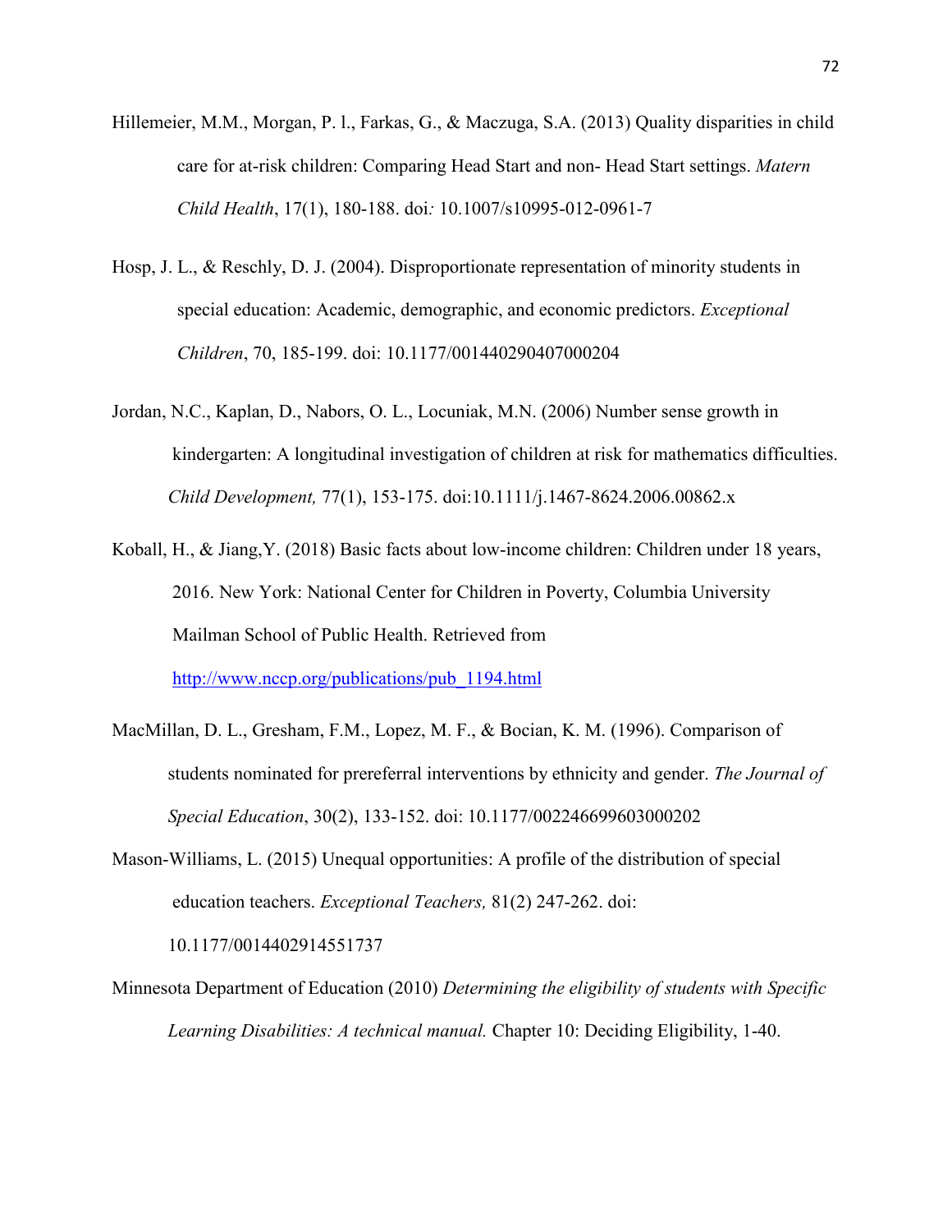Hillemeier, M.M., Morgan, P. l., Farkas, G., & Maczuga, S.A. (2013) Quality disparities in child care for at-risk children: Comparing Head Start and non- Head Start settings. *Matern Child Health*, 17(1), 180-188. doi*:* 10.1007/s10995-012-0961-7

Hosp, J. L., & Reschly, D. J. (2004). Disproportionate representation of minority students in special education: Academic, demographic, and economic predictors. *Exceptional Children*, 70, 185-199. doi: 10.1177/001440290407000204

Jordan, N.C., Kaplan, D., Nabors, O. L., Locuniak, M.N. (2006) Number sense growth in kindergarten: A longitudinal investigation of children at risk for mathematics difficulties. *Child Development,* 77(1), 153-175. doi:10.1111/j.1467-8624.2006.00862.x

Koball, H., & Jiang,Y. (2018) Basic facts about low-income children: Children under 18 years, 2016. New York: National Center for Children in Poverty, Columbia University Mailman School of Public Health. Retrieved from http://www.nccp.org/publications/pub_1194.html

MacMillan, D. L., Gresham, F.M., Lopez, M. F., & Bocian, K. M. (1996). Comparison of students nominated for prereferral interventions by ethnicity and gender. *The Journal of Special Education*, 30(2), 133-152. doi: 10.1177/002246699603000202

Mason-Williams, L. (2015) Unequal opportunities: A profile of the distribution of special education teachers. *Exceptional Teachers,* 81(2) 247-262. doi: 10.1177/0014402914551737

Minnesota Department of Education (2010) *Determining the eligibility of students with Specific Learning Disabilities: A technical manual.* Chapter 10: Deciding Eligibility, 1-40.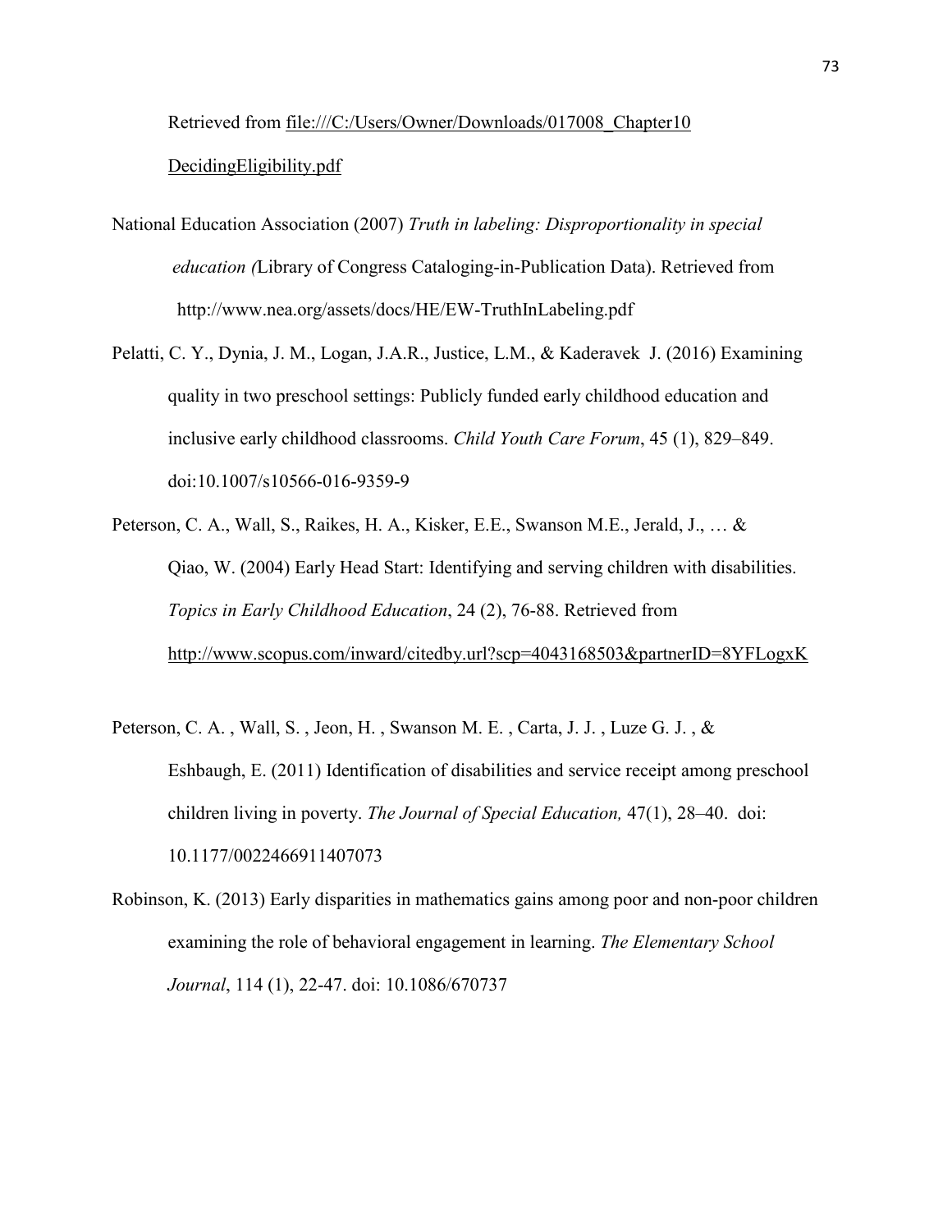Retrieved from file:///C:/Users/Owner/Downloads/017008_Chapter10 DecidingEligibility.pdf

National Education Association (2007) *Truth in labeling: Disproportionality in special education (*Library of Congress Cataloging-in-Publication Data). Retrieved from http://www.nea.org/assets/docs/HE/EW-TruthInLabeling.pdf

Pelatti, C. Y., Dynia, J. M., Logan, J.A.R., Justice, L.M., & Kaderavek J. (2016) Examining quality in two preschool settings: Publicly funded early childhood education and inclusive early childhood classrooms. *Child Youth Care Forum*, 45 (1), 829–849. doi:10.1007/s10566-016-9359-9

Peterson, C. A., Wall, S., Raikes, H. A., Kisker, E.E., Swanson M.E., Jerald, J., … & Qiao, W. (2004) Early Head Start: Identifying and serving children with disabilities. *Topics in Early Childhood Education*, 24 (2), 76-88. Retrieved from http://www.scopus.com/inward/citedby.url?scp=4043168503&partnerID=8YFLogxK

Peterson, C. A. , Wall, S. , Jeon, H. , Swanson M. E. , Carta, J. J. , Luze G. J. , & Eshbaugh, E. (2011) Identification of disabilities and service receipt among preschool children living in poverty. *The Journal of Special Education,* 47(1), 28–40. doi: 10.1177/0022466911407073

Robinson, K. (2013) Early disparities in mathematics gains among poor and non-poor children examining the role of behavioral engagement in learning. *The Elementary School Journal*, 114 (1), 22-47. doi: 10.1086/670737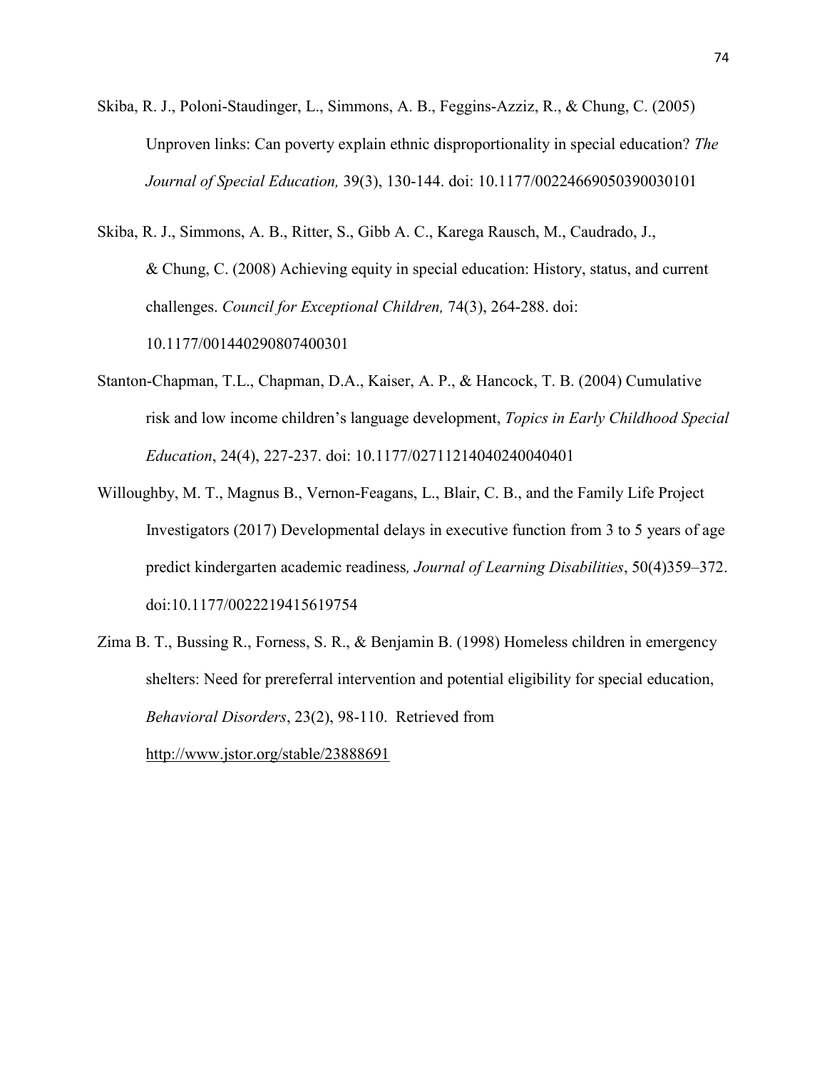Skiba, R. J., Poloni-Staudinger, L., Simmons, A. B., Feggins-Azziz, R., & Chung, C. (2005) Unproven links: Can poverty explain ethnic disproportionality in special education? *The Journal of Special Education,* 39(3), 130-144. doi: 10.1177/00224669050390030101

Skiba, R. J., Simmons, A. B., Ritter, S., Gibb A. C., Karega Rausch, M., Caudrado, J., & Chung, C. (2008) Achieving equity in special education: History, status, and current challenges. *Council for Exceptional Children,* 74(3), 264-288. doi: 10.1177/001440290807400301

Stanton-Chapman, T.L., Chapman, D.A., Kaiser, A. P., & Hancock, T. B. (2004) Cumulative risk and low income children's language development, *Topics in Early Childhood Special Education*, 24(4), 227-237. doi: 10.1177/02711214040240040401

Willoughby, M. T., Magnus B., Vernon-Feagans, L., Blair, C. B., and the Family Life Project Investigators (2017) Developmental delays in executive function from 3 to 5 years of age predict kindergarten academic readiness*, Journal of Learning Disabilities*, 50(4)359–372. doi:10.1177/0022219415619754

Zima B. T., Bussing R., Forness, S. R., & Benjamin B. (1998) Homeless children in emergency shelters: Need for prereferral intervention and potential eligibility for special education, *Behavioral Disorders*, 23(2), 98-110. Retrieved from http://www.jstor.org/stable/23888691